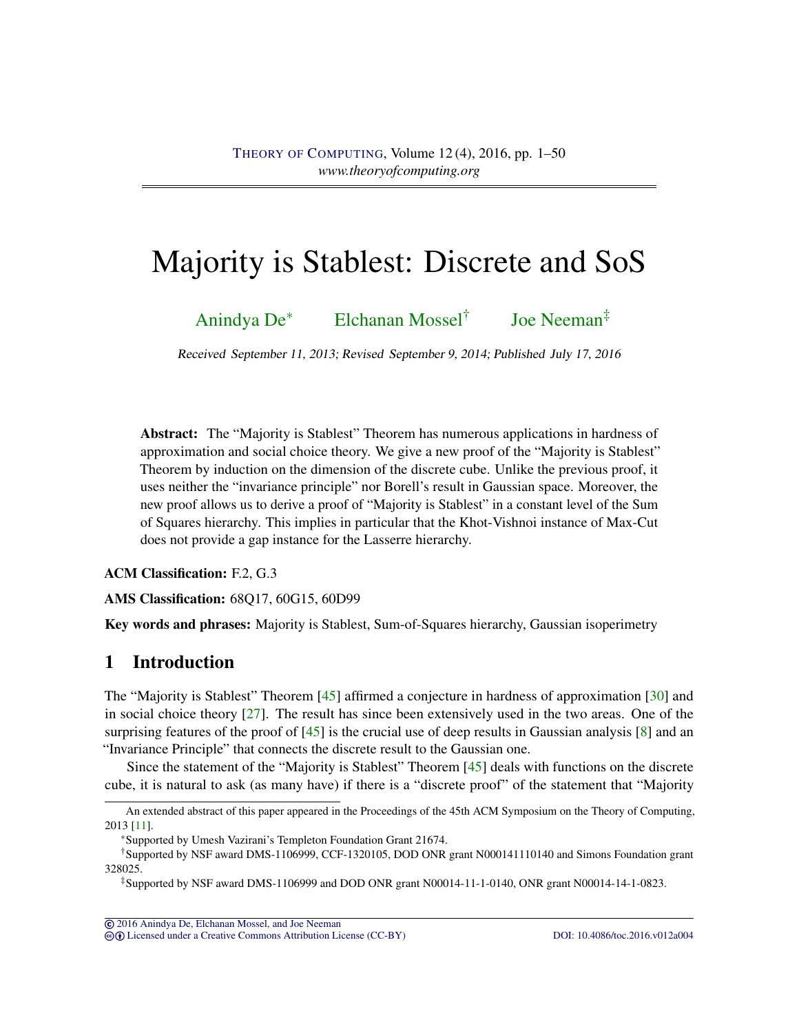# Majority is Stablest: Discrete and SoS

Anindya De[*] Elchanan Mossel[†] Joe Neeman[‡]

*Received September 11, 2013; Revised September 9, 2014; Published July 17, 2016*

**Abstract:** The "Majority is Stablest" Theorem has numerous applications in hardness of approximation and social choice theory. We give a new proof of the "Majority is Stablest" Theorem by induction on the dimension of the discrete cube. Unlike the previous proof, it uses neither the "invariance principle" nor Borell's result in Gaussian space. Moreover, the new proof allows us to derive a proof of "Majority is Stablest" in a constant level of the Sum of Squares hierarchy. This implies in particular that the Khot-Vishnoi instance of Max-Cut does not provide a gap instance for the Lasserre hierarchy.

**ACM Classification:** F.2, G.3

**AMS Classification:** 68Q17, 60G15, 60D99

**Key words and phrases:** Majority is Stablest, Sum-of-Squares hierarchy, Gaussian isoperimetry

## 1 Introduction

The "Majority is Stablest" Theorem [45] affirmed a conjecture in hardness of approximation [30] and in social choice theory [27]. The result has since been extensively used in the two areas. One of the surprising features of the proof of [45] is the crucial use of deep results in Gaussian analysis [8] and an "Invariance Principle" that connects the discrete result to the Gaussian one.

Since the statement of the "Majority is Stablest" Theorem [45] deals with functions on the discrete cube, it is natural to ask (as many have) if there is a "discrete proof" of the statement that "Majority

---

An extended abstract of this paper appeared in the Proceedings of the 45th ACM Symposium on the Theory of Computing, 2013 [11].

[*] Supported by Umesh Vazirani's Templeton Foundation Grant 21674.

[†] Supported by NSF award DMS-1106999, CCF-1320105, DOD ONR grant N000141110140 and Simons Foundation grant 328025.

[‡] Supported by NSF award DMS-1106999 and DOD ONR grant N00014-11-1-0140, ONR grant N00014-14-1-0823.

© 2016 Anindya De, Elchanan Mossel, and Joe Neeman
Licensed under a Creative Commons Attribution License (CC-BY) DOI: 10.4086/toc.2016.v012a004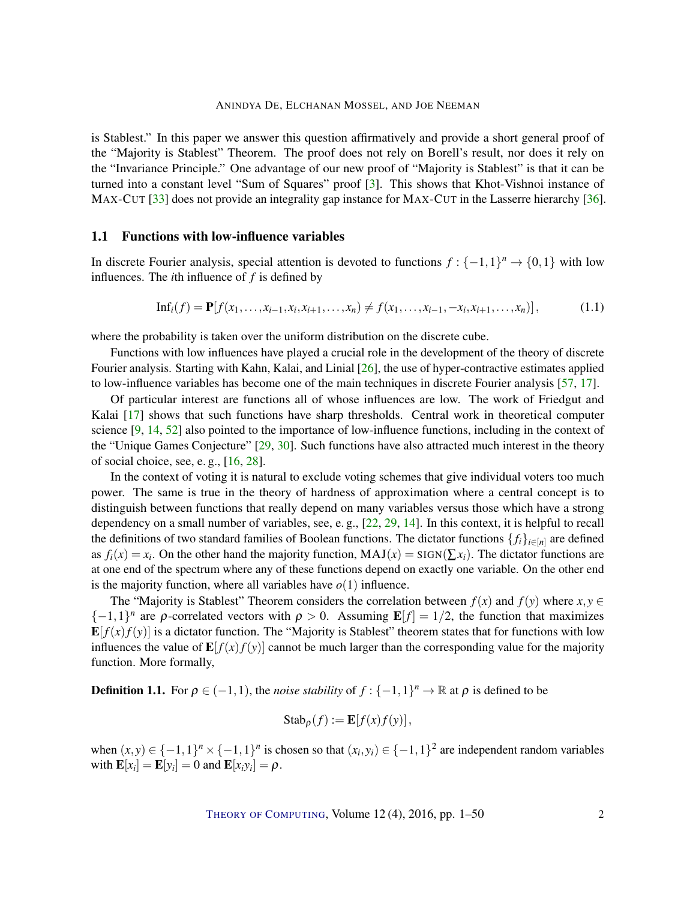is Stablest." In this paper we answer this question affirmatively and provide a short general proof of the "Majority is Stablest" Theorem. The proof does not rely on Borell's result, nor does it rely on the "Invariance Principle." One advantage of our new proof of "Majority is Stablest" is that it can be turned into a constant level "Sum of Squares" proof [3]. This shows that Khot-Vishnoi instance of MAX-CUT [33] does not provide an integrality gap instance for MAX-CUT in the Lasserre hierarchy [36].

## 1.1 Functions with low-influence variables

In discrete Fourier analysis, special attention is devoted to functions $f : \{-1,1\}^n \to \{0,1\}$ with low influences. The $i$th influence of $f$ is defined by

$$\mathrm{Inf}_i(f) = \mathbf{P}[f(x_1,\dots,x_{i-1},x_i,x_{i+1},\dots,x_n) \neq f(x_1,\dots,x_{i-1},-x_i,x_{i+1},\dots,x_n)], \tag{1.1}$$

where the probability is taken over the uniform distribution on the discrete cube.

Functions with low influences have played a crucial role in the development of the theory of discrete Fourier analysis. Starting with Kahn, Kalai, and Linial [26], the use of hyper-contractive estimates applied to low-influence variables has become one of the main techniques in discrete Fourier analysis [57, 17].

Of particular interest are functions all of whose influences are low. The work of Friedgut and Kalai [17] shows that such functions have sharp thresholds. Central work in theoretical computer science [9, 14, 52] also pointed to the importance of low-influence functions, including in the context of the "Unique Games Conjecture" [29, 30]. Such functions have also attracted much interest in the theory of social choice, see, e. g., [16, 28].

In the context of voting it is natural to exclude voting schemes that give individual voters too much power. The same is true in the theory of hardness of approximation where a central concept is to distinguish between functions that really depend on many variables versus those which have a strong dependency on a small number of variables, see, e. g., [22, 29, 14]. In this context, it is helpful to recall the definitions of two standard families of Boolean functions. The dictator functions $\{f_i\}_{i\in[n]}$ are defined as $f_i(x) = x_i$. On the other hand the majority function, $\mathrm{MAJ}(x) = \mathrm{SIGN}(\sum x_i)$. The dictator functions are at one end of the spectrum where any of these functions depend on exactly one variable. On the other end is the majority function, where all variables have $o(1)$ influence.

The "Majority is Stablest" Theorem considers the correlation between $f(x)$ and $f(y)$ where $x, y \in \{-1,1\}^n$ are $\rho$-correlated vectors with $\rho > 0$. Assuming $\mathbf{E}[f] = 1/2$, the function that maximizes $\mathbf{E}[f(x)f(y)]$ is a dictator function. The "Majority is Stablest" theorem states that for functions with low influences the value of $\mathbf{E}[f(x)f(y)]$ cannot be much larger than the corresponding value for the majority function. More formally,

**Definition 1.1.** For $\rho \in (-1,1)$, the *noise stability* of $f : \{-1,1\}^n \to \mathbb{R}$ at $\rho$ is defined to be

$$\mathrm{Stab}_\rho(f) := \mathbf{E}[f(x)f(y)],$$

when $(x,y) \in \{-1,1\}^n \times \{-1,1\}^n$ is chosen so that $(x_i,y_i) \in \{-1,1\}^2$ are independent random variables with $\mathbf{E}[x_i] = \mathbf{E}[y_i] = 0$ and $\mathbf{E}[x_i y_i] = \rho$.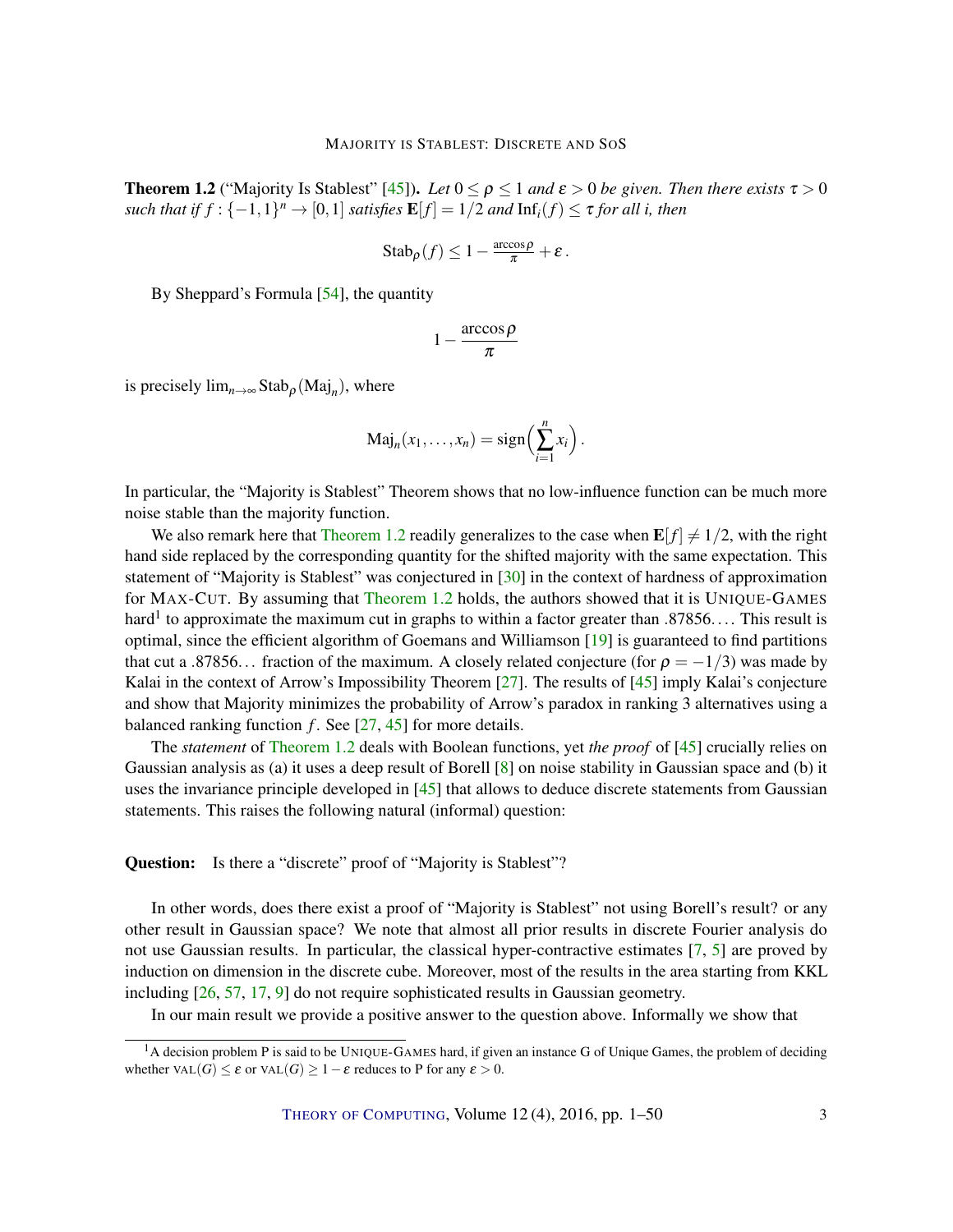**Theorem 1.2** ("Majority Is Stablest" [45]). *Let $0 \le \rho \le 1$ and $\varepsilon > 0$ be given. Then there exists $\tau > 0$ such that if $f : \{-1,1\}^n \to [0,1]$ satisfies $\mathbf{E}[f] = 1/2$ and $\mathrm{Inf}_i(f) \le \tau$ for all i, then*

$$\mathrm{Stab}_\rho(f) \le 1 - \tfrac{\arccos \rho}{\pi} + \varepsilon\,.$$

By Sheppard's Formula [54], the quantity

$$1 - \frac{\arccos \rho}{\pi}$$

is precisely $\lim_{n\to\infty} \mathrm{Stab}_\rho(\mathrm{Maj}_n)$, where

$$\mathrm{Maj}_n(x_1,\ldots,x_n) = \mathrm{sign}\Big(\sum_{i=1}^n x_i\Big)\,.$$

In particular, the "Majority is Stablest" Theorem shows that no low-influence function can be much more noise stable than the majority function.

We also remark here that Theorem 1.2 readily generalizes to the case when $\mathbf{E}[f] \ne 1/2$, with the right hand side replaced by the corresponding quantity for the shifted majority with the same expectation. This statement of "Majority is Stablest" was conjectured in [30] in the context of hardness of approximation for MAX-CUT. By assuming that Theorem 1.2 holds, the authors showed that it is UNIQUE-GAMES hard[1] to approximate the maximum cut in graphs to within a factor greater than .87856.... This result is optimal, since the efficient algorithm of Goemans and Williamson [19] is guaranteed to find partitions that cut a .87856... fraction of the maximum. A closely related conjecture (for $\rho = -1/3$) was made by Kalai in the context of Arrow's Impossibility Theorem [27]. The results of [45] imply Kalai's conjecture and show that Majority minimizes the probability of Arrow's paradox in ranking 3 alternatives using a balanced ranking function $f$. See [27, 45] for more details.

The *statement* of Theorem 1.2 deals with Boolean functions, yet *the proof* of [45] crucially relies on Gaussian analysis as (a) it uses a deep result of Borell [8] on noise stability in Gaussian space and (b) it uses the invariance principle developed in [45] that allows to deduce discrete statements from Gaussian statements. This raises the following natural (informal) question:

**Question:** Is there a "discrete" proof of "Majority is Stablest"?

In other words, does there exist a proof of "Majority is Stablest" not using Borell's result? or any other result in Gaussian space? We note that almost all prior results in discrete Fourier analysis do not use Gaussian results. In particular, the classical hyper-contractive estimates [7, 5] are proved by induction on dimension in the discrete cube. Moreover, most of the results in the area starting from KKL including [26, 57, 17, 9] do not require sophisticated results in Gaussian geometry.

In our main result we provide a positive answer to the question above. Informally we show that

[1] A decision problem P is said to be UNIQUE-GAMES hard, if given an instance G of Unique Games, the problem of deciding whether $\mathrm{VAL}(G) \le \varepsilon$ or $\mathrm{VAL}(G) \ge 1-\varepsilon$ reduces to P for any $\varepsilon > 0$.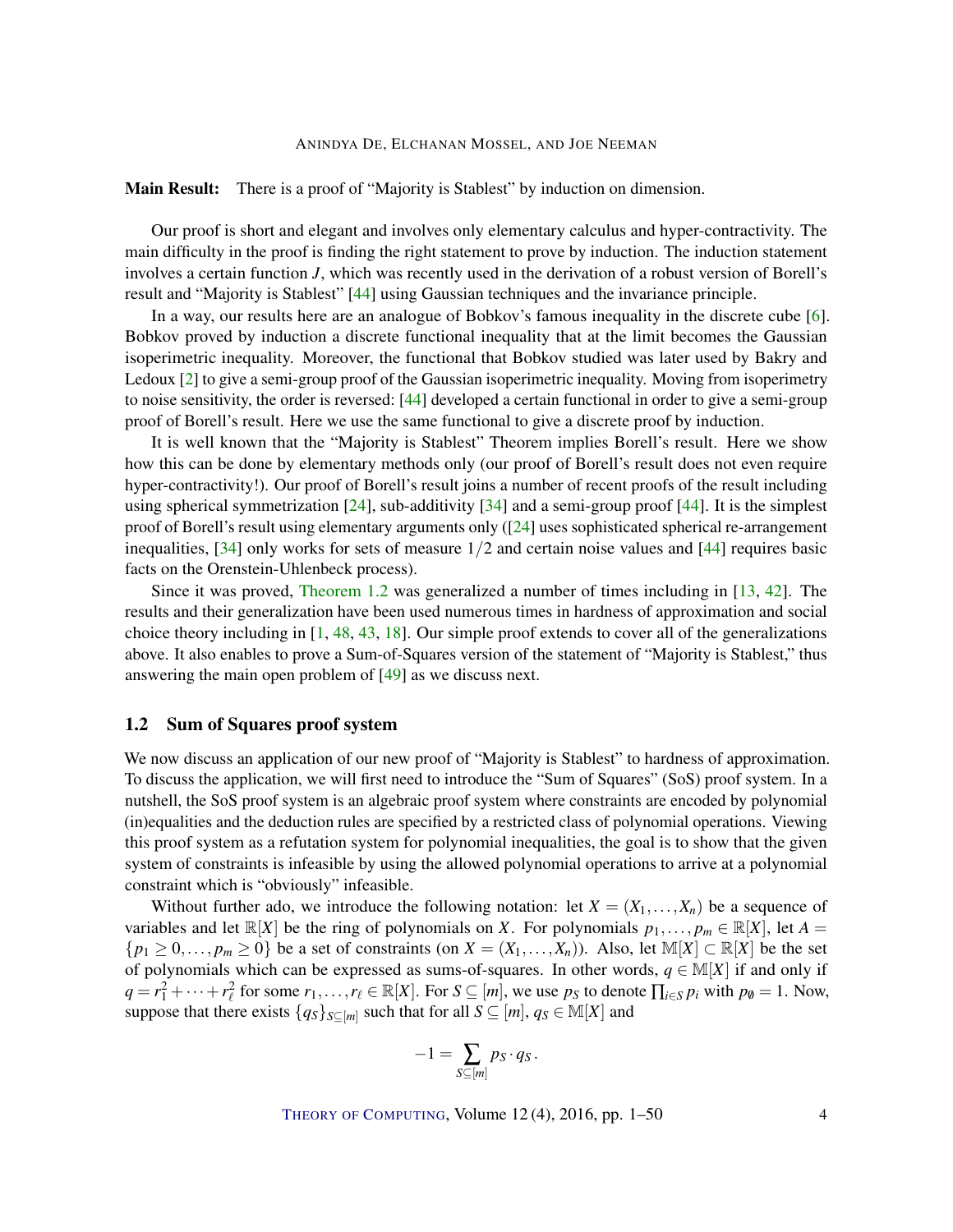**Main Result:** There is a proof of "Majority is Stablest" by induction on dimension.

Our proof is short and elegant and involves only elementary calculus and hyper-contractivity. The main difficulty in the proof is finding the right statement to prove by induction. The induction statement involves a certain function $J$, which was recently used in the derivation of a robust version of Borell's result and "Majority is Stablest" [44] using Gaussian techniques and the invariance principle.

In a way, our results here are an analogue of Bobkov's famous inequality in the discrete cube [6]. Bobkov proved by induction a discrete functional inequality that at the limit becomes the Gaussian isoperimetric inequality. Moreover, the functional that Bobkov studied was later used by Bakry and Ledoux [2] to give a semi-group proof of the Gaussian isoperimetric inequality. Moving from isoperimetry to noise sensitivity, the order is reversed: [44] developed a certain functional in order to give a semi-group proof of Borell's result. Here we use the same functional to give a discrete proof by induction.

It is well known that the "Majority is Stablest" Theorem implies Borell's result. Here we show how this can be done by elementary methods only (our proof of Borell's result does not even require hyper-contractivity!). Our proof of Borell's result joins a number of recent proofs of the result including using spherical symmetrization [24], sub-additivity [34] and a semi-group proof [44]. It is the simplest proof of Borell's result using elementary arguments only ([24] uses sophisticated spherical re-arrangement inequalities, [34] only works for sets of measure $1/2$ and certain noise values and [44] requires basic facts on the Orenstein-Uhlenbeck process).

Since it was proved, Theorem 1.2 was generalized a number of times including in [13, 42]. The results and their generalization have been used numerous times in hardness of approximation and social choice theory including in [1, 48, 43, 18]. Our simple proof extends to cover all of the generalizations above. It also enables to prove a Sum-of-Squares version of the statement of "Majority is Stablest," thus answering the main open problem of [49] as we discuss next.

## 1.2 Sum of Squares proof system

We now discuss an application of our new proof of "Majority is Stablest" to hardness of approximation. To discuss the application, we will first need to introduce the "Sum of Squares" (SoS) proof system. In a nutshell, the SoS proof system is an algebraic proof system where constraints are encoded by polynomial (in)equalities and the deduction rules are specified by a restricted class of polynomial operations. Viewing this proof system as a refutation system for polynomial inequalities, the goal is to show that the given system of constraints is infeasible by using the allowed polynomial operations to arrive at a polynomial constraint which is "obviously" infeasible.

Without further ado, we introduce the following notation: let $X = (X_1, \ldots, X_n)$ be a sequence of variables and let $\mathbb{R}[X]$ be the ring of polynomials on $X$. For polynomials $p_1, \ldots, p_m \in \mathbb{R}[X]$, let $A = \{p_1 \geq 0, \ldots, p_m \geq 0\}$ be a set of constraints (on $X = (X_1, \ldots, X_n)$). Also, let $\mathbb{M}[X] \subset \mathbb{R}[X]$ be the set of polynomials which can be expressed as sums-of-squares. In other words, $q \in \mathbb{M}[X]$ if and only if $q = r_1^2 + \cdots + r_\ell^2$ for some $r_1, \ldots, r_\ell \in \mathbb{R}[X]$. For $S \subseteq [m]$, we use $p_S$ to denote $\prod_{i \in S} p_i$ with $p_\emptyset = 1$. Now, suppose that there exists $\{q_S\}_{S \subseteq [m]}$ such that for all $S \subseteq [m]$, $q_S \in \mathbb{M}[X]$ and

$$-1 = \sum_{S \subseteq [m]} p_S \cdot q_S \, .$$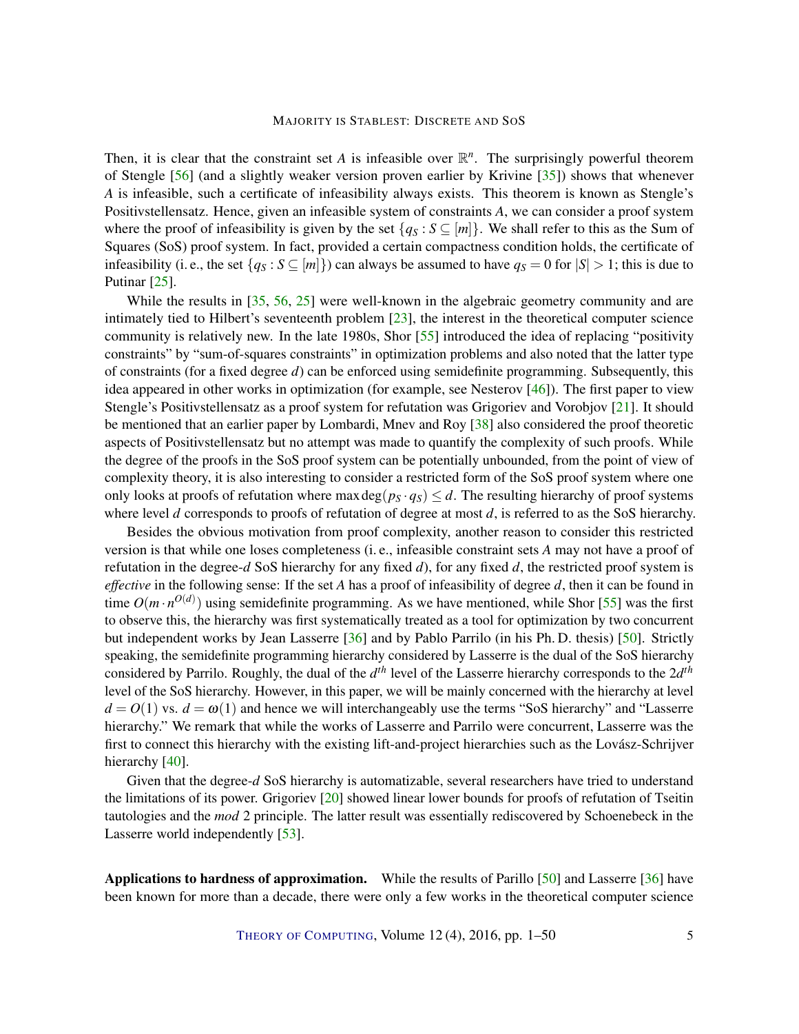Then, it is clear that the constraint set $A$ is infeasible over $\mathbb{R}^n$. The surprisingly powerful theorem of Stengle [56] (and a slightly weaker version proven earlier by Krivine [35]) shows that whenever $A$ is infeasible, such a certificate of infeasibility always exists. This theorem is known as Stengle's Positivstellensatz. Hence, given an infeasible system of constraints $A$, we can consider a proof system where the proof of infeasibility is given by the set $\{q_S : S \subseteq [m]\}$. We shall refer to this as the Sum of Squares (SoS) proof system. In fact, provided a certain compactness condition holds, the certificate of infeasibility (i. e., the set $\{q_S : S \subseteq [m]\}$) can always be assumed to have $q_S = 0$ for $|S| > 1$; this is due to Putinar [25].

While the results in [35, 56, 25] were well-known in the algebraic geometry community and are intimately tied to Hilbert's seventeenth problem [23], the interest in the theoretical computer science community is relatively new. In the late 1980s, Shor [55] introduced the idea of replacing "positivity constraints" by "sum-of-squares constraints" in optimization problems and also noted that the latter type of constraints (for a fixed degree $d$) can be enforced using semidefinite programming. Subsequently, this idea appeared in other works in optimization (for example, see Nesterov [46]). The first paper to view Stengle's Positivstellensatz as a proof system for refutation was Grigoriev and Vorobjov [21]. It should be mentioned that an earlier paper by Lombardi, Mnev and Roy [38] also considered the proof theoretic aspects of Positivstellensatz but no attempt was made to quantify the complexity of such proofs. While the degree of the proofs in the SoS proof system can be potentially unbounded, from the point of view of complexity theory, it is also interesting to consider a restricted form of the SoS proof system where one only looks at proofs of refutation where $\max \deg(p_S \cdot q_S) \leq d$. The resulting hierarchy of proof systems where level $d$ corresponds to proofs of refutation of degree at most $d$, is referred to as the SoS hierarchy.

Besides the obvious motivation from proof complexity, another reason to consider this restricted version is that while one loses completeness (i. e., infeasible constraint sets $A$ may not have a proof of refutation in the degree-$d$ SoS hierarchy for any fixed $d$), for any fixed $d$, the restricted proof system is *effective* in the following sense: If the set $A$ has a proof of infeasibility of degree $d$, then it can be found in time $O(m \cdot n^{O(d)})$ using semidefinite programming. As we have mentioned, while Shor [55] was the first to observe this, the hierarchy was first systematically treated as a tool for optimization by two concurrent but independent works by Jean Lasserre [36] and by Pablo Parrilo (in his Ph. D. thesis) [50]. Strictly speaking, the semidefinite programming hierarchy considered by Lasserre is the dual of the SoS hierarchy considered by Parrilo. Roughly, the dual of the $d^{th}$ level of the Lasserre hierarchy corresponds to the $2d^{th}$ level of the SoS hierarchy. However, in this paper, we will be mainly concerned with the hierarchy at level $d = O(1)$ vs. $d = \omega(1)$ and hence we will interchangeably use the terms "SoS hierarchy" and "Lasserre hierarchy." We remark that while the works of Lasserre and Parrilo were concurrent, Lasserre was the first to connect this hierarchy with the existing lift-and-project hierarchies such as the Lovász-Schrijver hierarchy [40].

Given that the degree-$d$ SoS hierarchy is automatizable, several researchers have tried to understand the limitations of its power. Grigoriev [20] showed linear lower bounds for proofs of refutation of Tseitin tautologies and the *mod* 2 principle. The latter result was essentially rediscovered by Schoenebeck in the Lasserre world independently [53].

**Applications to hardness of approximation.** While the results of Parillo [50] and Lasserre [36] have been known for more than a decade, there were only a few works in the theoretical computer science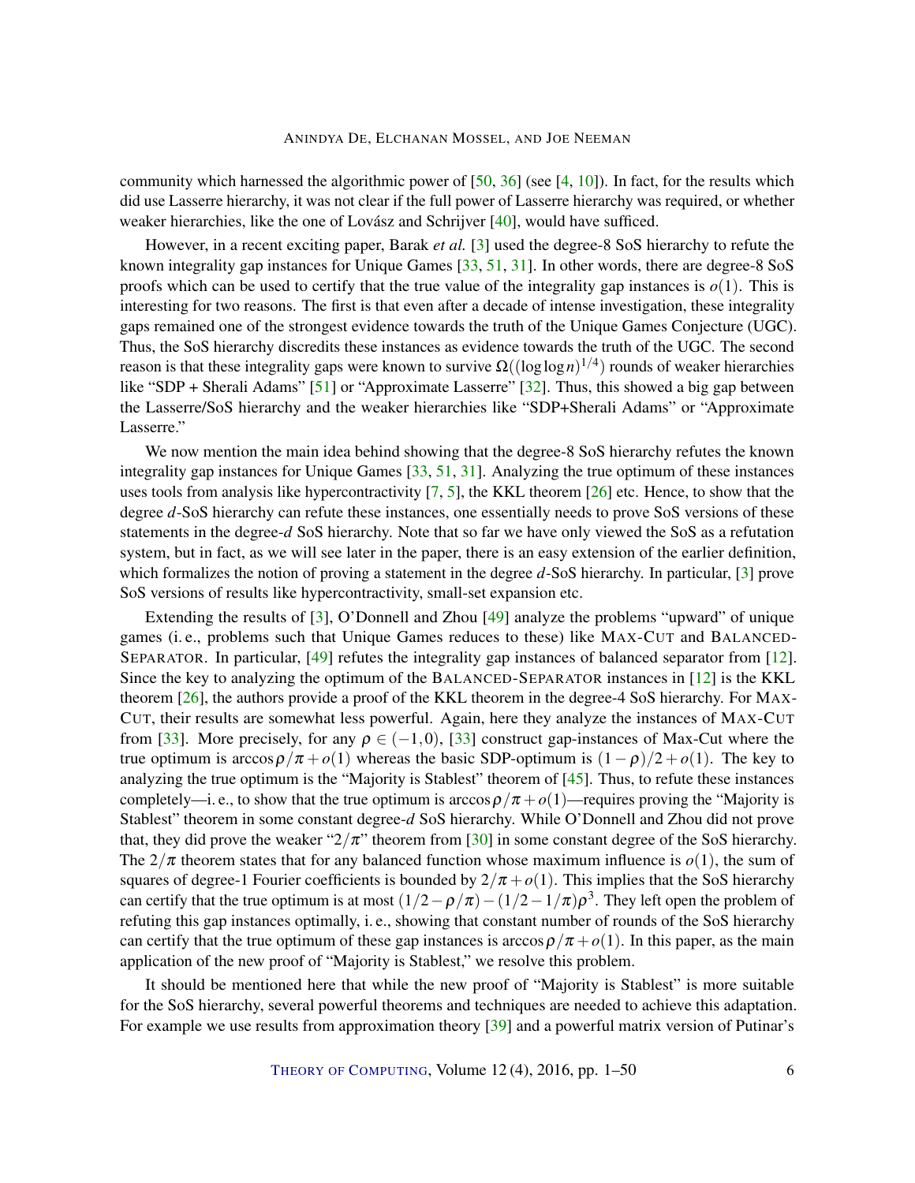community which harnessed the algorithmic power of [50, 36] (see [4, 10]). In fact, for the results which did use Lasserre hierarchy, it was not clear if the full power of Lasserre hierarchy was required, or whether weaker hierarchies, like the one of Lovász and Schrijver [40], would have sufficed.

However, in a recent exciting paper, Barak *et al.* [3] used the degree-8 SoS hierarchy to refute the known integrality gap instances for Unique Games [33, 51, 31]. In other words, there are degree-8 SoS proofs which can be used to certify that the true value of the integrality gap instances is $o(1)$. This is interesting for two reasons. The first is that even after a decade of intense investigation, these integrality gaps remained one of the strongest evidence towards the truth of the Unique Games Conjecture (UGC). Thus, the SoS hierarchy discredits these instances as evidence towards the truth of the UGC. The second reason is that these integrality gaps were known to survive $\Omega((\log\log n)^{1/4})$ rounds of weaker hierarchies like "SDP + Sherali Adams" [51] or "Approximate Lasserre" [32]. Thus, this showed a big gap between the Lasserre/SoS hierarchy and the weaker hierarchies like "SDP+Sherali Adams" or "Approximate Lasserre."

We now mention the main idea behind showing that the degree-8 SoS hierarchy refutes the known integrality gap instances for Unique Games [33, 51, 31]. Analyzing the true optimum of these instances uses tools from analysis like hypercontractivity [7, 5], the KKL theorem [26] etc. Hence, to show that the degree $d$-SoS hierarchy can refute these instances, one essentially needs to prove SoS versions of these statements in the degree-$d$ SoS hierarchy. Note that so far we have only viewed the SoS as a refutation system, but in fact, as we will see later in the paper, there is an easy extension of the earlier definition, which formalizes the notion of proving a statement in the degree $d$-SoS hierarchy. In particular, [3] prove SoS versions of results like hypercontractivity, small-set expansion etc.

Extending the results of [3], O'Donnell and Zhou [49] analyze the problems "upward" of unique games (i. e., problems such that Unique Games reduces to these) like MAX-CUT and BALANCED-SEPARATOR. In particular, [49] refutes the integrality gap instances of balanced separator from [12]. Since the key to analyzing the optimum of the BALANCED-SEPARATOR instances in [12] is the KKL theorem [26], the authors provide a proof of the KKL theorem in the degree-4 SoS hierarchy. For MAX-CUT, their results are somewhat less powerful. Again, here they analyze the instances of MAX-CUT from [33]. More precisely, for any $\rho \in (-1,0)$, [33] construct gap-instances of Max-Cut where the true optimum is $\arccos\rho/\pi + o(1)$ whereas the basic SDP-optimum is $(1-\rho)/2 + o(1)$. The key to analyzing the true optimum is the "Majority is Stablest" theorem of [45]. Thus, to refute these instances completely—i. e., to show that the true optimum is $\arccos\rho/\pi + o(1)$—requires proving the "Majority is Stablest" theorem in some constant degree-$d$ SoS hierarchy. While O'Donnell and Zhou did not prove that, they did prove the weaker "$2/\pi$" theorem from [30] in some constant degree of the SoS hierarchy. The $2/\pi$ theorem states that for any balanced function whose maximum influence is $o(1)$, the sum of squares of degree-1 Fourier coefficients is bounded by $2/\pi + o(1)$. This implies that the SoS hierarchy can certify that the true optimum is at most $(1/2 - \rho/\pi) - (1/2 - 1/\pi)\rho^3$. They left open the problem of refuting this gap instances optimally, i. e., showing that constant number of rounds of the SoS hierarchy can certify that the true optimum of these gap instances is $\arccos\rho/\pi + o(1)$. In this paper, as the main application of the new proof of "Majority is Stablest," we resolve this problem.

It should be mentioned here that while the new proof of "Majority is Stablest" is more suitable for the SoS hierarchy, several powerful theorems and techniques are needed to achieve this adaptation. For example we use results from approximation theory [39] and a powerful matrix version of Putinar's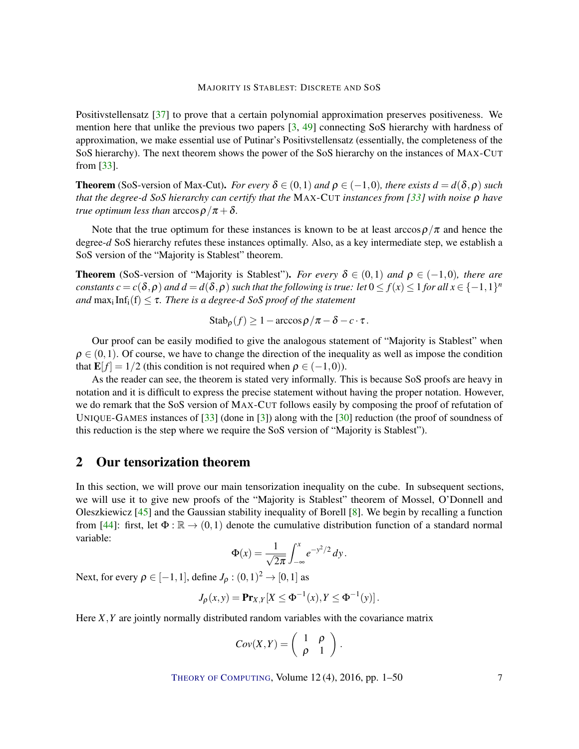Positivstellensatz [37] to prove that a certain polynomial approximation preserves positiveness. We mention here that unlike the previous two papers [3, 49] connecting SoS hierarchy with hardness of approximation, we make essential use of Putinar's Positivstellensatz (essentially, the completeness of the SoS hierarchy). The next theorem shows the power of the SoS hierarchy on the instances of MAX-CUT from [33].

**Theorem** (SoS-version of Max-Cut). *For every $\delta \in (0,1)$ and $\rho \in (-1,0)$, there exists $d = d(\delta,\rho)$ such that the degree-$d$ SoS hierarchy can certify that the* MAX-CUT *instances from [33] with noise $\rho$ have true optimum less than* $\arccos\rho/\pi + \delta$.

Note that the true optimum for these instances is known to be at least $\arccos\rho/\pi$ and hence the degree-$d$ SoS hierarchy refutes these instances optimally. Also, as a key intermediate step, we establish a SoS version of the "Majority is Stablest" theorem.

**Theorem** (SoS-version of "Majority is Stablest"). *For every $\delta \in (0,1)$ and $\rho \in (-1,0)$, there are constants $c = c(\delta,\rho)$ and $d = d(\delta,\rho)$ such that the following is true: let $0 \leq f(x) \leq 1$ for all $x \in \{-1,1\}^n$ and $\max_i \mathrm{Inf_i(f)} \leq \tau$. There is a degree-$d$ SoS proof of the statement*

$$\mathrm{Stab}_\rho(f) \geq 1 - \arccos\rho/\pi - \delta - c \cdot \tau\,.$$

Our proof can be easily modified to give the analogous statement of "Majority is Stablest" when $\rho \in (0,1)$. Of course, we have to change the direction of the inequality as well as impose the condition that $\mathbf{E}[f] = 1/2$ (this condition is not required when $\rho \in (-1,0)$).

As the reader can see, the theorem is stated very informally. This is because SoS proofs are heavy in notation and it is difficult to express the precise statement without having the proper notation. However, we do remark that the SoS version of MAX-CUT follows easily by composing the proof of refutation of UNIQUE-GAMES instances of [33] (done in [3]) along with the [30] reduction (the proof of soundness of this reduction is the step where we require the SoS version of "Majority is Stablest").

## 2 Our tensorization theorem

In this section, we will prove our main tensorization inequality on the cube. In subsequent sections, we will use it to give new proofs of the "Majority is Stablest" theorem of Mossel, O'Donnell and Oleszkiewicz [45] and the Gaussian stability inequality of Borell [8]. We begin by recalling a function from [44]: first, let $\Phi : \mathbb{R} \to (0,1)$ denote the cumulative distribution function of a standard normal variable:

$$\Phi(x) = \frac{1}{\sqrt{2\pi}} \int_{-\infty}^{x} e^{-y^2/2}\,dy\,.$$

Next, for every $\rho \in [-1,1]$, define $J_\rho : (0,1)^2 \to [0,1]$ as

$$J_\rho(x,y) = \mathbf{Pr}_{X,Y}[X \leq \Phi^{-1}(x), Y \leq \Phi^{-1}(y)]\,.$$

Here $X,Y$ are jointly normally distributed random variables with the covariance matrix

$$Cov(X,Y) = \begin{pmatrix} 1 & \rho \\ \rho & 1 \end{pmatrix}.$$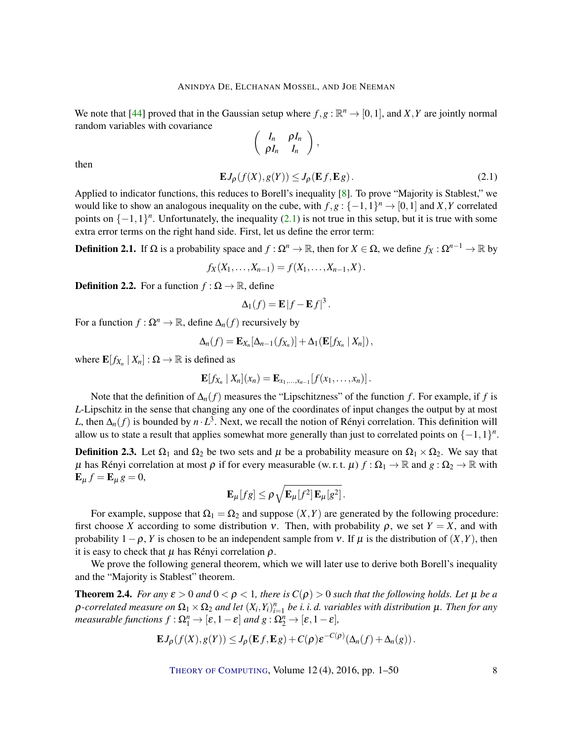We note that [44] proved that in the Gaussian setup where $f, g : \mathbb{R}^n \to [0,1]$, and $X, Y$ are jointly normal random variables with covariance

$$\begin{pmatrix} I_n & \rho I_n \\ \rho I_n & I_n \end{pmatrix},$$

then

$$\mathbf{E} J_\rho(f(X), g(Y)) \le J_\rho(\mathbf{E} f, \mathbf{E} g). \tag{2.1}$$

Applied to indicator functions, this reduces to Borell's inequality [8]. To prove "Majority is Stablest," we would like to show an analogous inequality on the cube, with $f, g : \{-1,1\}^n \to [0,1]$ and $X, Y$ correlated points on $\{-1,1\}^n$. Unfortunately, the inequality (2.1) is not true in this setup, but it is true with some extra error terms on the right hand side. First, let us define the error term:

**Definition 2.1.** If $\Omega$ is a probability space and $f : \Omega^n \to \mathbb{R}$, then for $X \in \Omega$, we define $f_X : \Omega^{n-1} \to \mathbb{R}$ by

$$f_X(X_1, \dots, X_{n-1}) = f(X_1, \dots, X_{n-1}, X).$$

**Definition 2.2.** For a function $f : \Omega \to \mathbb{R}$, define

$$\Delta_1(f) = \mathbf{E}|f - \mathbf{E} f|^3.$$

For a function $f : \Omega^n \to \mathbb{R}$, define $\Delta_n(f)$ recursively by

$$\Delta_n(f) = \mathbf{E}_{X_n}[\Delta_{n-1}(f_{X_n})] + \Delta_1(\mathbf{E}[f_{X_n} \mid X_n]),$$

where $\mathbf{E}[f_{X_n} \mid X_n] : \Omega \to \mathbb{R}$ is defined as

$$\mathbf{E}[f_{X_n} \mid X_n](x_n) = \mathbf{E}_{x_1,\dots,x_{n-1}}[f(x_1, \dots, x_n)].$$

Note that the definition of $\Delta_n(f)$ measures the "Lipschitzness" of the function $f$. For example, if $f$ is $L$-Lipschitz in the sense that changing any one of the coordinates of input changes the output by at most $L$, then $\Delta_n(f)$ is bounded by $n \cdot L^3$. Next, we recall the notion of Rényi correlation. This definition will allow us to state a result that applies somewhat more generally than just to correlated points on $\{-1,1\}^n$.

**Definition 2.3.** Let $\Omega_1$ and $\Omega_2$ be two sets and $\mu$ be a probability measure on $\Omega_1 \times \Omega_2$. We say that $\mu$ has Rényi correlation at most $\rho$ if for every measurable (w. r. t. $\mu$) $f : \Omega_1 \to \mathbb{R}$ and $g : \Omega_2 \to \mathbb{R}$ with $\mathbf{E}_\mu f = \mathbf{E}_\mu g = 0$,

$$\mathbf{E}_\mu[fg] \le \rho \sqrt{\mathbf{E}_\mu[f^2]\, \mathbf{E}_\mu[g^2]}.$$

For example, suppose that $\Omega_1 = \Omega_2$ and suppose $(X, Y)$ are generated by the following procedure: first choose $X$ according to some distribution $\nu$. Then, with probability $\rho$, we set $Y = X$, and with probability $1 - \rho$, $Y$ is chosen to be an independent sample from $\nu$. If $\mu$ is the distribution of $(X, Y)$, then it is easy to check that $\mu$ has Rényi correlation $\rho$.

We prove the following general theorem, which we will later use to derive both Borell's inequality and the "Majority is Stablest" theorem.

**Theorem 2.4.** *For any $\varepsilon > 0$ and $0 < \rho < 1$, there is $C(\rho) > 0$ such that the following holds. Let $\mu$ be a $\rho$-correlated measure on $\Omega_1 \times \Omega_2$ and let $(X_i, Y_i)_{i=1}^n$ be i. i. d. variables with distribution $\mu$. Then for any measurable functions $f : \Omega_1^n \to [\varepsilon, 1-\varepsilon]$ and $g : \Omega_2^n \to [\varepsilon, 1-\varepsilon]$,*

$$\mathbf{E} J_\rho(f(X), g(Y)) \le J_\rho(\mathbf{E} f, \mathbf{E} g) + C(\rho)\varepsilon^{-C(\rho)}(\Delta_n(f) + \Delta_n(g)).$$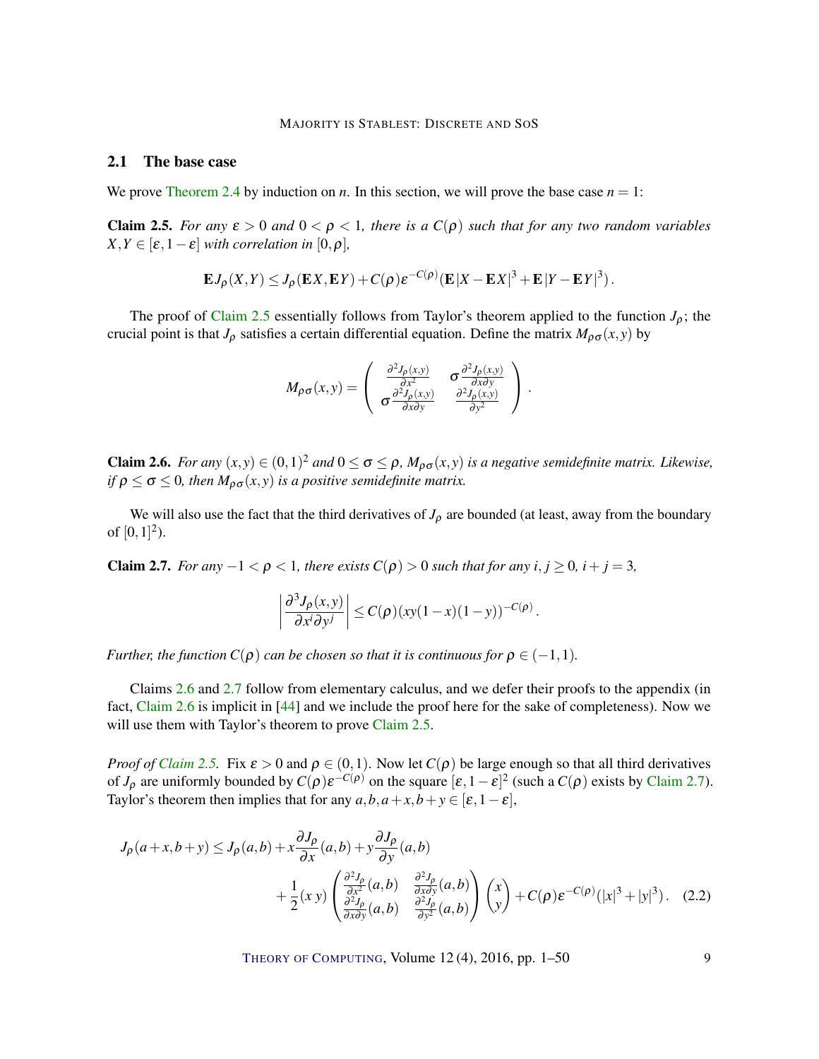## 2.1 The base case

We prove Theorem 2.4 by induction on $n$. In this section, we will prove the base case $n = 1$:

**Claim 2.5.** *For any $\varepsilon > 0$ and $0 < \rho < 1$, there is a $C(\rho)$ such that for any two random variables $X, Y \in [\varepsilon, 1-\varepsilon]$ with correlation in $[0, \rho]$,*

$$\mathbf{E} J_\rho(X,Y) \le J_\rho(\mathbf{E}X, \mathbf{E}Y) + C(\rho)\varepsilon^{-C(\rho)}(\mathbf{E}|X - \mathbf{E}X|^3 + \mathbf{E}|Y - \mathbf{E}Y|^3).$$

The proof of Claim 2.5 essentially follows from Taylor's theorem applied to the function $J_\rho$; the crucial point is that $J_\rho$ satisfies a certain differential equation. Define the matrix $M_{\rho\sigma}(x,y)$ by

$$M_{\rho\sigma}(x,y) = \begin{pmatrix} \frac{\partial^2 J_\rho(x,y)}{\partial x^2} & \sigma \frac{\partial^2 J_\rho(x,y)}{\partial x \partial y} \\ \sigma \frac{\partial^2 J_\rho(x,y)}{\partial x \partial y} & \frac{\partial^2 J_\rho(x,y)}{\partial y^2} \end{pmatrix}.$$

**Claim 2.6.** *For any $(x,y) \in (0,1)^2$ and $0 \le \sigma \le \rho$, $M_{\rho\sigma}(x,y)$ is a negative semidefinite matrix. Likewise, if $\rho \le \sigma \le 0$, then $M_{\rho\sigma}(x,y)$ is a positive semidefinite matrix.*

We will also use the fact that the third derivatives of $J_\rho$ are bounded (at least, away from the boundary of $[0,1]^2$).

**Claim 2.7.** *For any $-1 < \rho < 1$, there exists $C(\rho) > 0$ such that for any $i, j \ge 0$, $i + j = 3$,*

$$\left| \frac{\partial^3 J_\rho(x,y)}{\partial x^i \partial y^j} \right| \le C(\rho)(xy(1-x)(1-y))^{-C(\rho)}.$$

*Further, the function $C(\rho)$ can be chosen so that it is continuous for $\rho \in (-1,1)$.*

Claims 2.6 and 2.7 follow from elementary calculus, and we defer their proofs to the appendix (in fact, Claim 2.6 is implicit in [44] and we include the proof here for the sake of completeness). Now we will use them with Taylor's theorem to prove Claim 2.5.

*Proof of Claim 2.5.* Fix $\varepsilon > 0$ and $\rho \in (0,1)$. Now let $C(\rho)$ be large enough so that all third derivatives of $J_\rho$ are uniformly bounded by $C(\rho)\varepsilon^{-C(\rho)}$ on the square $[\varepsilon, 1-\varepsilon]^2$ (such a $C(\rho)$ exists by Claim 2.7). Taylor's theorem then implies that for any $a, b, a+x, b+y \in [\varepsilon, 1-\varepsilon]$,

$$J_\rho(a+x, b+y) \le J_\rho(a,b) + x\frac{\partial J_\rho}{\partial x}(a,b) + y\frac{\partial J_\rho}{\partial y}(a,b) + \frac{1}{2}(x\ y) \begin{pmatrix} \frac{\partial^2 J_\rho}{\partial x^2}(a,b) & \frac{\partial^2 J_\rho}{\partial x \partial y}(a,b) \\ \frac{\partial^2 J_\rho}{\partial x \partial y}(a,b) & \frac{\partial^2 J_\rho}{\partial y^2}(a,b) \end{pmatrix} \begin{pmatrix} x \\ y \end{pmatrix} + C(\rho)\varepsilon^{-C(\rho)}(|x|^3 + |y|^3). \quad (2.2)$$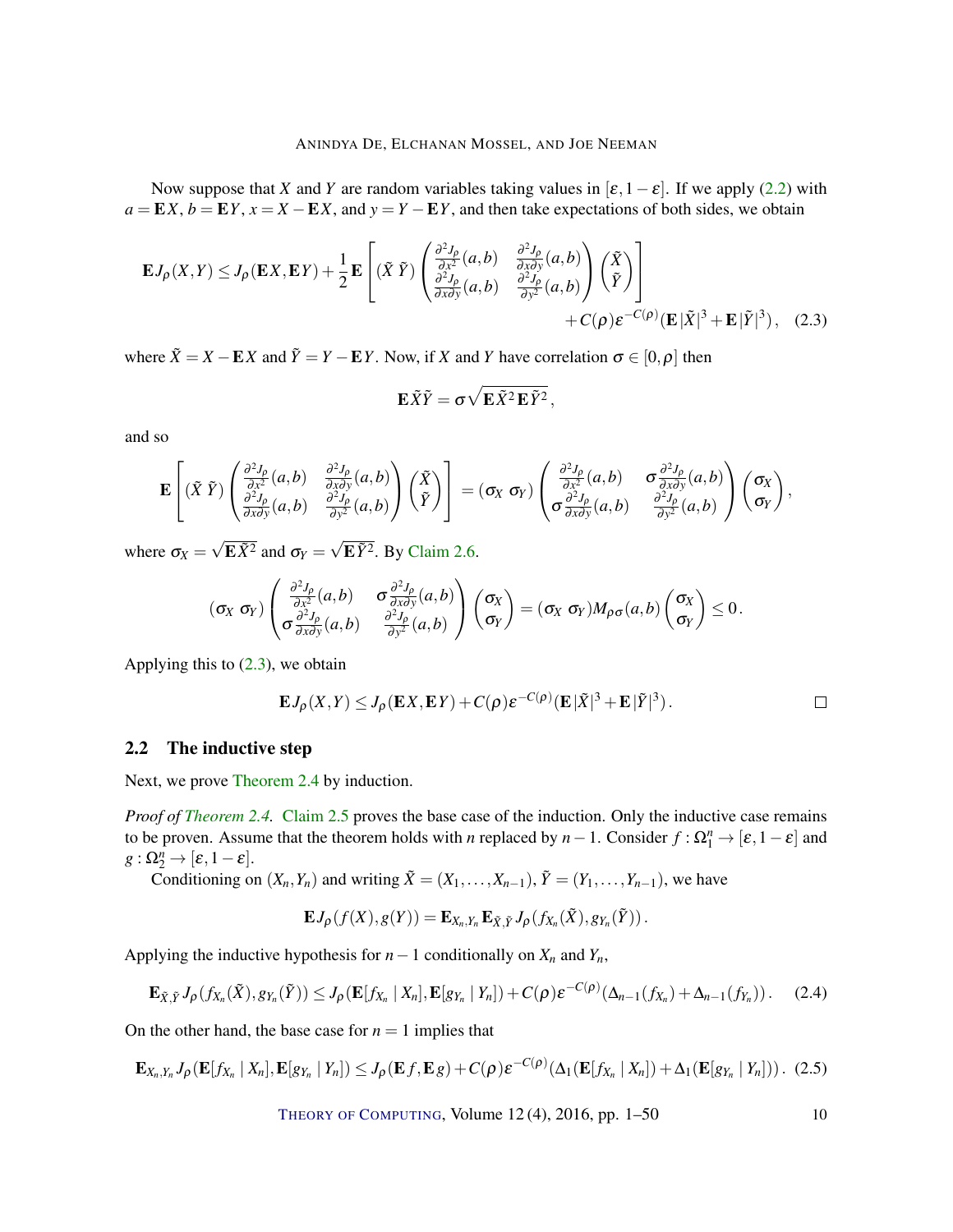Now suppose that $X$ and $Y$ are random variables taking values in $[\varepsilon, 1-\varepsilon]$. If we apply (2.2) with $a = \mathbf{E}X$, $b = \mathbf{E}Y$, $x = X - \mathbf{E}X$, and $y = Y - \mathbf{E}Y$, and then take expectations of both sides, we obtain

$$\mathbf{E}J_\rho(X,Y) \le J_\rho(\mathbf{E}X, \mathbf{E}Y) + \frac{1}{2}\mathbf{E}\left[ (\tilde{X}\ \tilde{Y}) \begin{pmatrix} \frac{\partial^2 J_\rho}{\partial x^2}(a,b) & \frac{\partial^2 J_\rho}{\partial x \partial y}(a,b) \\ \frac{\partial^2 J_\rho}{\partial x \partial y}(a,b) & \frac{\partial^2 J_\rho}{\partial y^2}(a,b) \end{pmatrix} \begin{pmatrix} \tilde{X} \\ \tilde{Y} \end{pmatrix} \right] + C(\rho)\varepsilon^{-C(\rho)}(\mathbf{E}|\tilde{X}|^3 + \mathbf{E}|\tilde{Y}|^3), \quad (2.3)$$

where $\tilde{X} = X - \mathbf{E}X$ and $\tilde{Y} = Y - \mathbf{E}Y$. Now, if $X$ and $Y$ have correlation $\sigma \in [0, \rho]$ then

$$\mathbf{E}\tilde{X}\tilde{Y} = \sigma\sqrt{\mathbf{E}\tilde{X}^2 \mathbf{E}\tilde{Y}^2},$$

and so

$$\mathbf{E}\left[ (\tilde{X}\ \tilde{Y}) \begin{pmatrix} \frac{\partial^2 J_\rho}{\partial x^2}(a,b) & \frac{\partial^2 J_\rho}{\partial x \partial y}(a,b) \\ \frac{\partial^2 J_\rho}{\partial x \partial y}(a,b) & \frac{\partial^2 J_\rho}{\partial y^2}(a,b) \end{pmatrix} \begin{pmatrix} \tilde{X} \\ \tilde{Y} \end{pmatrix} \right] = (\sigma_X\ \sigma_Y) \begin{pmatrix} \frac{\partial^2 J_\rho}{\partial x^2}(a,b) & \sigma\frac{\partial^2 J_\rho}{\partial x \partial y}(a,b) \\ \sigma\frac{\partial^2 J_\rho}{\partial x \partial y}(a,b) & \frac{\partial^2 J_\rho}{\partial y^2}(a,b) \end{pmatrix} \begin{pmatrix} \sigma_X \\ \sigma_Y \end{pmatrix},$$

where $\sigma_X = \sqrt{\mathbf{E}\tilde{X}^2}$ and $\sigma_Y = \sqrt{\mathbf{E}\tilde{Y}^2}$. By Claim 2.6.

$$(\sigma_X\ \sigma_Y) \begin{pmatrix} \frac{\partial^2 J_\rho}{\partial x^2}(a,b) & \sigma\frac{\partial^2 J_\rho}{\partial x \partial y}(a,b) \\ \sigma\frac{\partial^2 J_\rho}{\partial x \partial y}(a,b) & \frac{\partial^2 J_\rho}{\partial y^2}(a,b) \end{pmatrix} \begin{pmatrix} \sigma_X \\ \sigma_Y \end{pmatrix} = (\sigma_X\ \sigma_Y) M_{\rho\sigma}(a,b) \begin{pmatrix} \sigma_X \\ \sigma_Y \end{pmatrix} \le 0.$$

Applying this to (2.3), we obtain

$$\mathbf{E}J_\rho(X,Y) \le J_\rho(\mathbf{E}X, \mathbf{E}Y) + C(\rho)\varepsilon^{-C(\rho)}(\mathbf{E}|\tilde{X}|^3 + \mathbf{E}|\tilde{Y}|^3).$$

□

## 2.2 The inductive step

Next, we prove Theorem 2.4 by induction.

*Proof of Theorem 2.4.* Claim 2.5 proves the base case of the induction. Only the inductive case remains to be proven. Assume that the theorem holds with $n$ replaced by $n-1$. Consider $f : \Omega_1^n \to [\varepsilon, 1-\varepsilon]$ and $g : \Omega_2^n \to [\varepsilon, 1-\varepsilon]$.

Conditioning on $(X_n, Y_n)$ and writing $\tilde{X} = (X_1, \dots, X_{n-1})$, $\tilde{Y} = (Y_1, \dots, Y_{n-1})$, we have

$$\mathbf{E}J_\rho(f(X), g(Y)) = \mathbf{E}_{X_n,Y_n}\mathbf{E}_{\tilde{X},\tilde{Y}}J_\rho(f_{X_n}(\tilde{X}), g_{Y_n}(\tilde{Y})).$$

Applying the inductive hypothesis for $n-1$ conditionally on $X_n$ and $Y_n$,

$$\mathbf{E}_{\tilde{X},\tilde{Y}}J_\rho(f_{X_n}(\tilde{X}), g_{Y_n}(\tilde{Y})) \le J_\rho(\mathbf{E}[f_{X_n} \mid X_n], \mathbf{E}[g_{Y_n} \mid Y_n]) + C(\rho)\varepsilon^{-C(\rho)}(\Delta_{n-1}(f_{X_n}) + \Delta_{n-1}(f_{Y_n})). \quad (2.4)$$

On the other hand, the base case for $n = 1$ implies that

$$\mathbf{E}_{X_n,Y_n}J_\rho(\mathbf{E}[f_{X_n} \mid X_n], \mathbf{E}[g_{Y_n} \mid Y_n]) \le J_\rho(\mathbf{E}f, \mathbf{E}g) + C(\rho)\varepsilon^{-C(\rho)}(\Delta_1(\mathbf{E}[f_{X_n} \mid X_n]) + \Delta_1(\mathbf{E}[g_{Y_n} \mid Y_n])). \quad (2.5)$$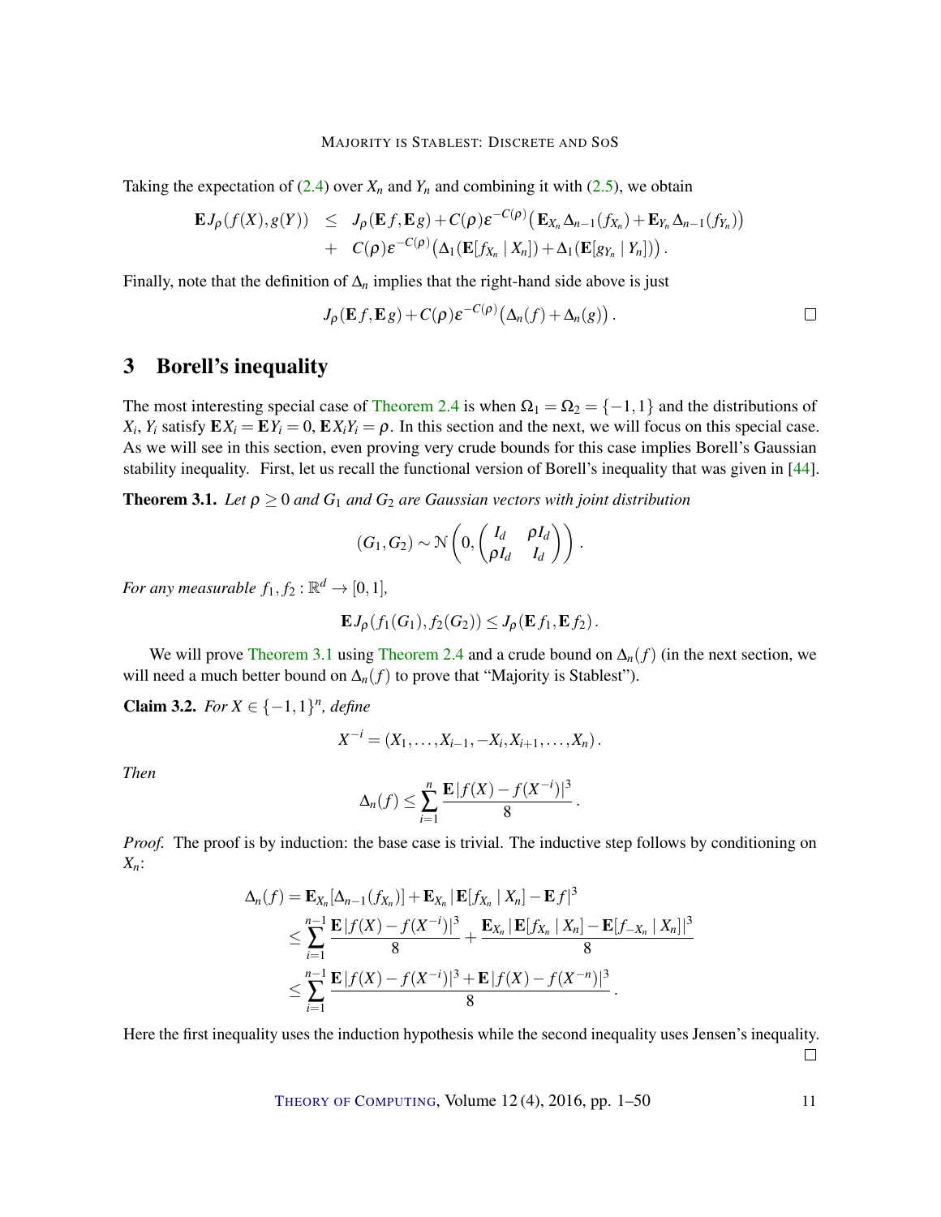Taking the expectation of (2.4) over $X_n$ and $Y_n$ and combining it with (2.5), we obtain

$$\begin{aligned}
\mathbf{E}\, J_\rho(f(X), g(Y)) &\leq J_\rho(\mathbf{E} f, \mathbf{E} g) + C(\rho)\varepsilon^{-C(\rho)}\big(\mathbf{E}_{X_n}\Delta_{n-1}(f_{X_n}) + \mathbf{E}_{Y_n}\Delta_{n-1}(f_{Y_n})\big) \\
&\quad + C(\rho)\varepsilon^{-C(\rho)}\big(\Delta_1(\mathbf{E}[f_{X_n} \mid X_n]) + \Delta_1(\mathbf{E}[g_{Y_n} \mid Y_n])\big).
\end{aligned}$$

Finally, note that the definition of $\Delta_n$ implies that the right-hand side above is just

$$J_\rho(\mathbf{E} f, \mathbf{E} g) + C(\rho)\varepsilon^{-C(\rho)}\big(\Delta_n(f) + \Delta_n(g)\big). \qquad \square$$

## 3 Borell's inequality

The most interesting special case of Theorem 2.4 is when $\Omega_1 = \Omega_2 = \{-1,1\}$ and the distributions of $X_i$, $Y_i$ satisfy $\mathbf{E} X_i = \mathbf{E} Y_i = 0$, $\mathbf{E} X_i Y_i = \rho$. In this section and the next, we will focus on this special case. As we will see in this section, even proving very crude bounds for this case implies Borell's Gaussian stability inequality. First, let us recall the functional version of Borell's inequality that was given in [44].

**Theorem 3.1.** *Let $\rho \geq 0$ and $G_1$ and $G_2$ are Gaussian vectors with joint distribution*

$$(G_1, G_2) \sim \mathcal{N}\left(0, \begin{pmatrix} I_d & \rho I_d \\ \rho I_d & I_d \end{pmatrix}\right).$$

*For any measurable $f_1, f_2 : \mathbb{R}^d \to [0,1]$,*

$$\mathbf{E}\, J_\rho(f_1(G_1), f_2(G_2)) \leq J_\rho(\mathbf{E} f_1, \mathbf{E} f_2).$$

We will prove Theorem 3.1 using Theorem 2.4 and a crude bound on $\Delta_n(f)$ (in the next section, we will need a much better bound on $\Delta_n(f)$ to prove that "Majority is Stablest").

**Claim 3.2.** *For $X \in \{-1,1\}^n$, define*

$$X^{-i} = (X_1, \ldots, X_{i-1}, -X_i, X_{i+1}, \ldots, X_n).$$

*Then*

$$\Delta_n(f) \leq \sum_{i=1}^{n} \frac{\mathbf{E}\,|f(X) - f(X^{-i})|^3}{8}.$$

*Proof.* The proof is by induction: the base case is trivial. The inductive step follows by conditioning on $X_n$:

$$\begin{aligned}
\Delta_n(f) &= \mathbf{E}_{X_n}[\Delta_{n-1}(f_{X_n})] + \mathbf{E}_{X_n}|\mathbf{E}[f_{X_n} \mid X_n] - \mathbf{E} f|^3 \\
&\leq \sum_{i=1}^{n-1} \frac{\mathbf{E}\,|f(X) - f(X^{-i})|^3}{8} + \frac{\mathbf{E}_{X_n}|\mathbf{E}[f_{X_n} \mid X_n] - \mathbf{E}[f_{-X_n} \mid X_n]|^3}{8} \\
&\leq \sum_{i=1}^{n-1} \frac{\mathbf{E}\,|f(X) - f(X^{-i})|^3 + \mathbf{E}\,|f(X) - f(X^{-n})|^3}{8}.
\end{aligned}$$

Here the first inequality uses the induction hypothesis while the second inequality uses Jensen's inequality. $\square$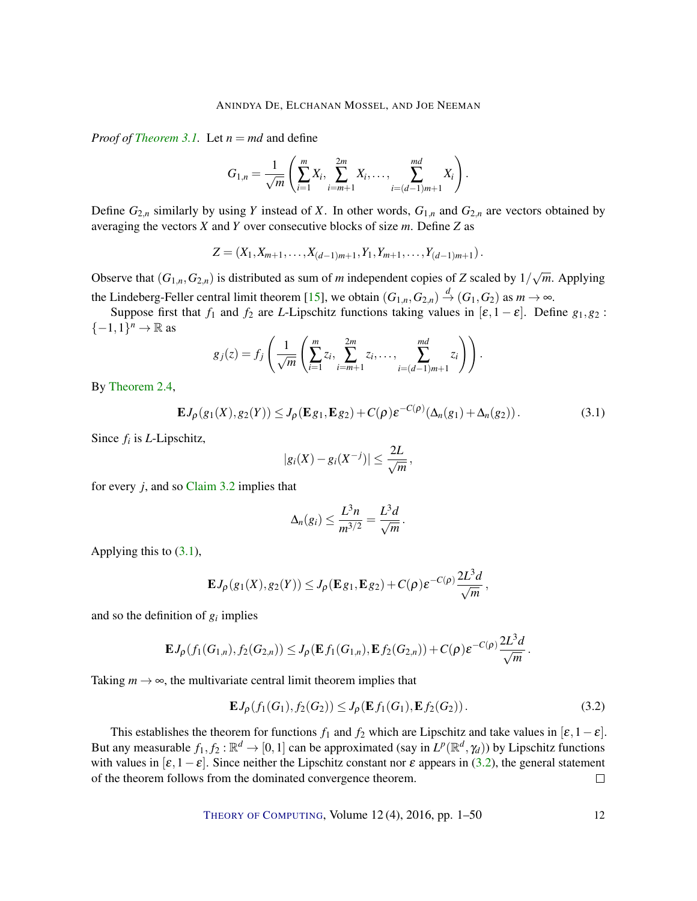*Proof of Theorem 3.1.* Let $n = md$ and define

$$G_{1,n} = \frac{1}{\sqrt{m}} \left( \sum_{i=1}^{m} X_i, \sum_{i=m+1}^{2m} X_i, \ldots, \sum_{i=(d-1)m+1}^{md} X_i \right).$$

Define $G_{2,n}$ similarly by using $Y$ instead of $X$. In other words, $G_{1,n}$ and $G_{2,n}$ are vectors obtained by averaging the vectors $X$ and $Y$ over consecutive blocks of size $m$. Define $Z$ as

$$Z = (X_1, X_{m+1}, \ldots, X_{(d-1)m+1}, Y_1, Y_{m+1}, \ldots, Y_{(d-1)m+1}).$$

Observe that $(G_{1,n}, G_{2,n})$ is distributed as sum of $m$ independent copies of $Z$ scaled by $1/\sqrt{m}$. Applying the Lindeberg-Feller central limit theorem [15], we obtain $(G_{1,n}, G_{2,n}) \xrightarrow{d} (G_1, G_2)$ as $m \to \infty$.

Suppose first that $f_1$ and $f_2$ are $L$-Lipschitz functions taking values in $[\varepsilon, 1-\varepsilon]$. Define $g_1, g_2 : \{-1,1\}^n \to \mathbb{R}$ as

$$g_j(z) = f_j \left( \frac{1}{\sqrt{m}} \left( \sum_{i=1}^{m} z_i, \sum_{i=m+1}^{2m} z_i, \ldots, \sum_{i=(d-1)m+1}^{md} z_i \right) \right).$$

By Theorem 2.4,

$$\mathbf{E} J_\rho(g_1(X), g_2(Y)) \le J_\rho(\mathbf{E} g_1, \mathbf{E} g_2) + C(\rho) \varepsilon^{-C(\rho)} (\Delta_n(g_1) + \Delta_n(g_2)). \tag{3.1}$$

Since $f_i$ is $L$-Lipschitz,

$$|g_i(X) - g_i(X^{-j})| \le \frac{2L}{\sqrt{m}},$$

for every $j$, and so Claim 3.2 implies that

$$\Delta_n(g_i) \le \frac{L^3 n}{m^{3/2}} = \frac{L^3 d}{\sqrt{m}}.$$

Applying this to (3.1),

$$\mathbf{E} J_\rho(g_1(X), g_2(Y)) \le J_\rho(\mathbf{E} g_1, \mathbf{E} g_2) + C(\rho) \varepsilon^{-C(\rho)} \frac{2L^3 d}{\sqrt{m}},$$

and so the definition of $g_i$ implies

$$\mathbf{E} J_\rho(f_1(G_{1,n}), f_2(G_{2,n})) \le J_\rho(\mathbf{E} f_1(G_{1,n}), \mathbf{E} f_2(G_{2,n})) + C(\rho) \varepsilon^{-C(\rho)} \frac{2L^3 d}{\sqrt{m}}.$$

Taking $m \to \infty$, the multivariate central limit theorem implies that

$$\mathbf{E} J_\rho(f_1(G_1), f_2(G_2)) \le J_\rho(\mathbf{E} f_1(G_1), \mathbf{E} f_2(G_2)). \tag{3.2}$$

This establishes the theorem for functions $f_1$ and $f_2$ which are Lipschitz and take values in $[\varepsilon, 1-\varepsilon]$. But any measurable $f_1, f_2 : \mathbb{R}^d \to [0,1]$ can be approximated (say in $L^p(\mathbb{R}^d, \gamma_d)$) by Lipschitz functions with values in $[\varepsilon, 1-\varepsilon]$. Since neither the Lipschitz constant nor $\varepsilon$ appears in (3.2), the general statement of the theorem follows from the dominated convergence theorem. □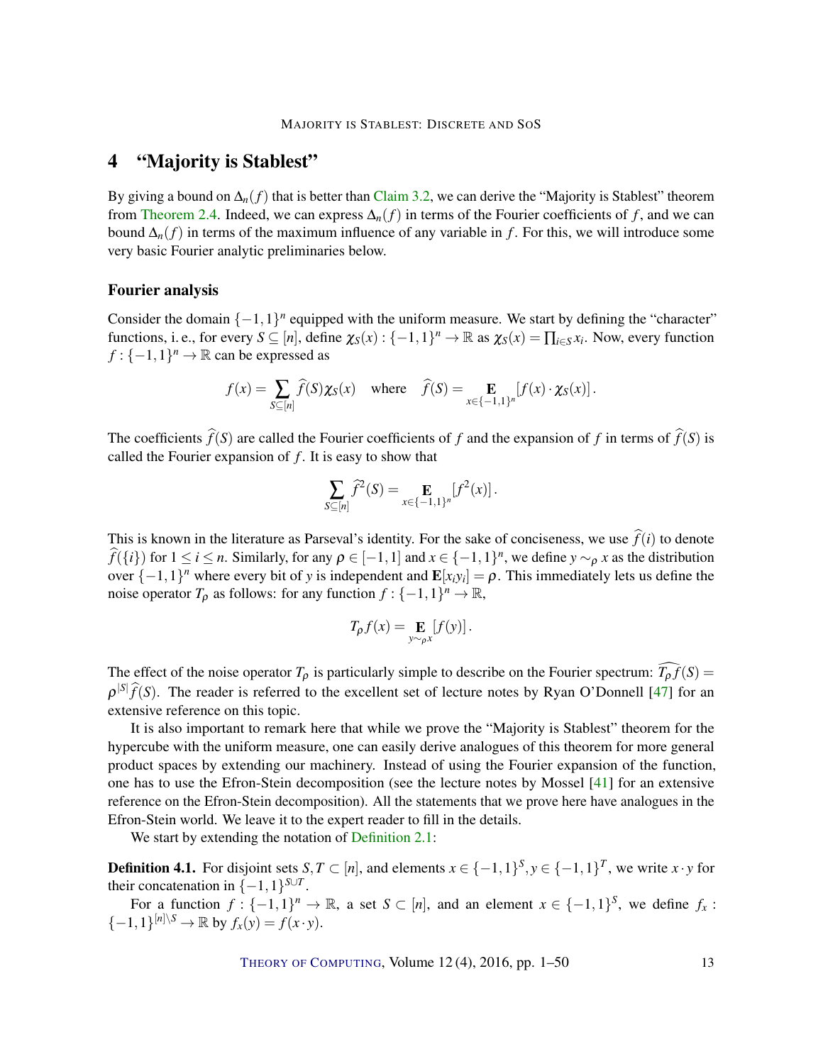# 4 "Majority is Stablest"

By giving a bound on $\Delta_n(f)$ that is better than Claim 3.2, we can derive the "Majority is Stablest" theorem from Theorem 2.4. Indeed, we can express $\Delta_n(f)$ in terms of the Fourier coefficients of $f$, and we can bound $\Delta_n(f)$ in terms of the maximum influence of any variable in $f$. For this, we will introduce some very basic Fourier analytic preliminaries below.

### Fourier analysis

Consider the domain $\{-1,1\}^n$ equipped with the uniform measure. We start by defining the "character" functions, i. e., for every $S \subseteq [n]$, define $\chi_S(x) : \{-1,1\}^n \to \mathbb{R}$ as $\chi_S(x) = \prod_{i \in S} x_i$. Now, every function $f : \{-1,1\}^n \to \mathbb{R}$ can be expressed as

$$f(x) = \sum_{S \subseteq [n]} \widehat{f}(S)\chi_S(x) \quad \text{where} \quad \widehat{f}(S) = \mathop{\mathbf{E}}_{x \in \{-1,1\}^n} [f(x) \cdot \chi_S(x)] .$$

The coefficients $\widehat{f}(S)$ are called the Fourier coefficients of $f$ and the expansion of $f$ in terms of $\widehat{f}(S)$ is called the Fourier expansion of $f$. It is easy to show that

$$\sum_{S \subseteq [n]} \widehat{f}^2(S) = \mathop{\mathbf{E}}_{x \in \{-1,1\}^n} [f^2(x)] .$$

This is known in the literature as Parseval's identity. For the sake of conciseness, we use $\widehat{f}(i)$ to denote $\widehat{f}(\{i\})$ for $1 \le i \le n$. Similarly, for any $\rho \in [-1,1]$ and $x \in \{-1,1\}^n$, we define $y \sim_\rho x$ as the distribution over $\{-1,1\}^n$ where every bit of $y$ is independent and $\mathbf{E}[x_i y_i] = \rho$. This immediately lets us define the noise operator $T_\rho$ as follows: for any function $f : \{-1,1\}^n \to \mathbb{R}$,

$$T_\rho f(x) = \mathop{\mathbf{E}}_{y \sim_\rho x} [f(y)] .$$

The effect of the noise operator $T_\rho$ is particularly simple to describe on the Fourier spectrum: $\widehat{T_\rho f}(S) = \rho^{|S|}\widehat{f}(S)$. The reader is referred to the excellent set of lecture notes by Ryan O'Donnell [47] for an extensive reference on this topic.

It is also important to remark here that while we prove the "Majority is Stablest" theorem for the hypercube with the uniform measure, one can easily derive analogues of this theorem for more general product spaces by extending our machinery. Instead of using the Fourier expansion of the function, one has to use the Efron-Stein decomposition (see the lecture notes by Mossel [41] for an extensive reference on the Efron-Stein decomposition). All the statements that we prove here have analogues in the Efron-Stein world. We leave it to the expert reader to fill in the details.

We start by extending the notation of Definition 2.1:

**Definition 4.1.** For disjoint sets $S, T \subset [n]$, and elements $x \in \{-1,1\}^S, y \in \{-1,1\}^T$, we write $x \cdot y$ for their concatenation in $\{-1,1\}^{S \cup T}$.

For a function $f : \{-1,1\}^n \to \mathbb{R}$, a set $S \subset [n]$, and an element $x \in \{-1,1\}^S$, we define $f_x : \{-1,1\}^{[n] \setminus S} \to \mathbb{R}$ by $f_x(y) = f(x \cdot y)$.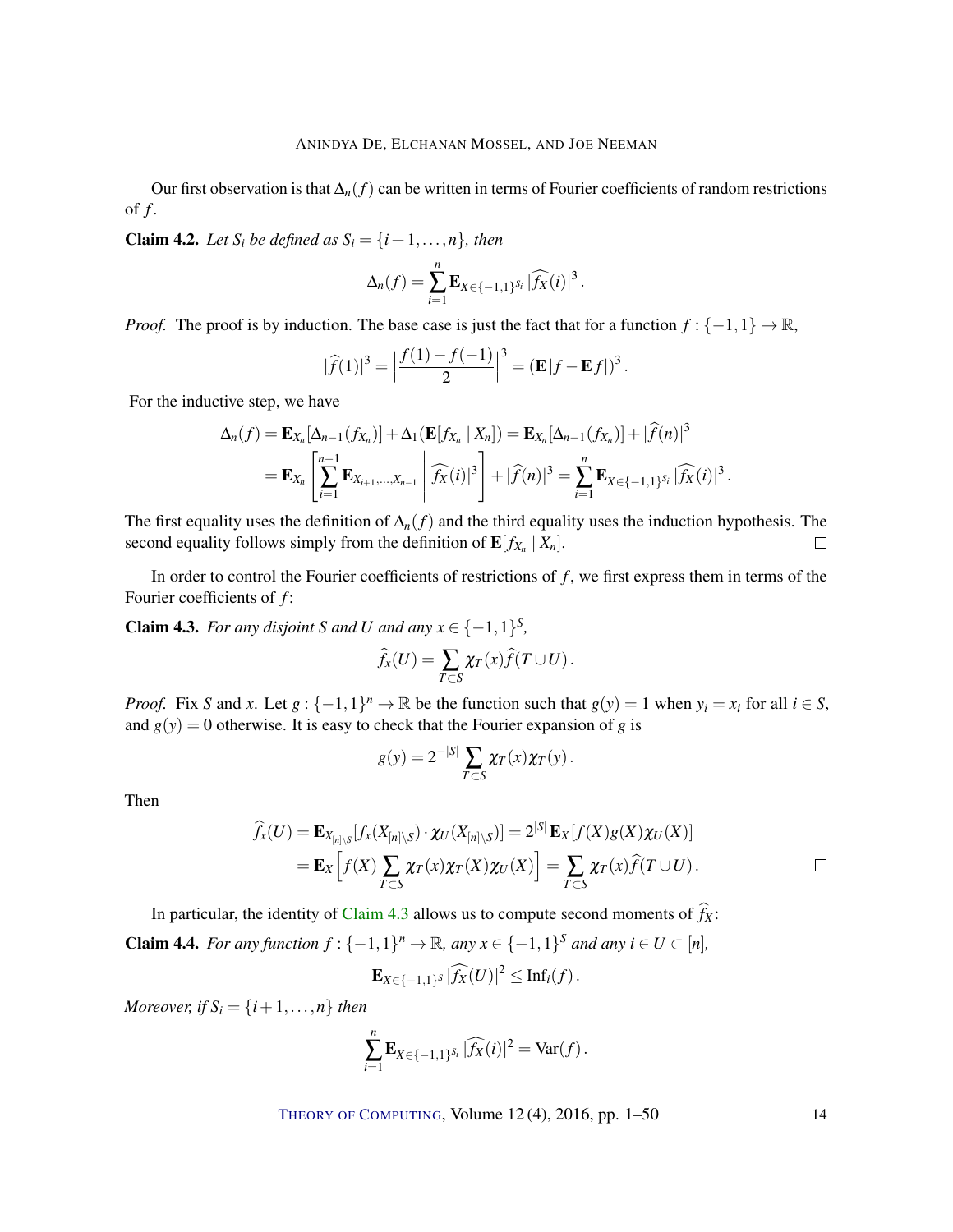Our first observation is that $\Delta_n(f)$ can be written in terms of Fourier coefficients of random restrictions of $f$.

**Claim 4.2.** *Let $S_i$ be defined as $S_i = \{i+1, \ldots, n\}$, then*

$$\Delta_n(f) = \sum_{i=1}^{n} \mathbf{E}_{X \in \{-1,1\}^{S_i}} |\widehat{f_X}(i)|^3 .$$

*Proof.* The proof is by induction. The base case is just the fact that for a function $f : \{-1,1\} \to \mathbb{R}$,

$$|\widehat{f}(1)|^3 = \left| \frac{f(1) - f(-1)}{2} \right|^3 = (\mathbf{E}\,|f - \mathbf{E} f|)^3 .$$

For the inductive step, we have

$$\begin{aligned}
\Delta_n(f) &= \mathbf{E}_{X_n}[\Delta_{n-1}(f_{X_n})] + \Delta_1(\mathbf{E}[f_{X_n} \mid X_n]) = \mathbf{E}_{X_n}[\Delta_{n-1}(f_{X_n})] + |\widehat{f}(n)|^3 \\
&= \mathbf{E}_{X_n}\left[ \sum_{i=1}^{n-1} \mathbf{E}_{X_{i+1},\ldots,X_{n-1}} \middle| \widehat{f_X}(i)|^3 \right] + |\widehat{f}(n)|^3 = \sum_{i=1}^{n} \mathbf{E}_{X \in \{-1,1\}^{S_i}} |\widehat{f_X}(i)|^3 .
\end{aligned}$$

The first equality uses the definition of $\Delta_n(f)$ and the third equality uses the induction hypothesis. The second equality follows simply from the definition of $\mathbf{E}[f_{X_n} \mid X_n]$. $\square$

In order to control the Fourier coefficients of restrictions of $f$, we first express them in terms of the Fourier coefficients of $f$:

**Claim 4.3.** *For any disjoint $S$ and $U$ and any $x \in \{-1,1\}^S$,*

$$\widehat{f}_x(U) = \sum_{T \subset S} \chi_T(x) \widehat{f}(T \cup U) .$$

*Proof.* Fix $S$ and $x$. Let $g : \{-1,1\}^n \to \mathbb{R}$ be the function such that $g(y) = 1$ when $y_i = x_i$ for all $i \in S$, and $g(y) = 0$ otherwise. It is easy to check that the Fourier expansion of $g$ is

$$g(y) = 2^{-|S|} \sum_{T \subset S} \chi_T(x) \chi_T(y) .$$

Then

$$\begin{aligned}
\widehat{f}_x(U) &= \mathbf{E}_{X_{[n]\setminus S}}[f_x(X_{[n]\setminus S}) \cdot \chi_U(X_{[n]\setminus S})] = 2^{|S|}\, \mathbf{E}_X[f(X) g(X) \chi_U(X)] \\
&= \mathbf{E}_X\Big[ f(X) \sum_{T \subset S} \chi_T(x) \chi_T(X) \chi_U(X) \Big] = \sum_{T \subset S} \chi_T(x) \widehat{f}(T \cup U) .
\end{aligned}$$

$\square$

In particular, the identity of Claim 4.3 allows us to compute second moments of $\widehat{f_X}$:

**Claim 4.4.** *For any function $f : \{-1,1\}^n \to \mathbb{R}$, any $x \in \{-1,1\}^S$ and any $i \in U \subset [n]$,*

$$\mathbf{E}_{X \in \{-1,1\}^S} |\widehat{f_X}(U)|^2 \le \mathrm{Inf}_i(f) .$$

*Moreover, if $S_i = \{i+1, \ldots, n\}$ then*

$$\sum_{i=1}^{n} \mathbf{E}_{X \in \{-1,1\}^{S_i}} |\widehat{f_X}(i)|^2 = \mathrm{Var}(f) .$$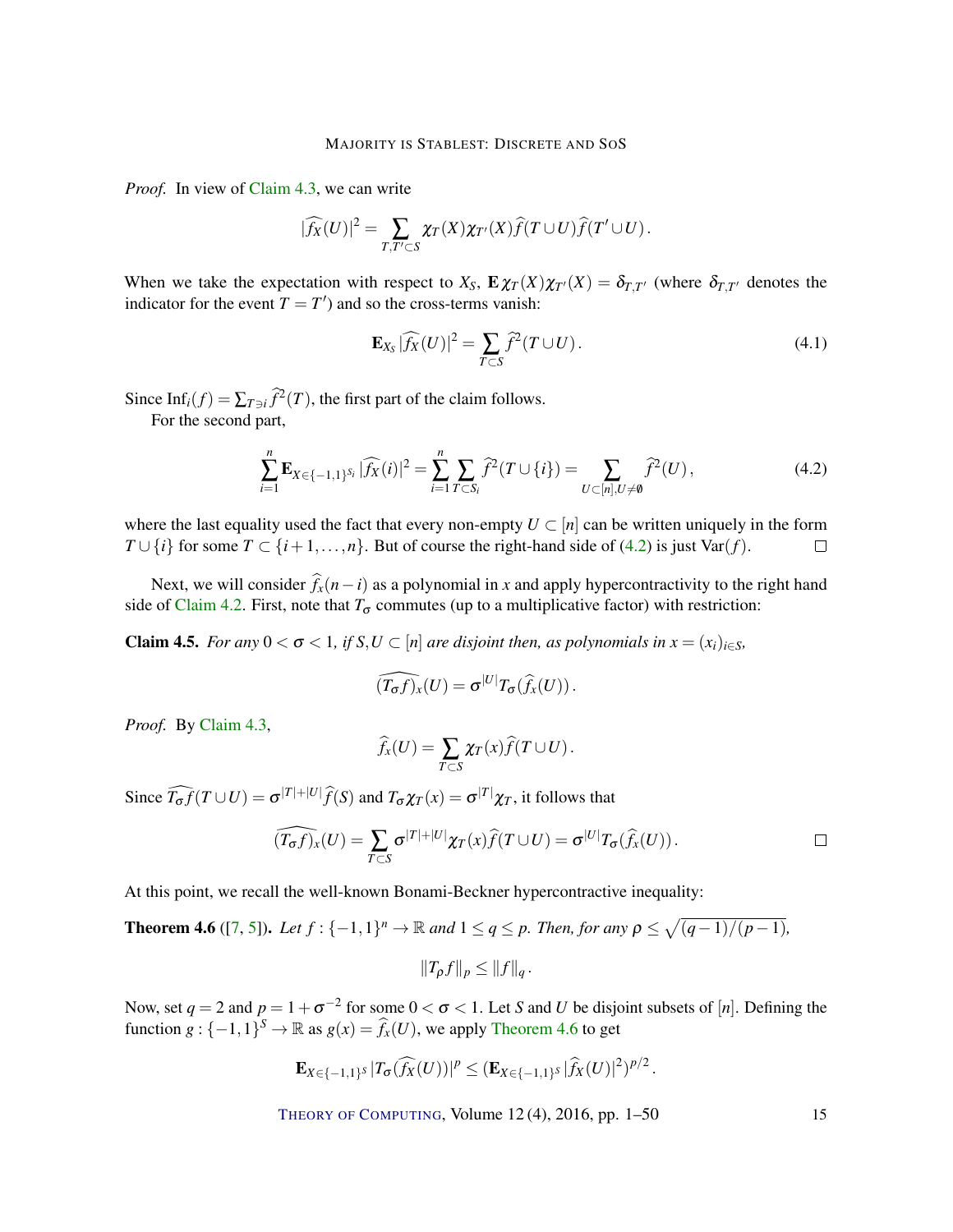*Proof.* In view of Claim 4.3, we can write

$$|\widehat{f_X}(U)|^2 = \sum_{T,T' \subset S} \chi_T(X)\chi_{T'}(X)\widehat{f}(T \cup U)\widehat{f}(T' \cup U).$$

When we take the expectation with respect to $X_S$, $\mathbf{E}\,\chi_T(X)\chi_{T'}(X) = \delta_{T,T'}$ (where $\delta_{T,T'}$ denotes the indicator for the event $T = T'$) and so the cross-terms vanish:

$$\mathbf{E}_{X_S}\,|\widehat{f_X}(U)|^2 = \sum_{T \subset S} \widehat{f}^2(T \cup U). \tag{4.1}$$

Since $\mathrm{Inf}_i(f) = \sum_{T \ni i} \widehat{f}^2(T)$, the first part of the claim follows.

For the second part,

$$\sum_{i=1}^{n} \mathbf{E}_{X \in \{-1,1\}^{S_i}}\,|\widehat{f_X}(i)|^2 = \sum_{i=1}^{n} \sum_{T \subset S_i} \widehat{f}^2(T \cup \{i\}) = \sum_{U \subset [n], U \neq \emptyset} \widehat{f}^2(U), \tag{4.2}$$

where the last equality used the fact that every non-empty $U \subset [n]$ can be written uniquely in the form $T \cup \{i\}$ for some $T \subset \{i+1, \ldots, n\}$. But of course the right-hand side of (4.2) is just $\mathrm{Var}(f)$. $\square$

Next, we will consider $\widehat{f}_x(n-i)$ as a polynomial in $x$ and apply hypercontractivity to the right hand side of Claim 4.2. First, note that $T_\sigma$ commutes (up to a multiplicative factor) with restriction:

**Claim 4.5.** *For any $0 < \sigma < 1$, if $S, U \subset [n]$ are disjoint then, as polynomials in $x = (x_i)_{i \in S}$,*

$$\widehat{(T_\sigma f)_x}(U) = \sigma^{|U|} T_\sigma(\widehat{f}_x(U)).$$

*Proof.* By Claim 4.3,

$$\widehat{f}_x(U) = \sum_{T \subset S} \chi_T(x)\widehat{f}(T \cup U).$$

Since $\widehat{T_\sigma f}(T \cup U) = \sigma^{|T|+|U|}\widehat{f}(S)$ and $T_\sigma \chi_T(x) = \sigma^{|T|}\chi_T$, it follows that

$$\widehat{(T_\sigma f)_x}(U) = \sum_{T \subset S} \sigma^{|T|+|U|}\chi_T(x)\widehat{f}(T \cup U) = \sigma^{|U|} T_\sigma(\widehat{f}_x(U)). \qquad \square$$

At this point, we recall the well-known Bonami-Beckner hypercontractive inequality:

**Theorem 4.6** ([7, 5]). *Let $f : \{-1,1\}^n \to \mathbb{R}$ and $1 \le q \le p$. Then, for any $\rho \le \sqrt{(q-1)/(p-1)}$,*

$$\|T_\rho f\|_p \le \|f\|_q.$$

Now, set $q = 2$ and $p = 1 + \sigma^{-2}$ for some $0 < \sigma < 1$. Let $S$ and $U$ be disjoint subsets of $[n]$. Defining the function $g : \{-1,1\}^S \to \mathbb{R}$ as $g(x) = \widehat{f}_x(U)$, we apply Theorem 4.6 to get

$$\mathbf{E}_{X \in \{-1,1\}^S}\,|T_\sigma(\widehat{f_X}(U))|^p \le (\mathbf{E}_{X \in \{-1,1\}^S}\,|\widehat{f}_X(U)|^2)^{p/2}.$$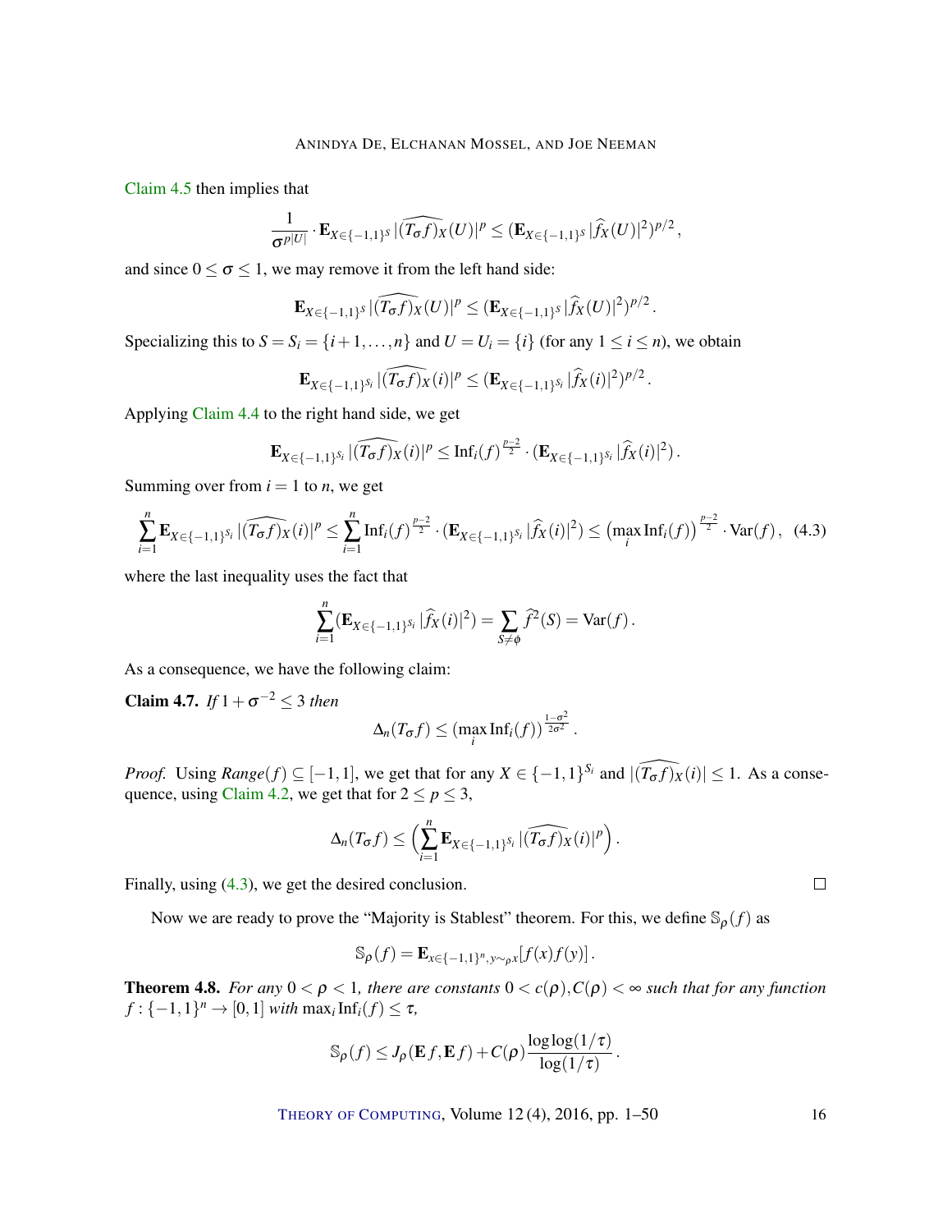Claim 4.5 then implies that

$$\frac{1}{\sigma^{p|U|}} \cdot \mathbf{E}_{X \in \{-1,1\}^S} |\widehat{(T_\sigma f)_X}(U)|^p \leq (\mathbf{E}_{X \in \{-1,1\}^S} |\widehat{f}_X(U)|^2)^{p/2},$$

and since $0 \leq \sigma \leq 1$, we may remove it from the left hand side:

$$\mathbf{E}_{X \in \{-1,1\}^S} |\widehat{(T_\sigma f)_X}(U)|^p \leq (\mathbf{E}_{X \in \{-1,1\}^S} |\widehat{f}_X(U)|^2)^{p/2}.$$

Specializing this to $S = S_i = \{i+1, \ldots, n\}$ and $U = U_i = \{i\}$ (for any $1 \leq i \leq n$), we obtain

$$\mathbf{E}_{X \in \{-1,1\}^{S_i}} |\widehat{(T_\sigma f)_X}(i)|^p \leq (\mathbf{E}_{X \in \{-1,1\}^{S_i}} |\widehat{f}_X(i)|^2)^{p/2}.$$

Applying Claim 4.4 to the right hand side, we get

$$\mathbf{E}_{X \in \{-1,1\}^{S_i}} |\widehat{(T_\sigma f)_X}(i)|^p \leq \mathrm{Inf}_i(f)^{\frac{p-2}{2}} \cdot (\mathbf{E}_{X \in \{-1,1\}^{S_i}} |\widehat{f}_X(i)|^2).$$

Summing over from $i = 1$ to $n$, we get

$$\sum_{i=1}^n \mathbf{E}_{X \in \{-1,1\}^{S_i}} |\widehat{(T_\sigma f)_X}(i)|^p \leq \sum_{i=1}^n \mathrm{Inf}_i(f)^{\frac{p-2}{2}} \cdot (\mathbf{E}_{X \in \{-1,1\}^{S_i}} |\widehat{f}_X(i)|^2) \leq \left(\max_i \mathrm{Inf}_i(f)\right)^{\frac{p-2}{2}} \cdot \mathrm{Var}(f), \quad (4.3)$$

where the last inequality uses the fact that

$$\sum_{i=1}^n (\mathbf{E}_{X \in \{-1,1\}^{S_i}} |\widehat{f}_X(i)|^2) = \sum_{S \neq \phi} \widehat{f}^2(S) = \mathrm{Var}(f).$$

As a consequence, we have the following claim:

**Claim 4.7.** *If* $1 + \sigma^{-2} \leq 3$ *then*

$$\Delta_n(T_\sigma f) \leq \left(\max_i \mathrm{Inf}_i(f)\right)^{\frac{1-\sigma^2}{2\sigma^2}}.$$

*Proof.* Using *Range*$(f) \subseteq [-1,1]$, we get that for any $X \in \{-1,1\}^{S_i}$ and $|\widehat{(T_\sigma f)_X}(i)| \leq 1$. As a consequence, using Claim 4.2, we get that for $2 \leq p \leq 3$,

$$\Delta_n(T_\sigma f) \leq \left(\sum_{i=1}^n \mathbf{E}_{X \in \{-1,1\}^{S_i}} |\widehat{(T_\sigma f)_X}(i)|^p\right).$$

Finally, using (4.3), we get the desired conclusion. □

Now we are ready to prove the "Majority is Stablest" theorem. For this, we define $\mathbb{S}_\rho(f)$ as

$$\mathbb{S}_\rho(f) = \mathbf{E}_{x \in \{-1,1\}^n, y \sim_\rho x}[f(x) f(y)].$$

**Theorem 4.8.** *For any* $0 < \rho < 1$*, there are constants* $0 < c(\rho), C(\rho) < \infty$ *such that for any function* $f : \{-1,1\}^n \to [0,1]$ *with* $\max_i \mathrm{Inf}_i(f) \leq \tau$*,*

$$\mathbb{S}_\rho(f) \leq J_\rho(\mathbf{E} f, \mathbf{E} f) + C(\rho) \frac{\log\log(1/\tau)}{\log(1/\tau)}.$$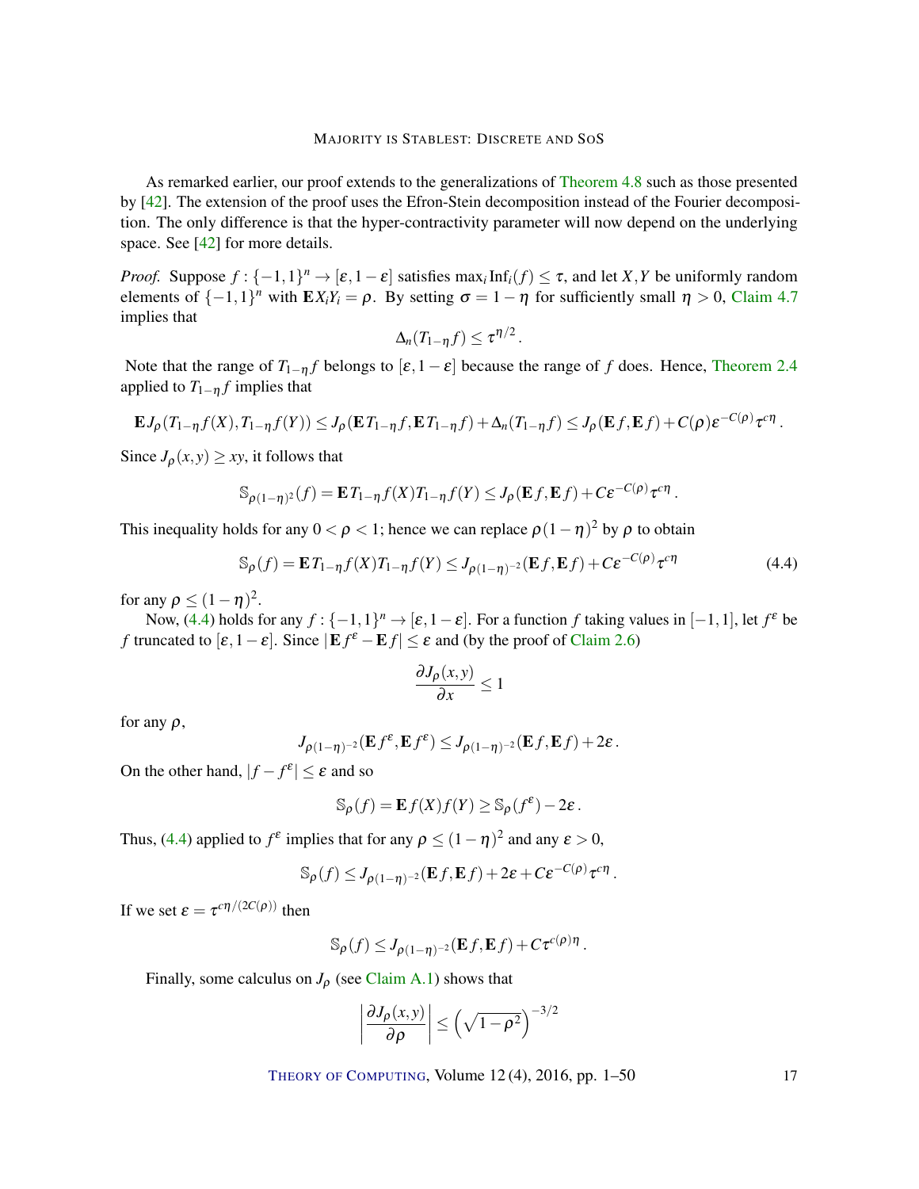As remarked earlier, our proof extends to the generalizations of Theorem 4.8 such as those presented by [42]. The extension of the proof uses the Efron-Stein decomposition instead of the Fourier decomposition. The only difference is that the hyper-contractivity parameter will now depend on the underlying space. See [42] for more details.

*Proof.* Suppose $f : \{-1,1\}^n \to [\varepsilon, 1-\varepsilon]$ satisfies $\max_i \mathrm{Inf}_i(f) \le \tau$, and let $X, Y$ be uniformly random elements of $\{-1,1\}^n$ with $\mathbf{E} X_i Y_i = \rho$. By setting $\sigma = 1-\eta$ for sufficiently small $\eta > 0$, Claim 4.7 implies that

$$\Delta_n(T_{1-\eta} f) \le \tau^{\eta/2}.$$

Note that the range of $T_{1-\eta} f$ belongs to $[\varepsilon, 1-\varepsilon]$ because the range of $f$ does. Hence, Theorem 2.4 applied to $T_{1-\eta} f$ implies that

$$\mathbf{E} J_\rho(T_{1-\eta} f(X), T_{1-\eta} f(Y)) \le J_\rho(\mathbf{E} T_{1-\eta} f, \mathbf{E} T_{1-\eta} f) + \Delta_n(T_{1-\eta} f) \le J_\rho(\mathbf{E} f, \mathbf{E} f) + C(\rho)\varepsilon^{-C(\rho)} \tau^{c\eta}.$$

Since $J_\rho(x,y) \ge xy$, it follows that

$$\mathbb{S}_{\rho(1-\eta)^2}(f) = \mathbf{E} T_{1-\eta} f(X) T_{1-\eta} f(Y) \le J_\rho(\mathbf{E} f, \mathbf{E} f) + C\varepsilon^{-C(\rho)} \tau^{c\eta}.$$

This inequality holds for any $0 < \rho < 1$; hence we can replace $\rho(1-\eta)^2$ by $\rho$ to obtain

$$\mathbb{S}_\rho(f) = \mathbf{E} T_{1-\eta} f(X) T_{1-\eta} f(Y) \le J_{\rho(1-\eta)^{-2}}(\mathbf{E} f, \mathbf{E} f) + C\varepsilon^{-C(\rho)} \tau^{c\eta} \tag{4.4}$$

for any $\rho \le (1-\eta)^2$.

Now, (4.4) holds for any $f : \{-1,1\}^n \to [\varepsilon, 1-\varepsilon]$. For a function $f$ taking values in $[-1,1]$, let $f^\varepsilon$ be $f$ truncated to $[\varepsilon, 1-\varepsilon]$. Since $|\mathbf{E} f^\varepsilon - \mathbf{E} f| \le \varepsilon$ and (by the proof of Claim 2.6)

$$\frac{\partial J_\rho(x,y)}{\partial x} \le 1$$

for any $\rho$,

$$J_{\rho(1-\eta)^{-2}}(\mathbf{E} f^\varepsilon, \mathbf{E} f^\varepsilon) \le J_{\rho(1-\eta)^{-2}}(\mathbf{E} f, \mathbf{E} f) + 2\varepsilon.$$

On the other hand, $|f - f^\varepsilon| \le \varepsilon$ and so

$$\mathbb{S}_\rho(f) = \mathbf{E} f(X) f(Y) \ge \mathbb{S}_\rho(f^\varepsilon) - 2\varepsilon.$$

Thus, (4.4) applied to $f^\varepsilon$ implies that for any $\rho \le (1-\eta)^2$ and any $\varepsilon > 0$,

$$\mathbb{S}_\rho(f) \le J_{\rho(1-\eta)^{-2}}(\mathbf{E} f, \mathbf{E} f) + 2\varepsilon + C\varepsilon^{-C(\rho)} \tau^{c\eta}.$$

If we set $\varepsilon = \tau^{c\eta/(2C(\rho))}$ then

$$\mathbb{S}_\rho(f) \le J_{\rho(1-\eta)^{-2}}(\mathbf{E} f, \mathbf{E} f) + C\tau^{c(\rho)\eta}.$$

Finally, some calculus on $J_\rho$ (see Claim A.1) shows that

$$\left| \frac{\partial J_\rho(x,y)}{\partial \rho} \right| \le \left( \sqrt{1-\rho^2} \right)^{-3/2}$$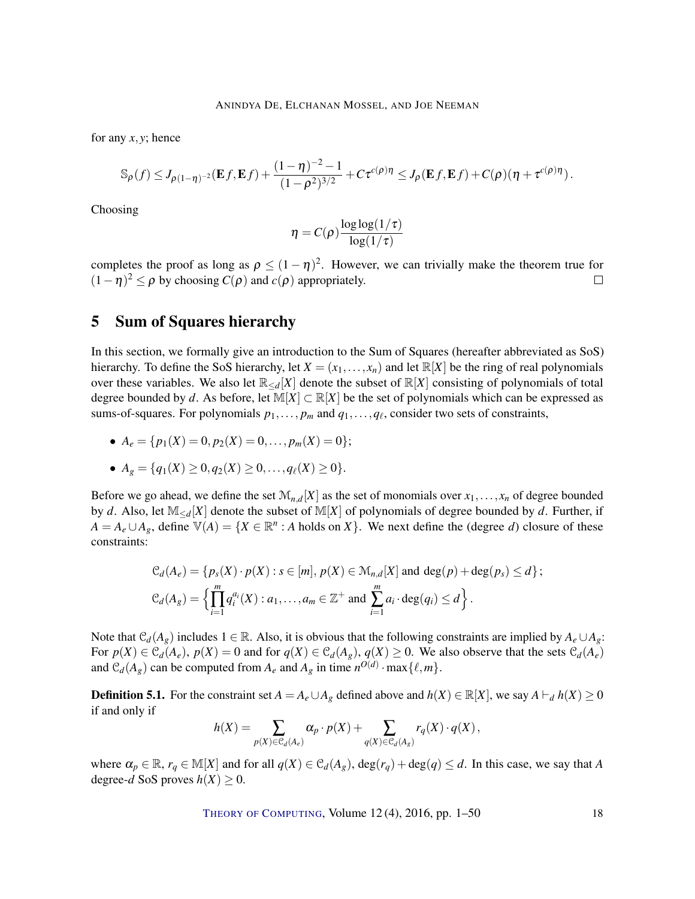for any $x, y$; hence

$$\mathbb{S}_\rho(f) \le J_{\rho(1-\eta)^{-2}}(\mathbf{E} f, \mathbf{E} f) + \frac{(1-\eta)^{-2}-1}{(1-\rho^2)^{3/2}} + C\tau^{c(\rho)\eta} \le J_\rho(\mathbf{E} f, \mathbf{E} f) + C(\rho)(\eta + \tau^{c(\rho)\eta}).$$

Choosing

$$\eta = C(\rho)\frac{\log\log(1/\tau)}{\log(1/\tau)}$$

completes the proof as long as $\rho \le (1-\eta)^2$. However, we can trivially make the theorem true for $(1-\eta)^2 \le \rho$ by choosing $C(\rho)$ and $c(\rho)$ appropriately. □

## 5 Sum of Squares hierarchy

In this section, we formally give an introduction to the Sum of Squares (hereafter abbreviated as SoS) hierarchy. To define the SoS hierarchy, let $X = (x_1, \ldots, x_n)$ and let $\mathbb{R}[X]$ be the ring of real polynomials over these variables. We also let $\mathbb{R}_{\le d}[X]$ denote the subset of $\mathbb{R}[X]$ consisting of polynomials of total degree bounded by $d$. As before, let $\mathbb{M}[X] \subset \mathbb{R}[X]$ be the set of polynomials which can be expressed as sums-of-squares. For polynomials $p_1, \ldots, p_m$ and $q_1, \ldots, q_\ell$, consider two sets of constraints,

- $A_e = \{p_1(X) = 0, p_2(X) = 0, \ldots, p_m(X) = 0\}$;
- $A_g = \{q_1(X) \ge 0, q_2(X) \ge 0, \ldots, q_\ell(X) \ge 0\}$.

Before we go ahead, we define the set $\mathcal{M}_{n,d}[X]$ as the set of monomials over $x_1, \ldots, x_n$ of degree bounded by $d$. Also, let $\mathbb{M}_{\le d}[X]$ denote the subset of $\mathbb{M}[X]$ of polynomials of degree bounded by $d$. Further, if $A = A_e \cup A_g$, define $\mathbb{V}(A) = \{X \in \mathbb{R}^n : A \text{ holds on } X\}$. We next define the (degree $d$) closure of these constraints:

$$\mathcal{C}_d(A_e) = \{p_s(X) \cdot p(X) : s \in [m],\, p(X) \in \mathcal{M}_{n,d}[X] \text{ and } \deg(p) + \deg(p_s) \le d\};$$
$$\mathcal{C}_d(A_g) = \Big\{\prod_{i=1}^{m} q_i^{a_i}(X) : a_1, \ldots, a_m \in \mathbb{Z}^+ \text{ and } \sum_{i=1}^{m} a_i \cdot \deg(q_i) \le d\Big\}.$$

Note that $\mathcal{C}_d(A_g)$ includes $1 \in \mathbb{R}$. Also, it is obvious that the following constraints are implied by $A_e \cup A_g$: For $p(X) \in \mathcal{C}_d(A_e)$, $p(X) = 0$ and for $q(X) \in \mathcal{C}_d(A_g)$, $q(X) \ge 0$. We also observe that the sets $\mathcal{C}_d(A_e)$ and $\mathcal{C}_d(A_g)$ can be computed from $A_e$ and $A_g$ in time $n^{O(d)} \cdot \max\{\ell, m\}$.

**Definition 5.1.** For the constraint set $A = A_e \cup A_g$ defined above and $h(X) \in \mathbb{R}[X]$, we say $A \vdash_d h(X) \ge 0$ if and only if

$$h(X) = \sum_{p(X) \in \mathcal{C}_d(A_e)} \alpha_p \cdot p(X) + \sum_{q(X) \in \mathcal{C}_d(A_g)} r_q(X) \cdot q(X),$$

where $\alpha_p \in \mathbb{R}$, $r_q \in \mathbb{M}[X]$ and for all $q(X) \in \mathcal{C}_d(A_g)$, $\deg(r_q) + \deg(q) \le d$. In this case, we say that $A$ degree-$d$ SoS proves $h(X) \ge 0$.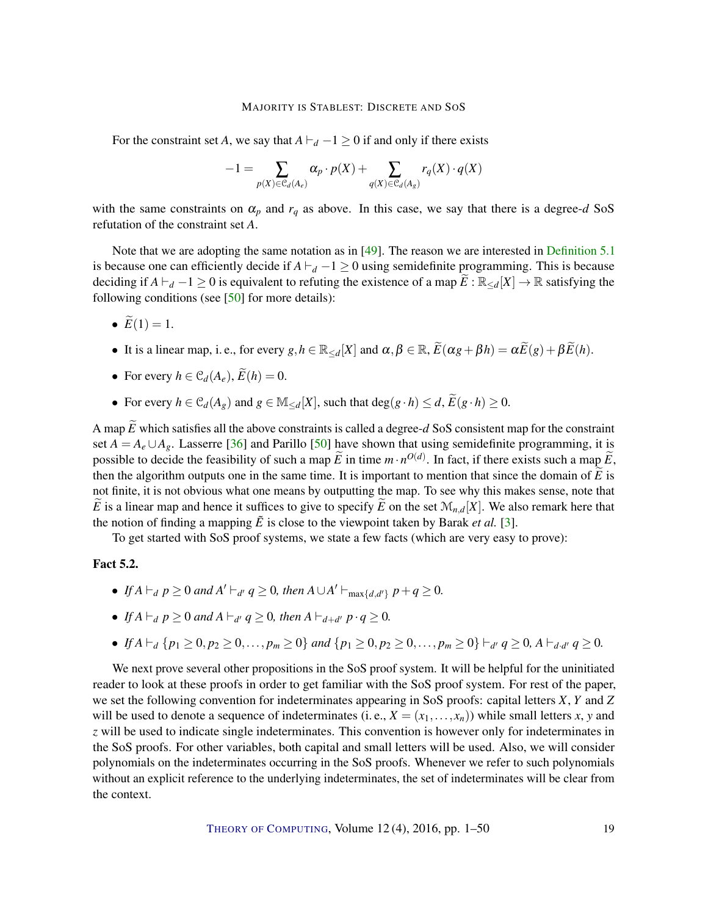For the constraint set $A$, we say that $A \vdash_d -1 \geq 0$ if and only if there exists

$$-1 = \sum_{p(X) \in \mathcal{C}_d(A_e)} \alpha_p \cdot p(X) + \sum_{q(X) \in \mathcal{C}_d(A_g)} r_q(X) \cdot q(X)$$

with the same constraints on $\alpha_p$ and $r_q$ as above. In this case, we say that there is a degree-$d$ SoS refutation of the constraint set $A$.

Note that we are adopting the same notation as in [49]. The reason we are interested in Definition 5.1 is because one can efficiently decide if $A \vdash_d -1 \geq 0$ using semidefinite programming. This is because deciding if $A \vdash_d -1 \geq 0$ is equivalent to refuting the existence of a map $\widetilde{E} : \mathbb{R}_{\leq d}[X] \to \mathbb{R}$ satisfying the following conditions (see [50] for more details):

- $\widetilde{E}(1) = 1$.
- It is a linear map, i. e., for every $g, h \in \mathbb{R}_{\leq d}[X]$ and $\alpha, \beta \in \mathbb{R}$, $\widetilde{E}(\alpha g + \beta h) = \alpha \widetilde{E}(g) + \beta \widetilde{E}(h)$.
- For every $h \in \mathcal{C}_d(A_e)$, $\widetilde{E}(h) = 0$.
- For every $h \in \mathcal{C}_d(A_g)$ and $g \in \mathbb{M}_{\leq d}[X]$, such that $\deg(g \cdot h) \leq d$, $\widetilde{E}(g \cdot h) \geq 0$.

A map $\widetilde{E}$ which satisfies all the above constraints is called a degree-$d$ SoS consistent map for the constraint set $A = A_e \cup A_g$. Lasserre [36] and Parillo [50] have shown that using semidefinite programming, it is possible to decide the feasibility of such a map $\widetilde{E}$ in time $m \cdot n^{O(d)}$. In fact, if there exists such a map $\widetilde{E}$, then the algorithm outputs one in the same time. It is important to mention that since the domain of $\widetilde{E}$ is not finite, it is not obvious what one means by outputting the map. To see why this makes sense, note that $\widetilde{E}$ is a linear map and hence it suffices to give to specify $\widetilde{E}$ on the set $\mathcal{M}_{n,d}[X]$. We also remark here that the notion of finding a mapping $\tilde{E}$ is close to the viewpoint taken by Barak *et al.* [3].

To get started with SoS proof systems, we state a few facts (which are very easy to prove):

**Fact 5.2.**

- *If $A \vdash_d p \geq 0$ and $A' \vdash_{d'} q \geq 0$, then $A \cup A' \vdash_{\max\{d,d'\}} p + q \geq 0$.*
- *If $A \vdash_d p \geq 0$ and $A \vdash_{d'} q \geq 0$, then $A \vdash_{d+d'} p \cdot q \geq 0$.*
- *If $A \vdash_d \{p_1 \geq 0, p_2 \geq 0, \ldots, p_m \geq 0\}$ and $\{p_1 \geq 0, p_2 \geq 0, \ldots, p_m \geq 0\} \vdash_{d'} q \geq 0$, $A \vdash_{d \cdot d'} q \geq 0$.*

We next prove several other propositions in the SoS proof system. It will be helpful for the uninitiated reader to look at these proofs in order to get familiar with the SoS proof system. For rest of the paper, we set the following convention for indeterminates appearing in SoS proofs: capital letters $X$, $Y$ and $Z$ will be used to denote a sequence of indeterminates (i. e., $X = (x_1, \ldots, x_n)$) while small letters $x$, $y$ and $z$ will be used to indicate single indeterminates. This convention is however only for indeterminates in the SoS proofs. For other variables, both capital and small letters will be used. Also, we will consider polynomials on the indeterminates occurring in the SoS proofs. Whenever we refer to such polynomials without an explicit reference to the underlying indeterminates, the set of indeterminates will be clear from the context.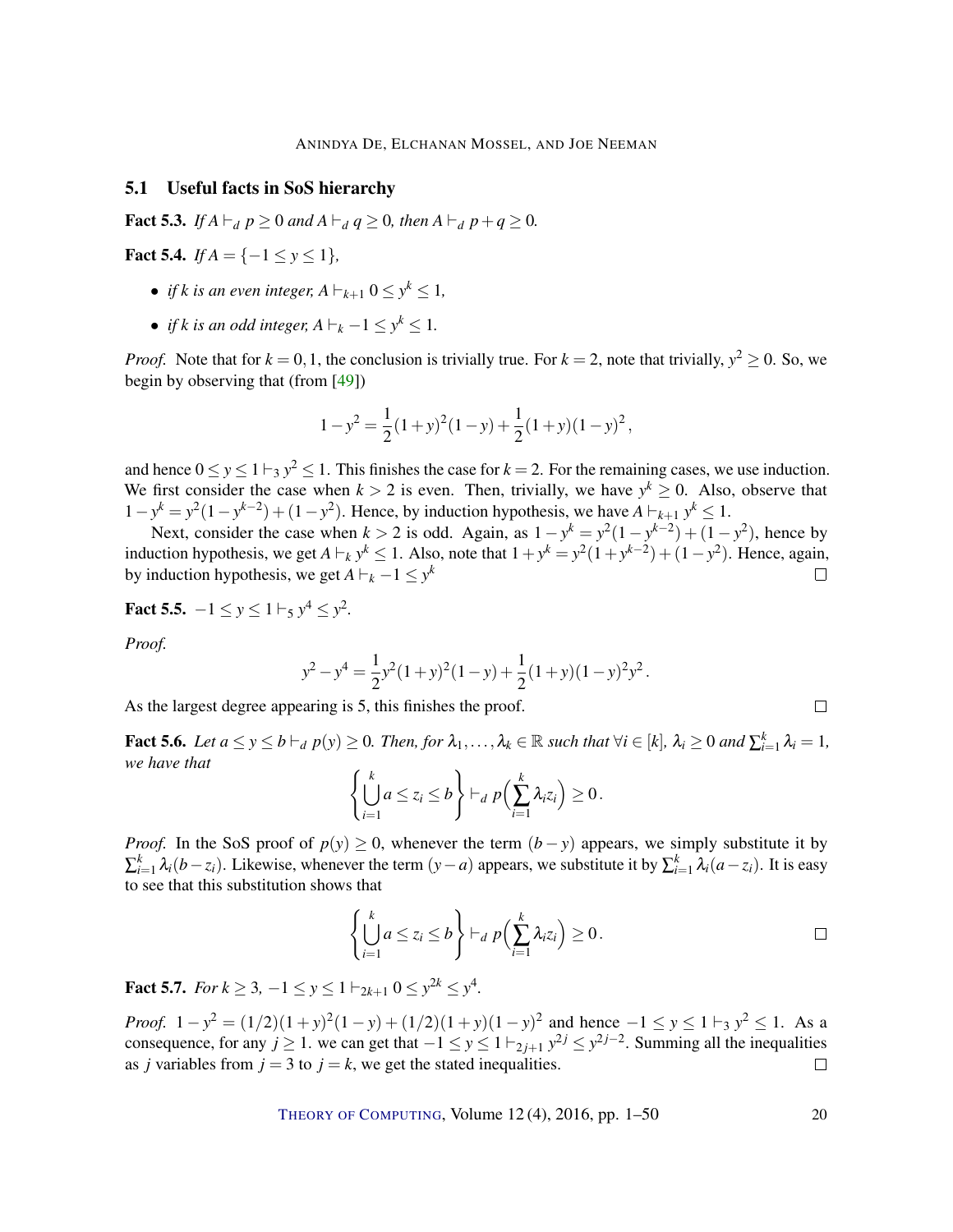## 5.1 Useful facts in SoS hierarchy

**Fact 5.3.** *If $A \vdash_d p \geq 0$ and $A \vdash_d q \geq 0$, then $A \vdash_d p+q \geq 0$.*

**Fact 5.4.** *If $A = \{-1 \leq y \leq 1\}$,*

- *if $k$ is an even integer, $A \vdash_{k+1} 0 \leq y^k \leq 1$,*
- *if $k$ is an odd integer, $A \vdash_k -1 \leq y^k \leq 1$.*

*Proof.* Note that for $k = 0,1$, the conclusion is trivially true. For $k = 2$, note that trivially, $y^2 \geq 0$. So, we begin by observing that (from [49])

$$1 - y^2 = \frac{1}{2}(1+y)^2(1-y) + \frac{1}{2}(1+y)(1-y)^2 \,,$$

and hence $0 \leq y \leq 1 \vdash_3 y^2 \leq 1$. This finishes the case for $k = 2$. For the remaining cases, we use induction. We first consider the case when $k > 2$ is even. Then, trivially, we have $y^k \geq 0$. Also, observe that $1 - y^k = y^2(1 - y^{k-2}) + (1 - y^2)$. Hence, by induction hypothesis, we have $A \vdash_{k+1} y^k \leq 1$.

Next, consider the case when $k > 2$ is odd. Again, as $1 - y^k = y^2(1 - y^{k-2}) + (1 - y^2)$, hence by induction hypothesis, we get $A \vdash_k y^k \leq 1$. Also, note that $1 + y^k = y^2(1 + y^{k-2}) + (1 - y^2)$. Hence, again, by induction hypothesis, we get $A \vdash_k -1 \leq y^k$ $\square$

**Fact 5.5.** $-1 \leq y \leq 1 \vdash_5 y^4 \leq y^2$.

*Proof.*

$$y^2 - y^4 = \frac{1}{2}y^2(1+y)^2(1-y) + \frac{1}{2}(1+y)(1-y)^2 y^2 \,.$$

As the largest degree appearing is 5, this finishes the proof. $\square$

**Fact 5.6.** *Let $a \leq y \leq b \vdash_d p(y) \geq 0$. Then, for $\lambda_1, \ldots, \lambda_k \in \mathbb{R}$ such that $\forall i \in [k]$, $\lambda_i \geq 0$ and $\sum_{i=1}^k \lambda_i = 1$, we have that*

$$\left\{ \bigcup_{i=1}^k a \leq z_i \leq b \right\} \vdash_d p\Big(\sum_{i=1}^k \lambda_i z_i\Big) \geq 0 \,.$$

*Proof.* In the SoS proof of $p(y) \geq 0$, whenever the term $(b - y)$ appears, we simply substitute it by $\sum_{i=1}^k \lambda_i (b - z_i)$. Likewise, whenever the term $(y - a)$ appears, we substitute it by $\sum_{i=1}^k \lambda_i (a - z_i)$. It is easy to see that this substitution shows that

$$\left\{ \bigcup_{i=1}^k a \leq z_i \leq b \right\} \vdash_d p\Big(\sum_{i=1}^k \lambda_i z_i\Big) \geq 0 \,. \qquad \square$$

**Fact 5.7.** *For $k \geq 3$, $-1 \leq y \leq 1 \vdash_{2k+1} 0 \leq y^{2k} \leq y^4$.*

*Proof.* $1 - y^2 = (1/2)(1+y)^2(1-y) + (1/2)(1+y)(1-y)^2$ and hence $-1 \leq y \leq 1 \vdash_3 y^2 \leq 1$. As a consequence, for any $j \geq 1$. we can get that $-1 \leq y \leq 1 \vdash_{2j+1} y^{2j} \leq y^{2j-2}$. Summing all the inequalities as $j$ variables from $j = 3$ to $j = k$, we get the stated inequalities. $\square$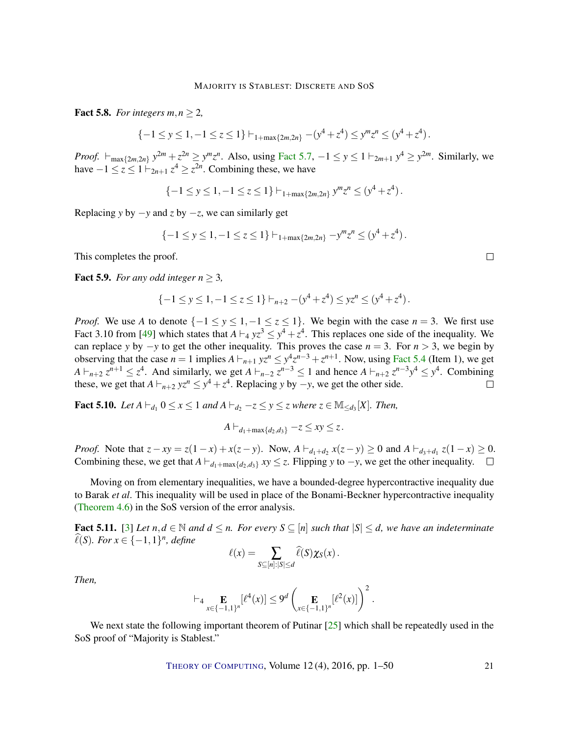**Fact 5.8.** *For integers $m,n \geq 2$,*

$$\{-1 \leq y \leq 1, -1 \leq z \leq 1\} \vdash_{1+\max\{2m,2n\}} -(y^4+z^4) \leq y^m z^n \leq (y^4+z^4)\,.$$

*Proof.* $\vdash_{\max\{2m,2n\}} y^{2m}+z^{2n} \geq y^m z^n$. Also, using Fact 5.7, $-1 \leq y \leq 1 \vdash_{2m+1} y^4 \geq y^{2m}$. Similarly, we have $-1 \leq z \leq 1 \vdash_{2n+1} z^4 \geq z^{2n}$. Combining these, we have

$$\{-1 \leq y \leq 1, -1 \leq z \leq 1\} \vdash_{1+\max\{2m,2n\}} y^m z^n \leq (y^4+z^4)\,.$$

Replacing $y$ by $-y$ and $z$ by $-z$, we can similarly get

$$\{-1 \leq y \leq 1, -1 \leq z \leq 1\} \vdash_{1+\max\{2m,2n\}} -y^m z^n \leq (y^4+z^4)\,.$$

This completes the proof. $\square$

**Fact 5.9.** *For any odd integer $n \geq 3$,*

$$\{-1 \leq y \leq 1, -1 \leq z \leq 1\} \vdash_{n+2} -(y^4+z^4) \leq yz^n \leq (y^4+z^4)\,.$$

*Proof.* We use $A$ to denote $\{-1 \leq y \leq 1, -1 \leq z \leq 1\}$. We begin with the case $n=3$. We first use Fact 3.10 from [49] which states that $A \vdash_4 yz^3 \leq y^4+z^4$. This replaces one side of the inequality. We can replace $y$ by $-y$ to get the other inequality. This proves the case $n=3$. For $n>3$, we begin by observing that the case $n=1$ implies $A \vdash_{n+1} yz^n \leq y^4 z^{n-3} + z^{n+1}$. Now, using Fact 5.4 (Item 1), we get $A \vdash_{n+2} z^{n+1} \leq z^4$. And similarly, we get $A \vdash_{n-2} z^{n-3} \leq 1$ and hence $A \vdash_{n+2} z^{n-3}y^4 \leq y^4$. Combining these, we get that $A \vdash_{n+2} yz^n \leq y^4+z^4$. Replacing $y$ by $-y$, we get the other side. $\square$

**Fact 5.10.** *Let $A \vdash_{d_1} 0 \leq x \leq 1$ and $A \vdash_{d_2} -z \leq y \leq z$ where $z \in \mathbb{M}_{\leq d_3}[X]$. Then,*

$$A \vdash_{d_1+\max\{d_2,d_3\}} -z \leq xy \leq z\,.$$

*Proof.* Note that $z - xy = z(1-x) + x(z-y)$. Now, $A \vdash_{d_1+d_2} x(z-y) \geq 0$ and $A \vdash_{d_3+d_1} z(1-x) \geq 0$. Combining these, we get that $A \vdash_{d_1+\max\{d_2,d_3\}} xy \leq z$. Flipping $y$ to $-y$, we get the other inequality. $\square$

Moving on from elementary inequalities, we have a bounded-degree hypercontractive inequality due to Barak *et al*. This inequality will be used in place of the Bonami-Beckner hypercontractive inequality (Theorem 4.6) in the SoS version of the error analysis.

**Fact 5.11.** [3] *Let $n,d \in \mathbb{N}$ and $d \leq n$. For every $S \subseteq [n]$ such that $|S| \leq d$, we have an indeterminate $\widehat{\ell}(S)$. For $x \in \{-1,1\}^n$, define*

$$\ell(x) = \sum_{S\subseteq[n]:|S|\leq d} \widehat{\ell}(S)\chi_S(x)\,.$$

*Then,*

$$\vdash_4 \mathop{\mathbf{E}}_{x\in\{-1,1\}^n}[\ell^4(x)] \leq 9^d \left(\mathop{\mathbf{E}}_{x\in\{-1,1\}^n}[\ell^2(x)]\right)^2\,.$$

We next state the following important theorem of Putinar [25] which shall be repeatedly used in the SoS proof of "Majority is Stablest."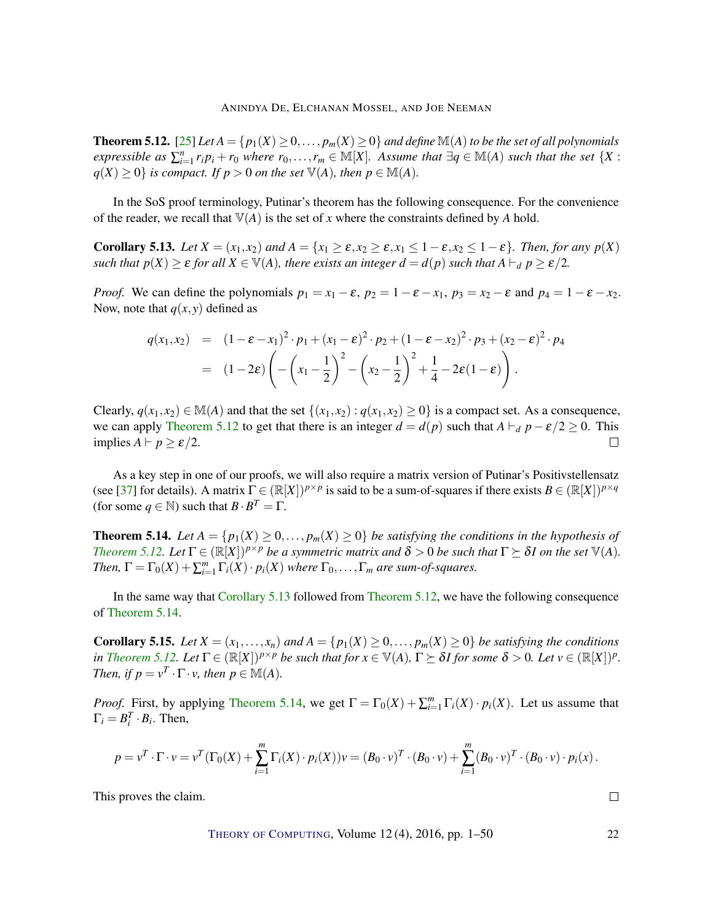**Theorem 5.12.** [25] *Let $A = \{p_1(X) \geq 0, \ldots, p_m(X) \geq 0\}$ and define $\mathbb{M}(A)$ to be the set of all polynomials expressible as $\sum_{i=1}^{n} r_i p_i + r_0$ where $r_0, \ldots, r_m \in \mathbb{M}[X]$. Assume that $\exists q \in \mathbb{M}(A)$ such that the set $\{X : q(X) \geq 0\}$ is compact. If $p > 0$ on the set $\mathbb{V}(A)$, then $p \in \mathbb{M}(A)$.*

In the SoS proof terminology, Putinar's theorem has the following consequence. For the convenience of the reader, we recall that $\mathbb{V}(A)$ is the set of $x$ where the constraints defined by $A$ hold.

**Corollary 5.13.** *Let $X = (x_1, x_2)$ and $A = \{x_1 \geq \varepsilon, x_2 \geq \varepsilon, x_1 \leq 1-\varepsilon, x_2 \leq 1-\varepsilon\}$. Then, for any $p(X)$ such that $p(X) \geq \varepsilon$ for all $X \in \mathbb{V}(A)$, there exists an integer $d = d(p)$ such that $A \vdash_d p \geq \varepsilon/2$.*

*Proof.* We can define the polynomials $p_1 = x_1 - \varepsilon$, $p_2 = 1 - \varepsilon - x_1$, $p_3 = x_2 - \varepsilon$ and $p_4 = 1 - \varepsilon - x_2$. Now, note that $q(x, y)$ defined as

$$
\begin{aligned}
q(x_1, x_2) &= (1-\varepsilon-x_1)^2 \cdot p_1 + (x_1 - \varepsilon)^2 \cdot p_2 + (1-\varepsilon-x_2)^2 \cdot p_3 + (x_2-\varepsilon)^2 \cdot p_4 \\
&= (1-2\varepsilon)\left(-\left(x_1 - \frac{1}{2}\right)^2 - \left(x_2 - \frac{1}{2}\right)^2 + \frac{1}{4} - 2\varepsilon(1-\varepsilon)\right).
\end{aligned}
$$

Clearly, $q(x_1, x_2) \in \mathbb{M}(A)$ and that the set $\{(x_1, x_2) : q(x_1, x_2) \geq 0\}$ is a compact set. As a consequence, we can apply Theorem 5.12 to get that there is an integer $d = d(p)$ such that $A \vdash_d p - \varepsilon/2 \geq 0$. This implies $A \vdash p \geq \varepsilon/2$. $\square$

As a key step in one of our proofs, we will also require a matrix version of Putinar's Positivstellensatz (see [37] for details). A matrix $\Gamma \in (\mathbb{R}[X])^{p \times p}$ is said to be a sum-of-squares if there exists $B \in (\mathbb{R}[X])^{p \times q}$ (for some $q \in \mathbb{N}$) such that $B \cdot B^T = \Gamma$.

**Theorem 5.14.** *Let $A = \{p_1(X) \geq 0, \ldots, p_m(X) \geq 0\}$ be satisfying the conditions in the hypothesis of Theorem 5.12. Let $\Gamma \in (\mathbb{R}[X])^{p \times p}$ be a symmetric matrix and $\delta > 0$ be such that $\Gamma \succeq \delta I$ on the set $\mathbb{V}(A)$. Then, $\Gamma = \Gamma_0(X) + \sum_{i=1}^{m} \Gamma_i(X) \cdot p_i(X)$ where $\Gamma_0, \ldots, \Gamma_m$ are sum-of-squares.*

In the same way that Corollary 5.13 followed from Theorem 5.12, we have the following consequence of Theorem 5.14.

**Corollary 5.15.** *Let $X = (x_1, \ldots, x_n)$ and $A = \{p_1(X) \geq 0, \ldots, p_m(X) \geq 0\}$ be satisfying the conditions in Theorem 5.12. Let $\Gamma \in (\mathbb{R}[X])^{p \times p}$ be such that for $x \in \mathbb{V}(A)$, $\Gamma \succeq \delta I$ for some $\delta > 0$. Let $v \in (\mathbb{R}[X])^p$. Then, if $p = v^T \cdot \Gamma \cdot v$, then $p \in \mathbb{M}(A)$.*

*Proof.* First, by applying Theorem 5.14, we get $\Gamma = \Gamma_0(X) + \sum_{i=1}^{m} \Gamma_i(X) \cdot p_i(X)$. Let us assume that $\Gamma_i = B_i^T \cdot B_i$. Then,

$$
p = v^T \cdot \Gamma \cdot v = v^T(\Gamma_0(X) + \sum_{i=1}^{m} \Gamma_i(X) \cdot p_i(X))v = (B_0 \cdot v)^T \cdot (B_0 \cdot v) + \sum_{i=1}^{m} (B_0 \cdot v)^T \cdot (B_0 \cdot v) \cdot p_i(x).
$$

This proves the claim. $\square$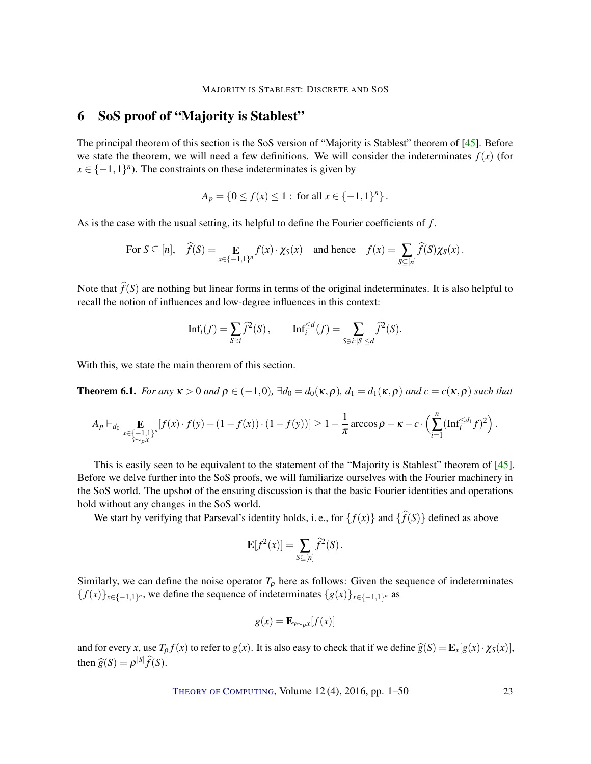## 6 SoS proof of "Majority is Stablest"

The principal theorem of this section is the SoS version of "Majority is Stablest" theorem of [45]. Before we state the theorem, we will need a few definitions. We will consider the indeterminates $f(x)$ (for $x \in \{-1,1\}^n$). The constraints on these indeterminates is given by

$$A_p = \{0 \leq f(x) \leq 1 : \text{ for all } x \in \{-1,1\}^n\}.$$

As is the case with the usual setting, its helpful to define the Fourier coefficients of $f$.

$$\text{For } S \subseteq [n], \quad \widehat{f}(S) = \mathop{\mathbf{E}}_{x \in \{-1,1\}^n} f(x) \cdot \chi_S(x) \quad \text{and hence} \quad f(x) = \sum_{S \subseteq [n]} \widehat{f}(S) \chi_S(x).$$

Note that $\widehat{f}(S)$ are nothing but linear forms in terms of the original indeterminates. It is also helpful to recall the notion of influences and low-degree influences in this context:

$$\mathrm{Inf}_i(f) = \sum_{S \ni i} \widehat{f}^2(S), \qquad \mathrm{Inf}_i^{\leq d}(f) = \sum_{S \ni i : |S| \leq d} \widehat{f}^2(S).$$

With this, we state the main theorem of this section.

**Theorem 6.1.** *For any $\kappa > 0$ and $\rho \in (-1,0)$, $\exists d_0 = d_0(\kappa, \rho)$, $d_1 = d_1(\kappa, \rho)$ and $c = c(\kappa, \rho)$ such that*

$$A_p \vdash_{d_0} \mathop{\mathbf{E}}_{\substack{x \in \{-1,1\}^n \\ y \sim_\rho x}} [f(x) \cdot f(y) + (1 - f(x)) \cdot (1 - f(y))] \geq 1 - \frac{1}{\pi} \arccos \rho - \kappa - c \cdot \Big( \sum_{i=1}^{n} (\mathrm{Inf}_i^{\leq d_1} f)^2 \Big).$$

This is easily seen to be equivalent to the statement of the "Majority is Stablest" theorem of [45]. Before we delve further into the SoS proofs, we will familiarize ourselves with the Fourier machinery in the SoS world. The upshot of the ensuing discussion is that the basic Fourier identities and operations hold without any changes in the SoS world.

We start by verifying that Parseval's identity holds, i. e., for $\{f(x)\}$ and $\{\widehat{f}(S)\}$ defined as above

$$\mathbf{E}[f^2(x)] = \sum_{S \subseteq [n]} \widehat{f}^2(S).$$

Similarly, we can define the noise operator $T_\rho$ here as follows: Given the sequence of indeterminates $\{f(x)\}_{x \in \{-1,1\}^n}$, we define the sequence of indeterminates $\{g(x)\}_{x \in \{-1,1\}^n}$ as

$$g(x) = \mathbf{E}_{y \sim_\rho x}[f(x)]$$

and for every $x$, use $T_\rho f(x)$ to refer to $g(x)$. It is also easy to check that if we define $\widehat{g}(S) = \mathbf{E}_x[g(x) \cdot \chi_S(x)]$, then $\widehat{g}(S) = \rho^{|S|} \widehat{f}(S)$.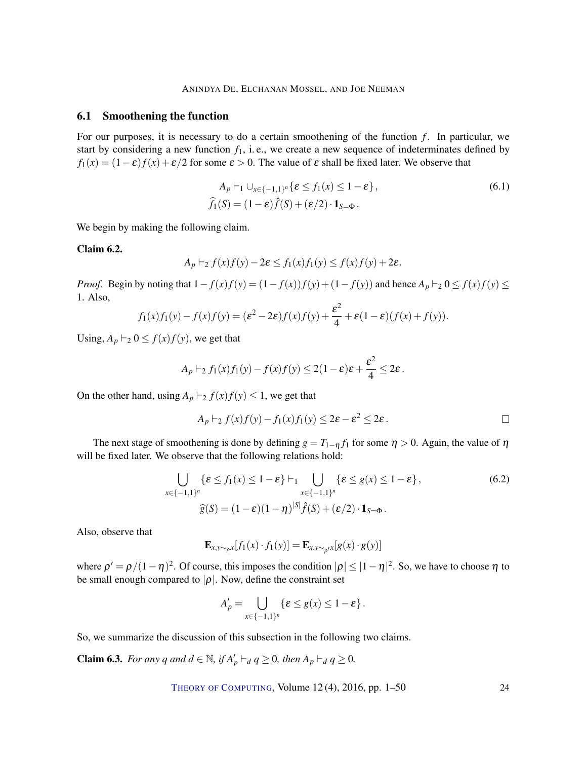## 6.1 Smoothening the function

For our purposes, it is necessary to do a certain smoothening of the function $f$. In particular, we start by considering a new function $f_1$, i. e., we create a new sequence of indeterminates defined by $f_1(x) = (1-\varepsilon)f(x) + \varepsilon/2$ for some $\varepsilon > 0$. The value of $\varepsilon$ shall be fixed later. We observe that

$$A_p \vdash_1 \cup_{x\in\{-1,1\}^n} \{\varepsilon \le f_1(x) \le 1-\varepsilon\}, \tag{6.1}$$
$$\widehat{f_1}(S) = (1-\varepsilon)\hat{f}(S) + (\varepsilon/2)\cdot \mathbf{1}_{S=\Phi}.$$

We begin by making the following claim.

**Claim 6.2.**

$$A_p \vdash_2 f(x)f(y) - 2\varepsilon \le f_1(x)f_1(y) \le f(x)f(y) + 2\varepsilon.$$

*Proof.* Begin by noting that $1 - f(x)f(y) = (1-f(x))f(y) + (1-f(y))$ and hence $A_p \vdash_2 0 \le f(x)f(y) \le 1$. Also,

$$f_1(x)f_1(y) - f(x)f(y) = (\varepsilon^2 - 2\varepsilon)f(x)f(y) + \frac{\varepsilon^2}{4} + \varepsilon(1-\varepsilon)(f(x)+f(y)).$$

Using, $A_p \vdash_2 0 \le f(x)f(y)$, we get that

$$A_p \vdash_2 f_1(x)f_1(y) - f(x)f(y) \le 2(1-\varepsilon)\varepsilon + \frac{\varepsilon^2}{4} \le 2\varepsilon.$$

On the other hand, using $A_p \vdash_2 f(x)f(y) \le 1$, we get that

$$A_p \vdash_2 f(x)f(y) - f_1(x)f_1(y) \le 2\varepsilon - \varepsilon^2 \le 2\varepsilon. \qquad \square$$

The next stage of smoothening is done by defining $g = T_{1-\eta}f_1$ for some $\eta > 0$. Again, the value of $\eta$ will be fixed later. We observe that the following relations hold:

$$\bigcup_{x\in\{-1,1\}^n} \{\varepsilon \le f_1(x) \le 1-\varepsilon\} \vdash_1 \bigcup_{x\in\{-1,1\}^n} \{\varepsilon \le g(x) \le 1-\varepsilon\}, \tag{6.2}$$
$$\widehat{g}(S) = (1-\varepsilon)(1-\eta)^{|S|}\hat{f}(S) + (\varepsilon/2)\cdot \mathbf{1}_{S=\Phi}.$$

Also, observe that

$$\mathbf{E}_{x,y\sim_\rho x}[f_1(x)\cdot f_1(y)] = \mathbf{E}_{x,y\sim_{\rho'} x}[g(x)\cdot g(y)]$$

where $\rho' = \rho/(1-\eta)^2$. Of course, this imposes the condition $|\rho| \le |1-\eta|^2$. So, we have to choose $\eta$ to be small enough compared to $|\rho|$. Now, define the constraint set

$$A'_p = \bigcup_{x\in\{-1,1\}^n} \{\varepsilon \le g(x) \le 1-\varepsilon\}.$$

So, we summarize the discussion of this subsection in the following two claims.

**Claim 6.3.** *For any $q$ and $d \in \mathbb{N}$, if $A'_p \vdash_d q \ge 0$, then $A_p \vdash_d q \ge 0$.*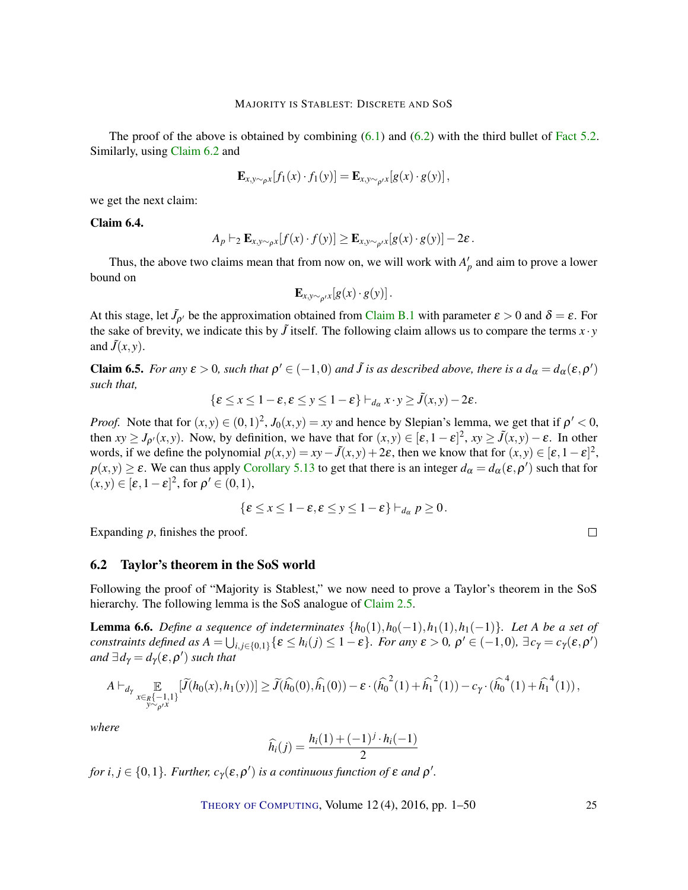The proof of the above is obtained by combining (6.1) and (6.2) with the third bullet of Fact 5.2. Similarly, using Claim 6.2 and

$$\mathbf{E}_{x,y\sim_\rho x}[f_1(x)\cdot f_1(y)] = \mathbf{E}_{x,y\sim_{\rho'} x}[g(x)\cdot g(y)]\,,$$

we get the next claim:

**Claim 6.4.**

$$A_p \vdash_2 \mathbf{E}_{x,y\sim_\rho x}[f(x)\cdot f(y)] \geq \mathbf{E}_{x,y\sim_{\rho'} x}[g(x)\cdot g(y)] - 2\varepsilon\,.$$

Thus, the above two claims mean that from now on, we will work with $A'_p$ and aim to prove a lower bound on

$$\mathbf{E}_{x,y\sim_{\rho'} x}[g(x)\cdot g(y)]\,.$$

At this stage, let $\tilde{J}_{\rho'}$ be the approximation obtained from Claim B.1 with parameter $\varepsilon > 0$ and $\delta = \varepsilon$. For the sake of brevity, we indicate this by $\tilde{J}$ itself. The following claim allows us to compare the terms $x\cdot y$ and $\tilde{J}(x,y)$.

**Claim 6.5.** *For any $\varepsilon > 0$, such that $\rho' \in (-1,0)$ and $\tilde{J}$ is as described above, there is a $d_\alpha = d_\alpha(\varepsilon,\rho')$ such that,*

$$\{\varepsilon \leq x \leq 1-\varepsilon, \varepsilon \leq y \leq 1-\varepsilon\} \vdash_{d_\alpha} x\cdot y \geq \tilde{J}(x,y) - 2\varepsilon.$$

*Proof.* Note that for $(x,y)\in(0,1)^2$, $J_0(x,y) = xy$ and hence by Slepian's lemma, we get that if $\rho' < 0$, then $xy \geq J_{\rho'}(x,y)$. Now, by definition, we have that for $(x,y)\in[\varepsilon,1-\varepsilon]^2$, $xy \geq \tilde{J}(x,y) - \varepsilon$. In other words, if we define the polynomial $p(x,y) = xy - \tilde{J}(x,y) + 2\varepsilon$, then we know that for $(x,y)\in[\varepsilon,1-\varepsilon]^2$, $p(x,y)\geq\varepsilon$. We can thus apply Corollary 5.13 to get that there is an integer $d_\alpha = d_\alpha(\varepsilon,\rho')$ such that for $(x,y)\in[\varepsilon,1-\varepsilon]^2$, for $\rho'\in(0,1)$,

$$\{\varepsilon \leq x \leq 1-\varepsilon, \varepsilon \leq y \leq 1-\varepsilon\} \vdash_{d_\alpha} p \geq 0\,.$$

Expanding $p$, finishes the proof. ∎

## 6.2 Taylor's theorem in the SoS world

Following the proof of "Majority is Stablest," we now need to prove a Taylor's theorem in the SoS hierarchy. The following lemma is the SoS analogue of Claim 2.5.

**Lemma 6.6.** *Define a sequence of indeterminates $\{h_0(1), h_0(-1), h_1(1), h_1(-1)\}$. Let $A$ be a set of constraints defined as $A = \bigcup_{i,j\in\{0,1\}}\{\varepsilon \leq h_i(j) \leq 1-\varepsilon\}$. For any $\varepsilon > 0$, $\rho'\in(-1,0)$, $\exists c_\gamma = c_\gamma(\varepsilon,\rho')$ and $\exists d_\gamma = d_\gamma(\varepsilon,\rho')$ such that*

$$A \vdash_{d_\gamma} \mathop{\mathbb{E}}_{\substack{x\in_R\{-1,1\}\\ y\sim_{\rho'} x}}[\widetilde{J}(h_0(x),h_1(y))] \geq \widetilde{J}(\widehat{h_0}(0),\widehat{h_1}(0)) - \varepsilon\cdot(\widehat{h_0}^{\,2}(1)+\widehat{h_1}^{\,2}(1)) - c_\gamma\cdot(\widehat{h_0}^{\,4}(1)+\widehat{h_1}^{\,4}(1))\,,$$

*where*

$$\widehat{h_i}(j) = \frac{h_i(1)+(-1)^j\cdot h_i(-1)}{2}$$

*for $i,j\in\{0,1\}$. Further, $c_\gamma(\varepsilon,\rho')$ is a continuous function of $\varepsilon$ and $\rho'$.*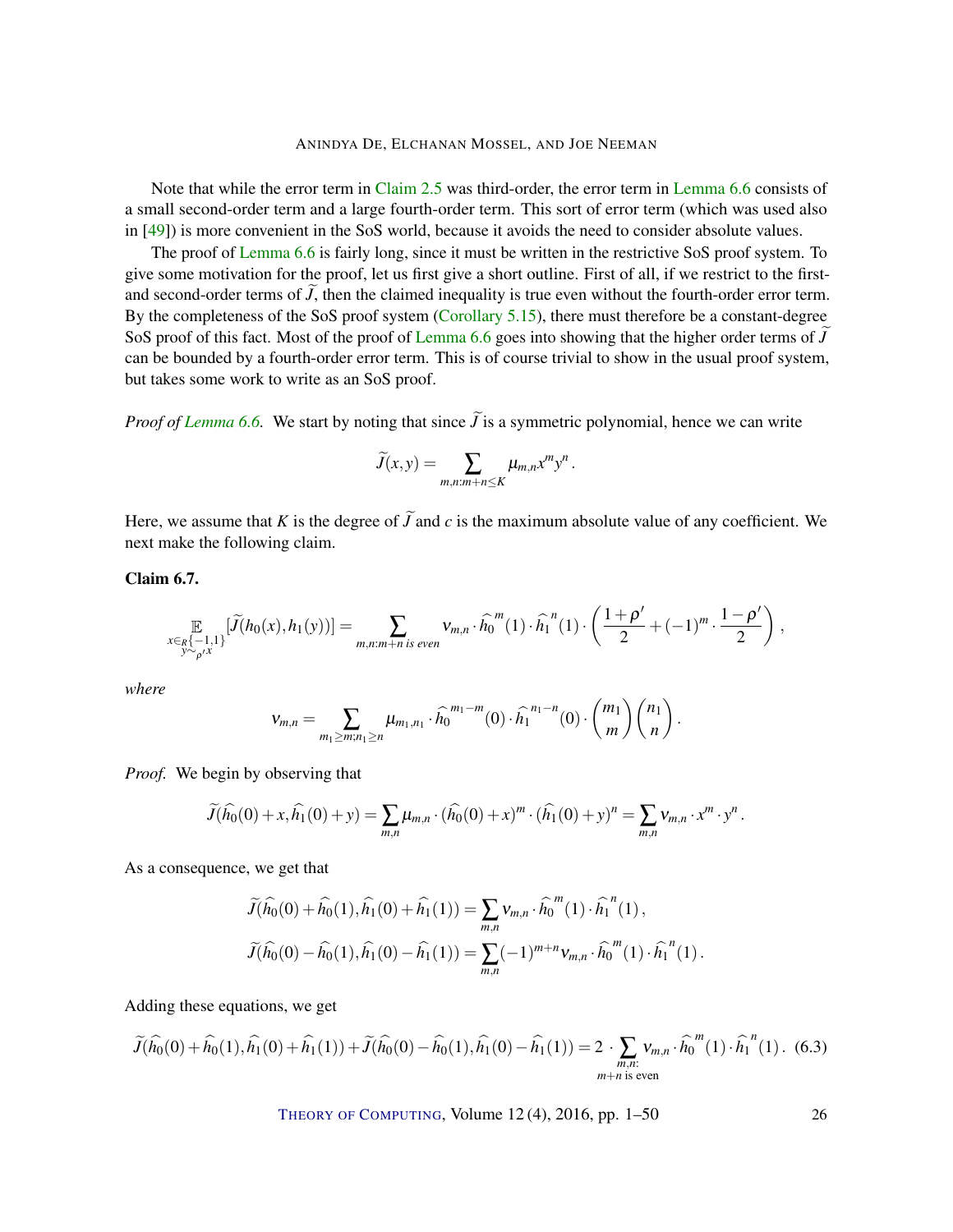Note that while the error term in Claim 2.5 was third-order, the error term in Lemma 6.6 consists of a small second-order term and a large fourth-order term. This sort of error term (which was used also in [49]) is more convenient in the SoS world, because it avoids the need to consider absolute values.

The proof of Lemma 6.6 is fairly long, since it must be written in the restrictive SoS proof system. To give some motivation for the proof, let us first give a short outline. First of all, if we restrict to the first- and second-order terms of $\widetilde{J}$, then the claimed inequality is true even without the fourth-order error term. By the completeness of the SoS proof system (Corollary 5.15), there must therefore be a constant-degree SoS proof of this fact. Most of the proof of Lemma 6.6 goes into showing that the higher order terms of $\widetilde{J}$ can be bounded by a fourth-order error term. This is of course trivial to show in the usual proof system, but takes some work to write as an SoS proof.

*Proof of Lemma 6.6.* We start by noting that since $\widetilde{J}$ is a symmetric polynomial, hence we can write

$$\widetilde{J}(x,y) = \sum_{m,n:m+n\le K} \mu_{m,n} x^m y^n .$$

Here, we assume that $K$ is the degree of $\widetilde{J}$ and $c$ is the maximum absolute value of any coefficient. We next make the following claim.

**Claim 6.7.**

$$\mathop{\mathbb{E}}_{\substack{x\in_R\{-1,1\}\\ y\sim_{\rho'}x}}[\widetilde{J}(h_0(x),h_1(y))] = \sum_{m,n:m+n \text{ is even}} \nu_{m,n}\cdot \widehat{h_0}^m(1)\cdot \widehat{h_1}^n(1)\cdot\left(\frac{1+\rho'}{2} + (-1)^m\cdot\frac{1-\rho'}{2}\right),$$

*where*

$$\nu_{m,n} = \sum_{m_1\ge m; n_1\ge n} \mu_{m_1,n_1}\cdot \widehat{h_0}^{m_1-m}(0)\cdot \widehat{h_1}^{n_1-n}(0)\cdot\binom{m_1}{m}\binom{n_1}{n}.$$

*Proof.* We begin by observing that

$$\widetilde{J}(\widehat{h_0}(0)+x,\widehat{h_1}(0)+y) = \sum_{m,n}\mu_{m,n}\cdot(\widehat{h_0}(0)+x)^m\cdot(\widehat{h_1}(0)+y)^n = \sum_{m,n}\nu_{m,n}\cdot x^m\cdot y^n .$$

As a consequence, we get that

$$\widetilde{J}(\widehat{h_0}(0)+\widehat{h_0}(1),\widehat{h_1}(0)+\widehat{h_1}(1)) = \sum_{m,n}\nu_{m,n}\cdot\widehat{h_0}^m(1)\cdot\widehat{h_1}^n(1),$$
$$\widetilde{J}(\widehat{h_0}(0)-\widehat{h_0}(1),\widehat{h_1}(0)-\widehat{h_1}(1)) = \sum_{m,n}(-1)^{m+n}\nu_{m,n}\cdot\widehat{h_0}^m(1)\cdot\widehat{h_1}^n(1).$$

Adding these equations, we get

$$\widetilde{J}(\widehat{h_0}(0)+\widehat{h_0}(1),\widehat{h_1}(0)+\widehat{h_1}(1)) + \widetilde{J}(\widehat{h_0}(0)-\widehat{h_0}(1),\widehat{h_1}(0)-\widehat{h_1}(1)) = 2\cdot\sum_{\substack{m,n:\\ m+n \text{ is even}}}\nu_{m,n}\cdot\widehat{h_0}^m(1)\cdot\widehat{h_1}^n(1). \quad (6.3)$$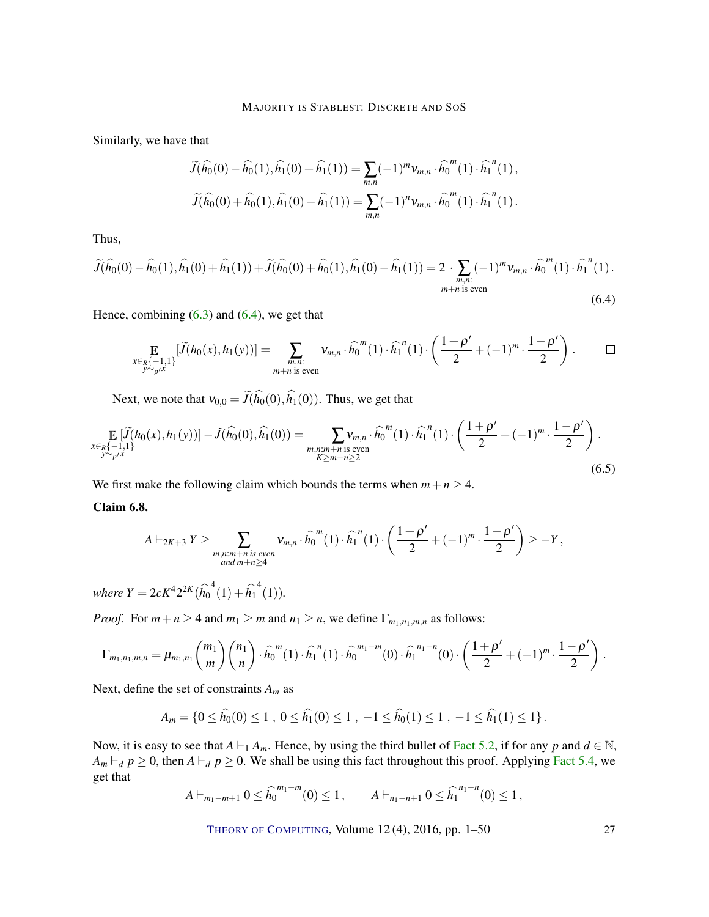Similarly, we have that

$$\widetilde{J}(\widehat{h_0}(0)-\widehat{h_0}(1),\widehat{h_1}(0)+\widehat{h_1}(1)) = \sum_{m,n}(-1)^m \nu_{m,n}\cdot \widehat{h_0}^{\,m}(1)\cdot \widehat{h_1}^{\,n}(1)\,,$$

$$\widetilde{J}(\widehat{h_0}(0)+\widehat{h_0}(1),\widehat{h_1}(0)-\widehat{h_1}(1)) = \sum_{m,n}(-1)^n \nu_{m,n}\cdot \widehat{h_0}^{\,m}(1)\cdot \widehat{h_1}^{\,n}(1)\,.$$

Thus,

$$\widetilde{J}(\widehat{h_0}(0)-\widehat{h_0}(1),\widehat{h_1}(0)+\widehat{h_1}(1))+\widetilde{J}(\widehat{h_0}(0)+\widehat{h_0}(1),\widehat{h_1}(0)-\widehat{h_1}(1)) = 2\cdot \sum_{\substack{m,n:\\ m+n \text{ is even}}}(-1)^m \nu_{m,n}\cdot \widehat{h_0}^{\,m}(1)\cdot \widehat{h_1}^{\,n}(1)\,. \tag{6.4}$$

Hence, combining (6.3) and (6.4), we get that

$$\mathop{\mathbf{E}}_{\substack{x\in_R\{-1,1\}\\ y\sim_{\rho'}x}}[\widetilde{J}(h_0(x),h_1(y))] = \sum_{\substack{m,n:\\ m+n \text{ is even}}} \nu_{m,n}\cdot \widehat{h_0}^{\,m}(1)\cdot \widehat{h_1}^{\,n}(1)\cdot\left(\frac{1+\rho'}{2}+(-1)^m\cdot\frac{1-\rho'}{2}\right). \qquad \square$$

Next, we note that $\nu_{0,0}=\widetilde{J}(\widehat{h_0}(0),\widehat{h_1}(0))$. Thus, we get that

$$\mathop{\mathbb{E}}_{\substack{x\in_R\{-1,1\}\\ y\sim_{\rho'}x}}[\widetilde{J}(h_0(x),h_1(y))]-\widetilde{J}(\widehat{h_0}(0),\widehat{h_1}(0)) = \sum_{\substack{m,n:m+n \text{ is even}\\ K\geq m+n\geq 2}} \nu_{m,n}\cdot \widehat{h_0}^{\,m}(1)\cdot \widehat{h_1}^{\,n}(1)\cdot\left(\frac{1+\rho'}{2}+(-1)^m\cdot\frac{1-\rho'}{2}\right). \tag{6.5}$$

We first make the following claim which bounds the terms when $m+n\geq 4$.

**Claim 6.8.**

$$A\vdash_{2K+3} Y \geq \sum_{\substack{m,n:m+n \text{ is even}\\ \text{and } m+n\geq 4}} \nu_{m,n}\cdot \widehat{h_0}^{\,m}(1)\cdot \widehat{h_1}^{\,n}(1)\cdot\left(\frac{1+\rho'}{2}+(-1)^m\cdot\frac{1-\rho'}{2}\right)\geq -Y\,,$$

*where* $Y = 2cK^4 2^{2K}(\widehat{h_0}^{\,4}(1)+\widehat{h_1}^{\,4}(1))$.

*Proof.* For $m+n\geq 4$ and $m_1\geq m$ and $n_1\geq n$, we define $\Gamma_{m_1,n_1,m,n}$ as follows:

$$\Gamma_{m_1,n_1,m,n} = \mu_{m_1,n_1}\binom{m_1}{m}\binom{n_1}{n}\cdot \widehat{h_0}^{\,m}(1)\cdot \widehat{h_1}^{\,n}(1)\cdot \widehat{h_0}^{\,m_1-m}(0)\cdot \widehat{h_1}^{\,n_1-n}(0)\cdot\left(\frac{1+\rho'}{2}+(-1)^m\cdot\frac{1-\rho'}{2}\right).$$

Next, define the set of constraints $A_m$ as

$$A_m = \{0\leq \widehat{h_0}(0)\leq 1\ ,\ 0\leq \widehat{h_1}(0)\leq 1\ ,\ -1\leq \widehat{h_0}(1)\leq 1\ ,\ -1\leq \widehat{h_1}(1)\leq 1\}\,.$$

Now, it is easy to see that $A\vdash_1 A_m$. Hence, by using the third bullet of Fact 5.2, if for any $p$ and $d\in\mathbb{N}$, $A_m\vdash_d p\geq 0$, then $A\vdash_d p\geq 0$. We shall be using this fact throughout this proof. Applying Fact 5.4, we get that

$$A\vdash_{m_1-m+1} 0\leq \widehat{h_0}^{\,m_1-m}(0)\leq 1\,,\qquad A\vdash_{n_1-n+1} 0\leq \widehat{h_1}^{\,n_1-n}(0)\leq 1\,,$$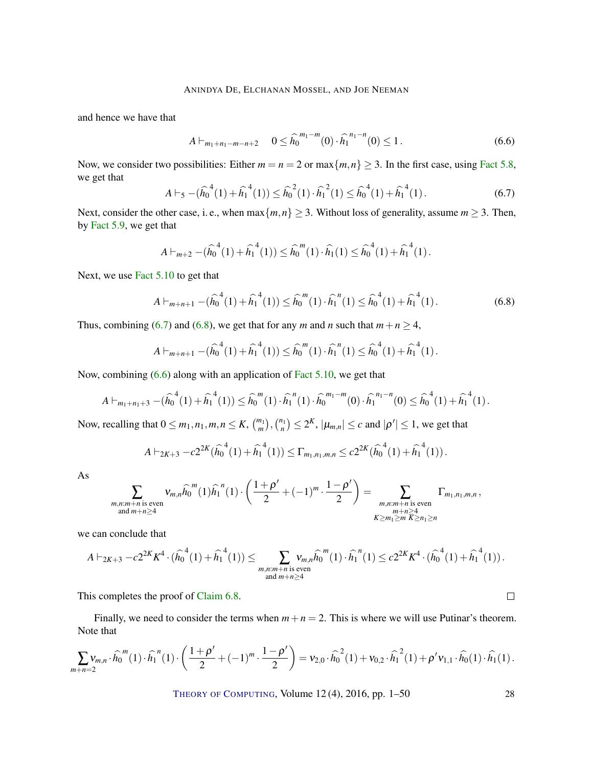and hence we have that

$$A \vdash_{m_1+n_1-m-n+2} \quad 0 \leq \widehat{h_0}^{m_1-m}(0) \cdot \widehat{h_1}^{n_1-n}(0) \leq 1\,. \tag{6.6}$$

Now, we consider two possibilities: Either $m = n = 2$ or $\max\{m,n\} \geq 3$. In the first case, using Fact 5.8, we get that

$$A \vdash_5 -(\widehat{h_0}^4(1) + \widehat{h_1}^4(1)) \leq \widehat{h_0}^2(1) \cdot \widehat{h_1}^2(1) \leq \widehat{h_0}^4(1) + \widehat{h_1}^4(1)\,. \tag{6.7}$$

Next, consider the other case, i. e., when $\max\{m,n\} \geq 3$. Without loss of generality, assume $m \geq 3$. Then, by Fact 5.9, we get that

$$A \vdash_{m+2} -(\widehat{h_0}^4(1) + \widehat{h_1}^4(1)) \leq \widehat{h_0}^m(1) \cdot \widehat{h_1}(1) \leq \widehat{h_0}^4(1) + \widehat{h_1}^4(1)\,.$$

Next, we use Fact 5.10 to get that

$$A \vdash_{m+n+1} -(\widehat{h_0}^4(1) + \widehat{h_1}^4(1)) \leq \widehat{h_0}^m(1) \cdot \widehat{h_1}^n(1) \leq \widehat{h_0}^4(1) + \widehat{h_1}^4(1)\,. \tag{6.8}$$

Thus, combining (6.7) and (6.8), we get that for any $m$ and $n$ such that $m+n \geq 4$,

$$A \vdash_{m+n+1} -(\widehat{h_0}^4(1) + \widehat{h_1}^4(1)) \leq \widehat{h_0}^m(1) \cdot \widehat{h_1}^n(1) \leq \widehat{h_0}^4(1) + \widehat{h_1}^4(1)\,.$$

Now, combining (6.6) along with an application of Fact 5.10, we get that

$$A \vdash_{m_1+n_1+3} -(\widehat{h_0}^4(1) + \widehat{h_1}^4(1)) \leq \widehat{h_0}^m(1) \cdot \widehat{h_1}^n(1) \cdot \widehat{h_0}^{m_1-m}(0) \cdot \widehat{h_1}^{n_1-n}(0) \leq \widehat{h_0}^4(1) + \widehat{h_1}^4(1)\,.$$

Now, recalling that $0 \leq m_1, n_1, m, n \leq K$, $\binom{m_1}{m}, \binom{n_1}{n} \leq 2^K$, $|\mu_{m,n}| \leq c$ and $|\rho'| \leq 1$, we get that

$$A \vdash_{2K+3} -c2^{2K}(\widehat{h_0}^4(1) + \widehat{h_1}^4(1)) \leq \Gamma_{m_1,n_1,m,n} \leq c2^{2K}(\widehat{h_0}^4(1) + \widehat{h_1}^4(1))\,.$$

As

$$\sum_{\substack{m,n: m+n \text{ is even} \\ \text{and } m+n \geq 4}} \nu_{m,n} \widehat{h_0}^m(1) \widehat{h_1}^n(1) \cdot \left( \frac{1+\rho'}{2} + (-1)^m \cdot \frac{1-\rho'}{2} \right) = \sum_{\substack{m,n: m+n \text{ is even} \\ m+n \geq 4 \\ K \geq m_1 \geq m \; K \geq n_1 \geq n}} \Gamma_{m_1,n_1,m,n}\,,$$

we can conclude that

$$A \vdash_{2K+3} -c2^{2K}K^4 \cdot (\widehat{h_0}^4(1) + \widehat{h_1}^4(1)) \leq \sum_{\substack{m,n: m+n \text{ is even} \\ \text{and } m+n \geq 4}} \nu_{m,n} \widehat{h_0}^m(1) \cdot \widehat{h_1}^n(1) \leq c2^{2K}K^4 \cdot (\widehat{h_0}^4(1) + \widehat{h_1}^4(1))\,.$$

This completes the proof of Claim 6.8. □

Finally, we need to consider the terms when $m+n = 2$. This is where we will use Putinar's theorem. Note that

$$\sum_{m+n=2} \nu_{m,n} \cdot \widehat{h_0}^m(1) \cdot \widehat{h_1}^n(1) \cdot \left( \frac{1+\rho'}{2} + (-1)^m \cdot \frac{1-\rho'}{2} \right) = \nu_{2,0} \cdot \widehat{h_0}^2(1) + \nu_{0,2} \cdot \widehat{h_1}^2(1) + \rho' \nu_{1,1} \cdot \widehat{h_0}(1) \cdot \widehat{h_1}(1)\,.$$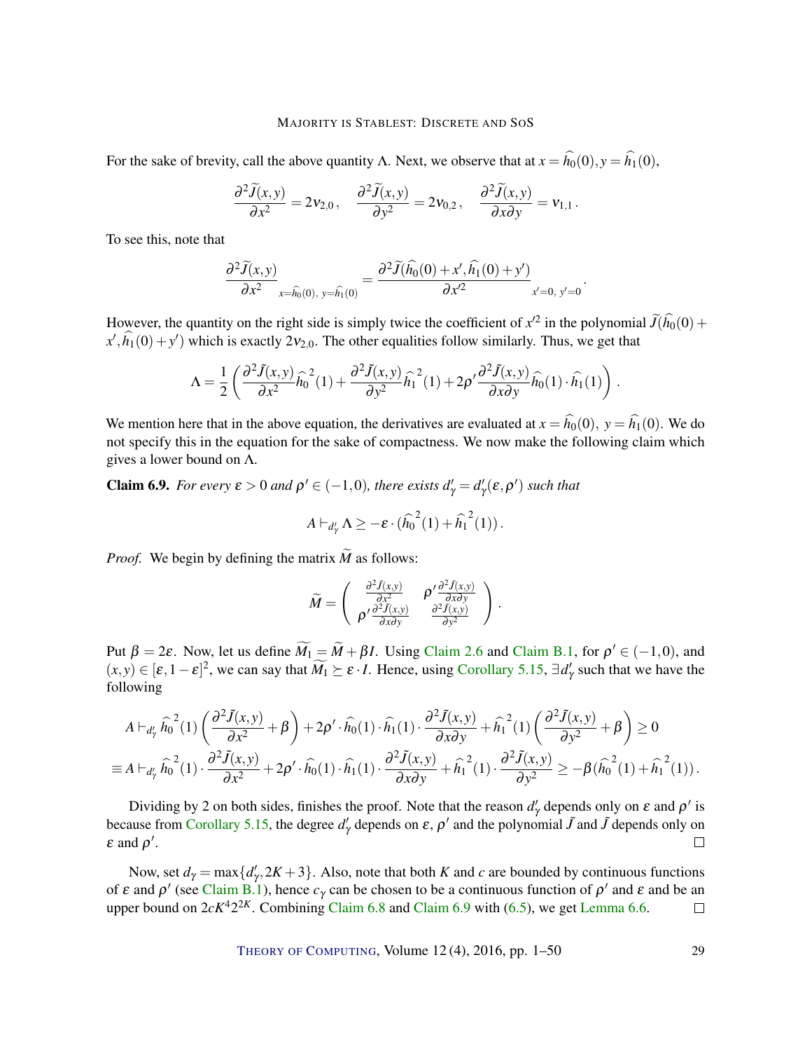For the sake of brevity, call the above quantity $\Lambda$. Next, we observe that at $x = \widehat{h_0}(0), y = \widehat{h_1}(0)$,

$$\frac{\partial^2 \widetilde{J}(x,y)}{\partial x^2} = 2\nu_{2,0}\,, \quad \frac{\partial^2 \widetilde{J}(x,y)}{\partial y^2} = 2\nu_{0,2}\,, \quad \frac{\partial^2 \widetilde{J}(x,y)}{\partial x \partial y} = \nu_{1,1}\,.$$

To see this, note that

$$\left.\frac{\partial^2 \widetilde{J}(x,y)}{\partial x^2}\right|_{x=\widehat{h_0}(0),\ y=\widehat{h_1}(0)} = \left.\frac{\partial^2 \widetilde{J}(\widehat{h_0}(0)+x', \widehat{h_1}(0)+y')}{\partial x'^2}\right|_{x'=0,\ y'=0}.$$

However, the quantity on the right side is simply twice the coefficient of $x'^2$ in the polynomial $\widetilde{J}(\widehat{h_0}(0) + x', \widehat{h_1}(0) + y')$ which is exactly $2\nu_{2,0}$. The other equalities follow similarly. Thus, we get that

$$\Lambda = \frac{1}{2}\left(\frac{\partial^2 \tilde{J}(x,y)}{\partial x^2}\widehat{h_0}^2(1) + \frac{\partial^2 \tilde{J}(x,y)}{\partial y^2}\widehat{h_1}^2(1) + 2\rho' \frac{\partial^2 \tilde{J}(x,y)}{\partial x \partial y}\widehat{h_0}(1)\cdot\widehat{h_1}(1)\right).$$

We mention here that in the above equation, the derivatives are evaluated at $x = \widehat{h_0}(0),\ y = \widehat{h_1}(0)$. We do not specify this in the equation for the sake of compactness. We now make the following claim which gives a lower bound on $\Lambda$.

**Claim 6.9.** *For every $\varepsilon > 0$ and $\rho' \in (-1,0)$, there exists $d'_\gamma = d'_\gamma(\varepsilon, \rho')$ such that*

$$A \vdash_{d'_\gamma} \Lambda \geq -\varepsilon \cdot (\widehat{h_0}^2(1) + \widehat{h_1}^2(1))\,.$$

*Proof.* We begin by defining the matrix $\widetilde{M}$ as follows:

$$\widetilde{M} = \begin{pmatrix} \frac{\partial^2 \tilde{J}(x,y)}{\partial x^2} & \rho' \frac{\partial^2 \tilde{J}(x,y)}{\partial x \partial y} \\ \rho' \frac{\partial^2 \tilde{J}(x,y)}{\partial x \partial y} & \frac{\partial^2 \tilde{J}(x,y)}{\partial y^2} \end{pmatrix}.$$

Put $\beta = 2\varepsilon$. Now, let us define $\widetilde{M_1} = \widetilde{M} + \beta I$. Using Claim 2.6 and Claim B.1, for $\rho' \in (-1,0)$, and $(x,y) \in [\varepsilon, 1-\varepsilon]^2$, we can say that $\widetilde{M_1} \succeq \varepsilon \cdot I$. Hence, using Corollary 5.15, $\exists d'_\gamma$ such that we have the following

$$A \vdash_{d'_\gamma} \widehat{h_0}^2(1)\left(\frac{\partial^2 \tilde{J}(x,y)}{\partial x^2} + \beta\right) + 2\rho' \cdot \widehat{h_0}(1)\cdot\widehat{h_1}(1)\cdot\frac{\partial^2 \tilde{J}(x,y)}{\partial x \partial y} + \widehat{h_1}^2(1)\left(\frac{\partial^2 \tilde{J}(x,y)}{\partial y^2} + \beta\right) \geq 0$$

$$\equiv A \vdash_{d'_\gamma} \widehat{h_0}^2(1)\cdot\frac{\partial^2 \tilde{J}(x,y)}{\partial x^2} + 2\rho' \cdot \widehat{h_0}(1)\cdot\widehat{h_1}(1)\cdot\frac{\partial^2 \tilde{J}(x,y)}{\partial x \partial y} + \widehat{h_1}^2(1)\cdot\frac{\partial^2 \tilde{J}(x,y)}{\partial y^2} \geq -\beta(\widehat{h_0}^2(1) + \widehat{h_1}^2(1))\,.$$

Dividing by 2 on both sides, finishes the proof. Note that the reason $d'_\gamma$ depends only on $\varepsilon$ and $\rho'$ is because from Corollary 5.15, the degree $d'_\gamma$ depends on $\varepsilon$, $\rho'$ and the polynomial $\tilde{J}$ and $\tilde{J}$ depends only on $\varepsilon$ and $\rho'$. ☐

Now, set $d_\gamma = \max\{d'_\gamma, 2K+3\}$. Also, note that both $K$ and $c$ are bounded by continuous functions of $\varepsilon$ and $\rho'$ (see Claim B.1), hence $c_\gamma$ can be chosen to be a continuous function of $\rho'$ and $\varepsilon$ and be an upper bound on $2cK^4 2^{2K}$. Combining Claim 6.8 and Claim 6.9 with (6.5), we get Lemma 6.6. ☐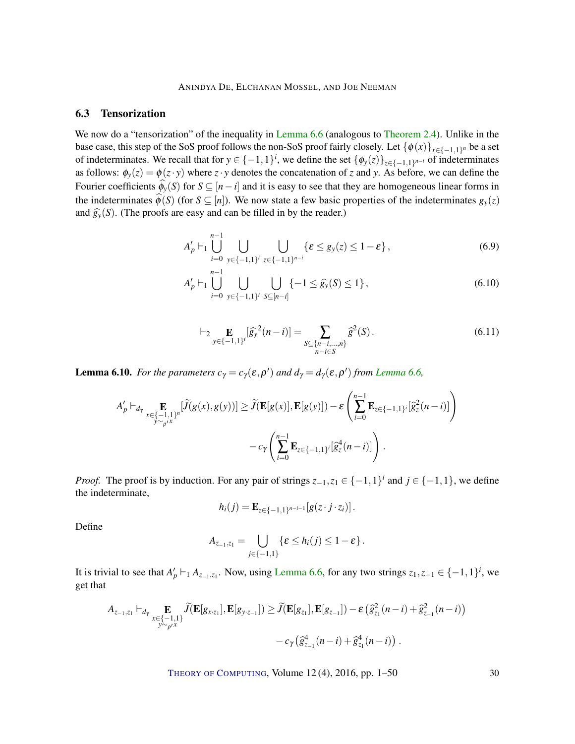### 6.3 Tensorization

We now do a "tensorization" of the inequality in Lemma 6.6 (analogous to Theorem 2.4). Unlike in the base case, this step of the SoS proof follows the non-SoS proof fairly closely. Let $\{\phi(x)\}_{x\in\{-1,1\}^n}$ be a set of indeterminates. We recall that for $y \in \{-1,1\}^i$, we define the set $\{\phi_y(z)\}_{z\in\{-1,1\}^{n-i}}$ of indeterminates as follows: $\phi_y(z) = \phi(z \cdot y)$ where $z \cdot y$ denotes the concatenation of $z$ and $y$. As before, we can define the Fourier coefficients $\widehat{\phi}_y(S)$ for $S \subseteq [n-i]$ and it is easy to see that they are homogeneous linear forms in the indeterminates $\widehat{\phi}(S)$ (for $S \subseteq [n]$). We now state a few basic properties of the indeterminates $g_y(z)$ and $\widehat{g_y}(S)$. (The proofs are easy and can be filled in by the reader.)

$$A'_p \vdash_1 \bigcup_{i=0}^{n-1} \bigcup_{y\in\{-1,1\}^i} \bigcup_{z\in\{-1,1\}^{n-i}} \{\varepsilon \le g_y(z) \le 1-\varepsilon\}, \tag{6.9}$$

$$A'_p \vdash_1 \bigcup_{i=0}^{n-1} \bigcup_{y\in\{-1,1\}^i} \bigcup_{S\subseteq[n-i]} \{-1 \le \widehat{g_y}(S) \le 1\}, \tag{6.10}$$

$$\vdash_2 \mathop{\mathbf{E}}_{y\in\{-1,1\}^i}[\widehat{g_y}^2(n-i)] = \sum_{\substack{S\subseteq\{n-i,\dots,n\}\\ n-i\in S}} \widehat{g}^2(S). \tag{6.11}$$

**Lemma 6.10.** *For the parameters $c_\gamma = c_\gamma(\varepsilon,\rho')$ and $d_\gamma = d_\gamma(\varepsilon,\rho')$ from Lemma 6.6,*

$$A'_p \vdash_{d_\gamma} \mathop{\mathbf{E}}_{\substack{x\in\{-1,1\}^n\\ y\sim_{\rho'}x}}[\widetilde{J}(g(x),g(y))] \ge \widetilde{J}(\mathbf{E}[g(x)],\mathbf{E}[g(y)]) - \varepsilon\left(\sum_{i=0}^{n-1}\mathbf{E}_{z\in\{-1,1\}^i}[\widehat{g}_z^2(n-i)]\right)$$
$$- c_\gamma\left(\sum_{i=0}^{n-1}\mathbf{E}_{z\in\{-1,1\}^i}[\widehat{g}_z^4(n-i)]\right).$$

*Proof.* The proof is by induction. For any pair of strings $z_{-1}, z_1 \in \{-1,1\}^i$ and $j \in \{-1,1\}$, we define the indeterminate,

$$h_i(j) = \mathbf{E}_{z\in\{-1,1\}^{n-i-1}}[g(z\cdot j\cdot z_i)].$$

Define

$$A_{z_{-1},z_1} = \bigcup_{j\in\{-1,1\}} \{\varepsilon \le h_i(j) \le 1-\varepsilon\}.$$

It is trivial to see that $A'_p \vdash_1 A_{z_{-1},z_1}$. Now, using Lemma 6.6, for any two strings $z_1, z_{-1} \in \{-1,1\}^i$, we get that

$$A_{z_{-1},z_1} \vdash_{d_\gamma} \mathop{\mathbf{E}}_{\substack{x\in\{-1,1\}\\ y\sim_{\rho'}x}} \widetilde{J}(\mathbf{E}[g_{x\cdot z_1}],\mathbf{E}[g_{y\cdot z_{-1}}]) \ge \widetilde{J}(\mathbf{E}[g_{z_1}],\mathbf{E}[g_{z_{-1}}]) - \varepsilon\left(\widehat{g}_{z_1}^2(n-i) + \widehat{g}_{z_{-1}}^2(n-i)\right)$$
$$- c_\gamma\left(\widehat{g}_{z_{-1}}^4(n-i) + \widehat{g}_{z_1}^4(n-i)\right).$$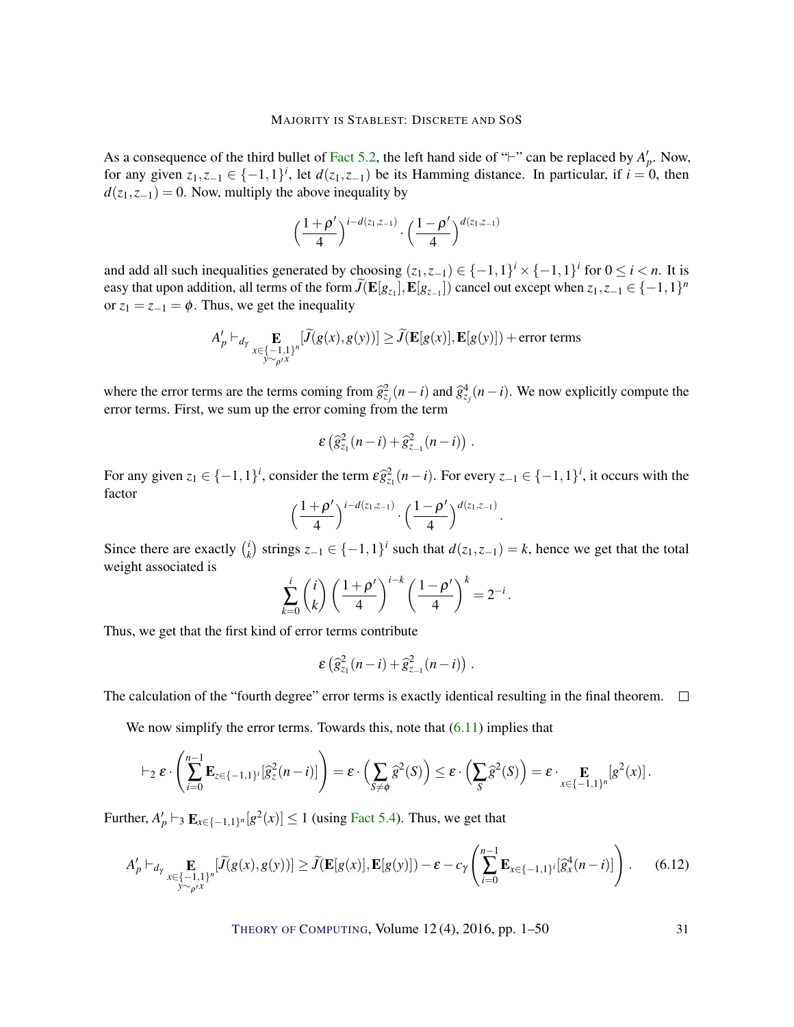As a consequence of the third bullet of Fact 5.2, the left hand side of "$\vdash$" can be replaced by $A'_p$. Now, for any given $z_1, z_{-1} \in \{-1,1\}^i$, let $d(z_1, z_{-1})$ be its Hamming distance. In particular, if $i = 0$, then $d(z_1, z_{-1}) = 0$. Now, multiply the above inequality by

$$\left(\frac{1+\rho'}{4}\right)^{i-d(z_1,z_{-1})} \cdot \left(\frac{1-\rho'}{4}\right)^{d(z_1,z_{-1})}$$

and add all such inequalities generated by choosing $(z_1, z_{-1}) \in \{-1,1\}^i \times \{-1,1\}^i$ for $0 \le i < n$. It is easy that upon addition, all terms of the form $\widetilde{J}(\mathbf{E}[g_{z_1}], \mathbf{E}[g_{z_{-1}}])$ cancel out except when $z_1, z_{-1} \in \{-1,1\}^n$ or $z_1 = z_{-1} = \phi$. Thus, we get the inequality

$$A'_p \vdash_{d_\gamma} \mathop{\mathbf{E}}_{\substack{x \in \{-1,1\}^n \\ y \sim_{\rho'} x}} [\widetilde{J}(g(x), g(y))] \ge \widetilde{J}(\mathbf{E}[g(x)], \mathbf{E}[g(y)]) + \text{error terms}$$

where the error terms are the terms coming from $\widehat{g}^2_{z_j}(n-i)$ and $\widehat{g}^4_{z_j}(n-i)$. We now explicitly compute the error terms. First, we sum up the error coming from the term

$$\varepsilon \left( \widehat{g}^2_{z_1}(n-i) + \widehat{g}^2_{z_{-1}}(n-i) \right).$$

For any given $z_1 \in \{-1,1\}^i$, consider the term $\varepsilon \widehat{g}^2_{z_1}(n-i)$. For every $z_{-1} \in \{-1,1\}^i$, it occurs with the factor

$$\left(\frac{1+\rho'}{4}\right)^{i-d(z_1,z_{-1})} \cdot \left(\frac{1-\rho'}{4}\right)^{d(z_1,z_{-1})}.$$

Since there are exactly $\binom{i}{k}$ strings $z_{-1} \in \{-1,1\}^i$ such that $d(z_1, z_{-1}) = k$, hence we get that the total weight associated is

$$\sum_{k=0}^{i} \binom{i}{k} \left(\frac{1+\rho'}{4}\right)^{i-k} \left(\frac{1-\rho'}{4}\right)^{k} = 2^{-i}.$$

Thus, we get that the first kind of error terms contribute

$$\varepsilon \left( \widehat{g}^2_{z_1}(n-i) + \widehat{g}^2_{z_{-1}}(n-i) \right).$$

The calculation of the "fourth degree" error terms is exactly identical resulting in the final theorem. $\square$

We now simplify the error terms. Towards this, note that (6.11) implies that

$$\vdash_2 \varepsilon \cdot \left( \sum_{i=0}^{n-1} \mathbf{E}_{z \in \{-1,1\}^i} [\widehat{g}^2_z(n-i)] \right) = \varepsilon \cdot \left( \sum_{S \ne \phi} \widehat{g}^2(S) \right) \le \varepsilon \cdot \left( \sum_{S} \widehat{g}^2(S) \right) = \varepsilon \cdot \mathop{\mathbf{E}}_{x \in \{-1,1\}^n} [g^2(x)].$$

Further, $A'_p \vdash_3 \mathbf{E}_{x \in \{-1,1\}^n}[g^2(x)] \le 1$ (using Fact 5.4). Thus, we get that

$$A'_p \vdash_{d_\gamma} \mathop{\mathbf{E}}_{\substack{x \in \{-1,1\}^n \\ y \sim_{\rho'} x}} [\widetilde{J}(g(x), g(y))] \ge \widetilde{J}(\mathbf{E}[g(x)], \mathbf{E}[g(y)]) - \varepsilon - c_\gamma \left( \sum_{i=0}^{n-1} \mathbf{E}_{x \in \{-1,1\}^i} [\widehat{g}^4_x(n-i)] \right). \tag{6.12}$$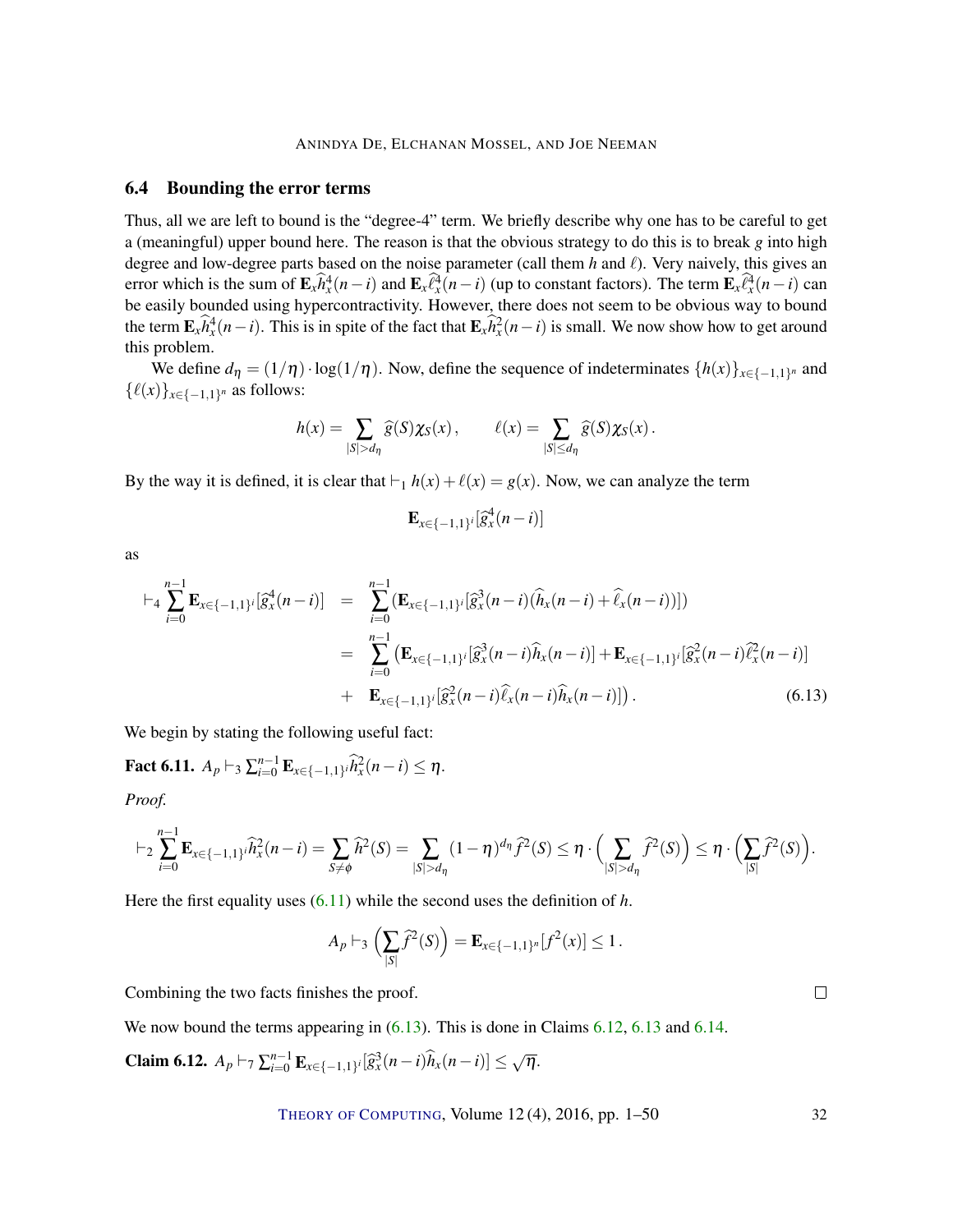### 6.4 Bounding the error terms

Thus, all we are left to bound is the "degree-4" term. We briefly describe why one has to be careful to get a (meaningful) upper bound here. The reason is that the obvious strategy to do this is to break $g$ into high degree and low-degree parts based on the noise parameter (call them $h$ and $\ell$). Very naively, this gives an error which is the sum of $\mathbf{E}_x\widehat{h}_x^4(n-i)$ and $\mathbf{E}_x\widehat{\ell}_x^4(n-i)$ (up to constant factors). The term $\mathbf{E}_x\widehat{\ell}_x^4(n-i)$ can be easily bounded using hypercontractivity. However, there does not seem to be obvious way to bound the term $\mathbf{E}_x\widehat{h}_x^4(n-i)$. This is in spite of the fact that $\mathbf{E}_x\widehat{h}_x^2(n-i)$ is small. We now show how to get around this problem.

We define $d_\eta = (1/\eta)\cdot\log(1/\eta)$. Now, define the sequence of indeterminates $\{h(x)\}_{x\in\{-1,1\}^n}$ and $\{\ell(x)\}_{x\in\{-1,1\}^n}$ as follows:

$$h(x) = \sum_{|S|>d_\eta} \widehat{g}(S)\chi_S(x)\,, \qquad \ell(x) = \sum_{|S|\le d_\eta} \widehat{g}(S)\chi_S(x)\,.$$

By the way it is defined, it is clear that $\vdash_1 h(x)+\ell(x) = g(x)$. Now, we can analyze the term

$$\mathbf{E}_{x\in\{-1,1\}^i}[\widehat{g}_x^4(n-i)]$$

as

$$\begin{aligned}
\vdash_4 \sum_{i=0}^{n-1}\mathbf{E}_{x\in\{-1,1\}^i}[\widehat{g}_x^4(n-i)] &= \sum_{i=0}^{n-1}(\mathbf{E}_{x\in\{-1,1\}^i}[\widehat{g}_x^3(n-i)(\widehat{h}_x(n-i)+\widehat{\ell}_x(n-i))]) \\
&= \sum_{i=0}^{n-1}\big(\mathbf{E}_{x\in\{-1,1\}^i}[\widehat{g}_x^3(n-i)\widehat{h}_x(n-i)] + \mathbf{E}_{x\in\{-1,1\}^i}[\widehat{g}_x^2(n-i)\widehat{\ell}_x^2(n-i)] \\
&+ \mathbf{E}_{x\in\{-1,1\}^i}[\widehat{g}_x^2(n-i)\widehat{\ell}_x(n-i)\widehat{h}_x(n-i)]\big)\,. \qquad (6.13)
\end{aligned}$$

We begin by stating the following useful fact:

**Fact 6.11.** $A_p \vdash_3 \sum_{i=0}^{n-1}\mathbf{E}_{x\in\{-1,1\}^i}\widehat{h}_x^2(n-i) \le \eta$.

*Proof.*

$$\vdash_2 \sum_{i=0}^{n-1}\mathbf{E}_{x\in\{-1,1\}^i}\widehat{h}_x^2(n-i) = \sum_{S\ne\phi}\widehat{h}^2(S) = \sum_{|S|>d_\eta}(1-\eta)^{d_\eta}\widehat{f}^2(S) \le \eta\cdot\Big(\sum_{|S|>d_\eta}\widehat{f}^2(S)\Big) \le \eta\cdot\Big(\sum_{|S|}\widehat{f}^2(S)\Big).$$

Here the first equality uses (6.11) while the second uses the definition of $h$.

$$A_p \vdash_3 \Big(\sum_{|S|}\widehat{f}^2(S)\Big) = \mathbf{E}_{x\in\{-1,1\}^n}[f^2(x)] \le 1\,.$$

Combining the two facts finishes the proof. $\square$

We now bound the terms appearing in (6.13). This is done in Claims 6.12, 6.13 and 6.14.

**Claim 6.12.** $A_p \vdash_7 \sum_{i=0}^{n-1}\mathbf{E}_{x\in\{-1,1\}^i}[\widehat{g}_x^3(n-i)\widehat{h}_x(n-i)] \le \sqrt{\eta}$.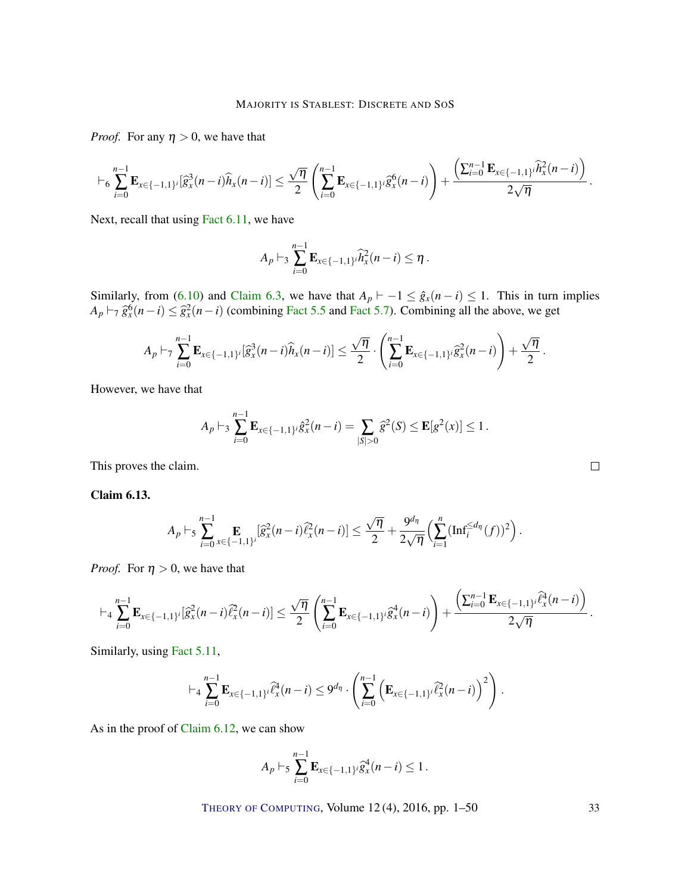*Proof.* For any $\eta > 0$, we have that

$$\vdash_6 \sum_{i=0}^{n-1} \mathbf{E}_{x\in\{-1,1\}^i}[\widehat{g}_x^3(n-i)\widehat{h}_x(n-i)] \le \frac{\sqrt{\eta}}{2}\left(\sum_{i=0}^{n-1} \mathbf{E}_{x\in\{-1,1\}^i}\widehat{g}_x^6(n-i)\right) + \frac{\left(\sum_{i=0}^{n-1} \mathbf{E}_{x\in\{-1,1\}^i}\widehat{h}_x^2(n-i)\right)}{2\sqrt{\eta}}.$$

Next, recall that using Fact 6.11, we have

$$A_p \vdash_3 \sum_{i=0}^{n-1} \mathbf{E}_{x\in\{-1,1\}^i}\widehat{h}_x^2(n-i) \le \eta.$$

Similarly, from (6.10) and Claim 6.3, we have that $A_p \vdash -1 \le \hat{g}_x(n-i) \le 1$. This in turn implies $A_p \vdash_7 \widehat{g}_x^6(n-i) \le \widehat{g}_x^2(n-i)$ (combining Fact 5.5 and Fact 5.7). Combining all the above, we get

$$A_p \vdash_7 \sum_{i=0}^{n-1} \mathbf{E}_{x\in\{-1,1\}^i}[\widehat{g}_x^3(n-i)\widehat{h}_x(n-i)] \le \frac{\sqrt{\eta}}{2}\cdot\left(\sum_{i=0}^{n-1} \mathbf{E}_{x\in\{-1,1\}^i}\widehat{g}_x^2(n-i)\right) + \frac{\sqrt{\eta}}{2}.$$

However, we have that

$$A_p \vdash_3 \sum_{i=0}^{n-1} \mathbf{E}_{x\in\{-1,1\}^i}\hat{g}_x^2(n-i) = \sum_{|S|>0} \widehat{g}^2(S) \le \mathbf{E}[g^2(x)] \le 1.$$

This proves the claim. ∎

**Claim 6.13.**

$$A_p \vdash_5 \sum_{i=0}^{n-1} \mathop{\mathbf{E}}_{x\in\{-1,1\}^i}[\widehat{g}_x^2(n-i)\widehat{\ell}_x^2(n-i)] \le \frac{\sqrt{\eta}}{2} + \frac{9^{d_\eta}}{2\sqrt{\eta}}\Big(\sum_{i=1}^{n}(\mathrm{Inf}_i^{\le d_\eta}(f))^2\Big).$$

*Proof.* For $\eta > 0$, we have that

$$\vdash_4 \sum_{i=0}^{n-1} \mathbf{E}_{x\in\{-1,1\}^i}[\widehat{g}_x^2(n-i)\widehat{\ell}_x^2(n-i)] \le \frac{\sqrt{\eta}}{2}\left(\sum_{i=0}^{n-1} \mathbf{E}_{x\in\{-1,1\}^i}\widehat{g}_x^4(n-i)\right) + \frac{\left(\sum_{i=0}^{n-1} \mathbf{E}_{x\in\{-1,1\}^i}\widehat{\ell}_x^4(n-i)\right)}{2\sqrt{\eta}}.$$

Similarly, using Fact 5.11,

$$\vdash_4 \sum_{i=0}^{n-1} \mathbf{E}_{x\in\{-1,1\}^i}\widehat{\ell}_x^4(n-i) \le 9^{d_\eta}\cdot\left(\sum_{i=0}^{n-1}\Big(\mathbf{E}_{x\in\{-1,1\}^i}\widehat{\ell}_x^2(n-i)\Big)^2\right).$$

As in the proof of Claim 6.12, we can show

$$A_p \vdash_5 \sum_{i=0}^{n-1} \mathbf{E}_{x\in\{-1,1\}^i}\widehat{g}_x^4(n-i) \le 1.$$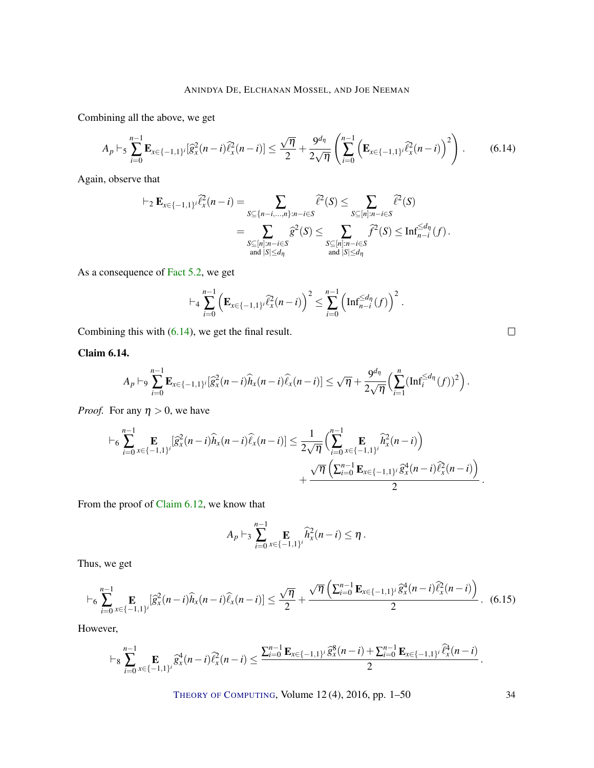Combining all the above, we get

$$A_p \vdash_5 \sum_{i=0}^{n-1} \mathbf{E}_{x\in\{-1,1\}^i}[\widehat{g}_x^2(n-i)\widehat{\ell}_x^2(n-i)] \le \frac{\sqrt{\eta}}{2} + \frac{9^{d_\eta}}{2\sqrt{\eta}}\left(\sum_{i=0}^{n-1}\left(\mathbf{E}_{x\in\{-1,1\}^i}\widehat{\ell}_x^2(n-i)\right)^2\right). \tag{6.14}$$

Again, observe that

$$\begin{aligned}\vdash_2 \mathbf{E}_{x\in\{-1,1\}^i}\widehat{\ell}_x^2(n-i) &= \sum_{S\subseteq\{n-i,\ldots,n\}:n-i\in S}\widehat{\ell}^2(S) \le \sum_{S\subseteq[n]:n-i\in S}\widehat{\ell}^2(S)\\ &= \sum_{\substack{S\subseteq[n]:n-i\in S\\ \text{and } |S|\le d_\eta}}\widehat{g}^2(S) \le \sum_{\substack{S\subseteq[n]:n-i\in S\\ \text{and } |S|\le d_\eta}}\widehat{f}^2(S) \le \mathrm{Inf}_{n-i}^{\le d_\eta}(f).\end{aligned}$$

As a consequence of Fact 5.2, we get

$$\vdash_4 \sum_{i=0}^{n-1}\left(\mathbf{E}_{x\in\{-1,1\}^i}\widehat{\ell}_x^2(n-i)\right)^2 \le \sum_{i=0}^{n-1}\left(\mathrm{Inf}_{n-i}^{\le d_\eta}(f)\right)^2.$$

Combining this with (6.14), we get the final result. ◻

**Claim 6.14.**

$$A_p \vdash_9 \sum_{i=0}^{n-1}\mathbf{E}_{x\in\{-1,1\}^i}[\widehat{g}_x^2(n-i)\widehat{h}_x(n-i)\widehat{\ell}_x(n-i)] \le \sqrt{\eta} + \frac{9^{d_\eta}}{2\sqrt{\eta}}\Big(\sum_{i=1}^{n}(\mathrm{Inf}_i^{\le d_\eta}(f))^2\Big).$$

*Proof.* For any $\eta > 0$, we have

$$\begin{aligned}\vdash_6 \sum_{i=0}^{n-1}\mathop{\mathbf{E}}_{x\in\{-1,1\}^i}[\widehat{g}_x^2(n-i)\widehat{h}_x(n-i)\widehat{\ell}_x(n-i)] \le \frac{1}{2\sqrt{\eta}}\Big(\sum_{i=0}^{n-1}\mathop{\mathbf{E}}_{x\in\{-1,1\}^i}\widehat{h}_x^2(n-i)\Big)&\\ + \frac{\sqrt{\eta}\left(\sum_{i=0}^{n-1}\mathbf{E}_{x\in\{-1,1\}^i}\widehat{g}_x^4(n-i)\widehat{\ell}_x^2(n-i)\right)}{2}&.\end{aligned}$$

From the proof of Claim 6.12, we know that

$$A_p \vdash_3 \sum_{i=0}^{n-1}\mathop{\mathbf{E}}_{x\in\{-1,1\}^i}\widehat{h}_x^2(n-i) \le \eta.$$

Thus, we get

$$\vdash_6 \sum_{i=0}^{n-1}\mathop{\mathbf{E}}_{x\in\{-1,1\}^i}[\widehat{g}_x^2(n-i)\widehat{h}_x(n-i)\widehat{\ell}_x(n-i)] \le \frac{\sqrt{\eta}}{2} + \frac{\sqrt{\eta}\left(\sum_{i=0}^{n-1}\mathbf{E}_{x\in\{-1,1\}^i}\widehat{g}_x^4(n-i)\widehat{\ell}_x^2(n-i)\right)}{2}. \tag{6.15}$$

However,

$$\vdash_8 \sum_{i=0}^{n-1}\mathop{\mathbf{E}}_{x\in\{-1,1\}^i}\widehat{g}_x^4(n-i)\widehat{\ell}_x^2(n-i) \le \frac{\sum_{i=0}^{n-1}\mathbf{E}_{x\in\{-1,1\}^i}\widehat{g}_x^8(n-i) + \sum_{i=0}^{n-1}\mathbf{E}_{x\in\{-1,1\}^i}\widehat{\ell}_x^4(n-i)}{2}.$$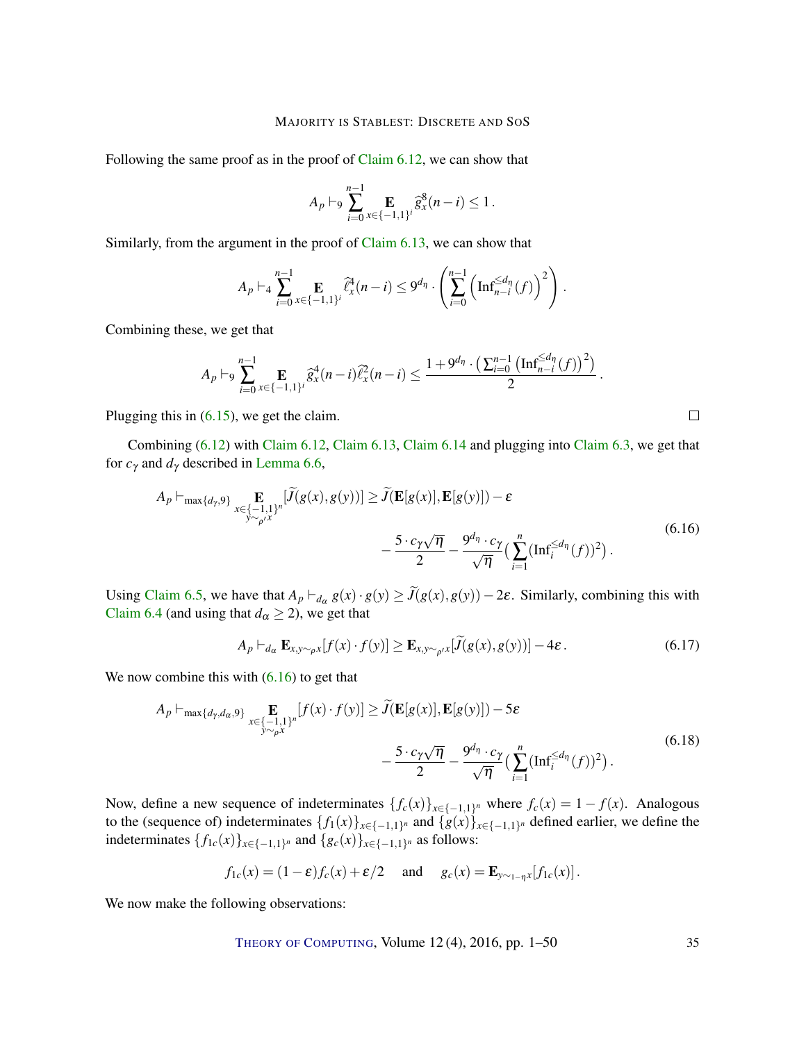Following the same proof as in the proof of Claim 6.12, we can show that

$$A_p \vdash_9 \sum_{i=0}^{n-1} \mathop{\mathbf{E}}_{x \in \{-1,1\}^i} \widehat{g}_x^8(n-i) \leq 1 \,.$$

Similarly, from the argument in the proof of Claim 6.13, we can show that

$$A_p \vdash_4 \sum_{i=0}^{n-1} \mathop{\mathbf{E}}_{x \in \{-1,1\}^i} \widehat{\ell}_x^4(n-i) \leq 9^{d_\eta} \cdot \left( \sum_{i=0}^{n-1} \left( \mathrm{Inf}_{n-i}^{\leq d_\eta}(f) \right)^2 \right) .$$

Combining these, we get that

$$A_p \vdash_9 \sum_{i=0}^{n-1} \mathop{\mathbf{E}}_{x \in \{-1,1\}^i} \widehat{g}_x^4(n-i) \widehat{\ell}_x^2(n-i) \leq \frac{1 + 9^{d_\eta} \cdot \left( \sum_{i=0}^{n-1} \left( \mathrm{Inf}_{n-i}^{\leq d_\eta}(f) \right)^2 \right)}{2} \,.$$

Plugging this in (6.15), we get the claim. □

Combining (6.12) with Claim 6.12, Claim 6.13, Claim 6.14 and plugging into Claim 6.3, we get that for $c_\gamma$ and $d_\gamma$ described in Lemma 6.6,

$$\begin{aligned} A_p \vdash_{\max\{d_\gamma, 9\}} \mathop{\mathbf{E}}_{\substack{x \in \{-1,1\}^n \\ y \sim_{\rho'} x}} [\widetilde{J}(g(x), g(y))] \geq \widetilde{J}(\mathbf{E}[g(x)], \mathbf{E}[g(y)]) - \varepsilon \\ - \frac{5 \cdot c_\gamma \sqrt{\eta}}{2} - \frac{9^{d_\eta} \cdot c_\gamma}{\sqrt{\eta}} \Big( \sum_{i=1}^{n} (\mathrm{Inf}_i^{\leq d_\eta}(f))^2 \Big) . \end{aligned} \tag{6.16}$$

Using Claim 6.5, we have that $A_p \vdash_{d_\alpha} g(x) \cdot g(y) \geq \widetilde{J}(g(x), g(y)) - 2\varepsilon$. Similarly, combining this with Claim 6.4 (and using that $d_\alpha \geq 2$), we get that

$$A_p \vdash_{d_\alpha} \mathbf{E}_{x,y \sim_\rho x}[f(x) \cdot f(y)] \geq \mathbf{E}_{x,y \sim_{\rho'} x}[\widetilde{J}(g(x), g(y))] - 4\varepsilon \,. \tag{6.17}$$

We now combine this with (6.16) to get that

$$\begin{aligned} A_p \vdash_{\max\{d_\gamma, d_\alpha, 9\}} \mathop{\mathbf{E}}_{\substack{x \in \{-1,1\}^n \\ y \sim_\rho x}} [f(x) \cdot f(y)] \geq \widetilde{J}(\mathbf{E}[g(x)], \mathbf{E}[g(y)]) - 5\varepsilon \\ - \frac{5 \cdot c_\gamma \sqrt{\eta}}{2} - \frac{9^{d_\eta} \cdot c_\gamma}{\sqrt{\eta}} \Big( \sum_{i=1}^{n} (\mathrm{Inf}_i^{\leq d_\eta}(f))^2 \Big) . \end{aligned} \tag{6.18}$$

Now, define a new sequence of indeterminates $\{f_c(x)\}_{x \in \{-1,1\}^n}$ where $f_c(x) = 1 - f(x)$. Analogous to the (sequence of) indeterminates $\{f_1(x)\}_{x \in \{-1,1\}^n}$ and $\{g(x)\}_{x \in \{-1,1\}^n}$ defined earlier, we define the indeterminates $\{f_{1c}(x)\}_{x \in \{-1,1\}^n}$ and $\{g_c(x)\}_{x \in \{-1,1\}^n}$ as follows:

$$f_{1c}(x) = (1 - \varepsilon) f_c(x) + \varepsilon/2 \quad \text{ and } \quad g_c(x) = \mathbf{E}_{y \sim_{1-\eta} x}[f_{1c}(x)] \,.$$

We now make the following observations: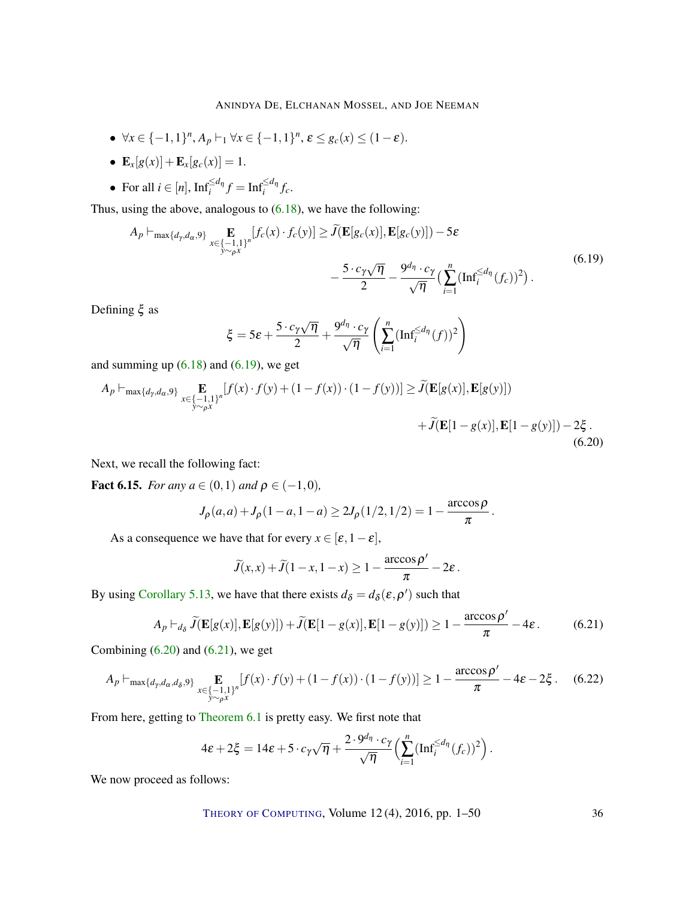- $\forall x \in \{-1,1\}^n, A_p \vdash_1 \forall x \in \{-1,1\}^n, \varepsilon \le g_c(x) \le (1-\varepsilon)$.
- $\mathbf{E}_x[g(x)] + \mathbf{E}_x[g_c(x)] = 1$.
- For all $i \in [n]$, $\mathrm{Inf}_i^{\le d_\eta} f = \mathrm{Inf}_i^{\le d_\eta} f_c$.

Thus, using the above, analogous to (6.18), we have the following:

$$A_p \vdash_{\max\{d_\gamma, d_\alpha, 9\}} \mathop{\mathbf{E}}_{\substack{x \in \{-1,1\}^n \\ y \sim_\rho x}} [f_c(x) \cdot f_c(y)] \ge \widetilde{J}(\mathbf{E}[g_c(x)], \mathbf{E}[g_c(y)]) - 5\varepsilon - \frac{5 \cdot c_\gamma \sqrt{\eta}}{2} - \frac{9^{d_\eta} \cdot c_\gamma}{\sqrt{\eta}} \Big( \sum_{i=1}^n (\mathrm{Inf}_i^{\le d_\eta}(f_c))^2 \Big). \tag{6.19}$$

Defining $\xi$ as

$$\xi = 5\varepsilon + \frac{5 \cdot c_\gamma \sqrt{\eta}}{2} + \frac{9^{d_\eta} \cdot c_\gamma}{\sqrt{\eta}} \left( \sum_{i=1}^n (\mathrm{Inf}_i^{\le d_\eta}(f))^2 \right)$$

and summing up (6.18) and (6.19), we get

$$A_p \vdash_{\max\{d_\gamma, d_\alpha, 9\}} \mathop{\mathbf{E}}_{\substack{x \in \{-1,1\}^n \\ y \sim_\rho x}} [f(x) \cdot f(y) + (1-f(x)) \cdot (1-f(y))] \ge \widetilde{J}(\mathbf{E}[g(x)], \mathbf{E}[g(y)]) + \widetilde{J}(\mathbf{E}[1-g(x)], \mathbf{E}[1-g(y)]) - 2\xi. \tag{6.20}$$

Next, we recall the following fact:

**Fact 6.15.** *For any $a \in (0,1)$ and $\rho \in (-1,0)$,*

$$J_\rho(a,a) + J_\rho(1-a, 1-a) \ge 2J_\rho(1/2, 1/2) = 1 - \frac{\arccos \rho}{\pi}.$$

As a consequence we have that for every $x \in [\varepsilon, 1-\varepsilon]$,

$$\widetilde{J}(x,x) + \widetilde{J}(1-x, 1-x) \ge 1 - \frac{\arccos \rho'}{\pi} - 2\varepsilon.$$

By using Corollary 5.13, we have that there exists $d_\delta = d_\delta(\varepsilon, \rho')$ such that

$$A_p \vdash_{d_\delta} \widetilde{J}(\mathbf{E}[g(x)], \mathbf{E}[g(y)]) + \widetilde{J}(\mathbf{E}[1-g(x)], \mathbf{E}[1-g(y)]) \ge 1 - \frac{\arccos \rho'}{\pi} - 4\varepsilon. \tag{6.21}$$

Combining (6.20) and (6.21), we get

$$A_p \vdash_{\max\{d_\gamma, d_\alpha, d_\delta, 9\}} \mathop{\mathbf{E}}_{\substack{x \in \{-1,1\}^n \\ y \sim_\rho x}} [f(x) \cdot f(y) + (1-f(x)) \cdot (1-f(y))] \ge 1 - \frac{\arccos \rho'}{\pi} - 4\varepsilon - 2\xi. \tag{6.22}$$

From here, getting to Theorem 6.1 is pretty easy. We first note that

$$4\varepsilon + 2\xi = 14\varepsilon + 5 \cdot c_\gamma \sqrt{\eta} + \frac{2 \cdot 9^{d_\eta} \cdot c_\gamma}{\sqrt{\eta}} \Big( \sum_{i=1}^n (\mathrm{Inf}_i^{\le d_\eta}(f_c))^2 \Big).$$

We now proceed as follows: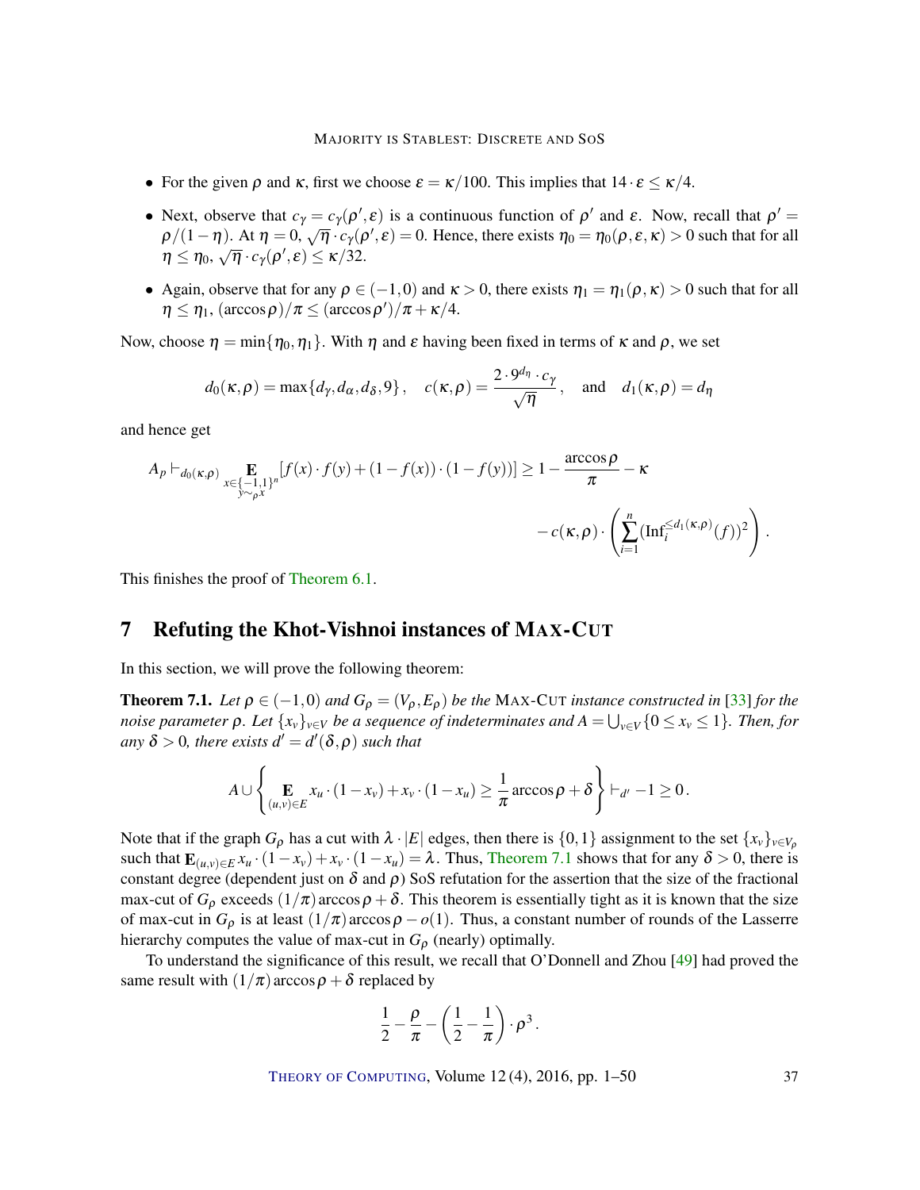- For the given $\rho$ and $\kappa$, first we choose $\varepsilon = \kappa/100$. This implies that $14 \cdot \varepsilon \leq \kappa/4$.
- Next, observe that $c_\gamma = c_\gamma(\rho', \varepsilon)$ is a continuous function of $\rho'$ and $\varepsilon$. Now, recall that $\rho' = \rho/(1-\eta)$. At $\eta = 0$, $\sqrt{\eta} \cdot c_\gamma(\rho', \varepsilon) = 0$. Hence, there exists $\eta_0 = \eta_0(\rho, \varepsilon, \kappa) > 0$ such that for all $\eta \leq \eta_0$, $\sqrt{\eta} \cdot c_\gamma(\rho', \varepsilon) \leq \kappa/32$.
- Again, observe that for any $\rho \in (-1, 0)$ and $\kappa > 0$, there exists $\eta_1 = \eta_1(\rho, \kappa) > 0$ such that for all $\eta \leq \eta_1$, $(\arccos \rho)/\pi \leq (\arccos \rho')/\pi + \kappa/4$.

Now, choose $\eta = \min\{\eta_0, \eta_1\}$. With $\eta$ and $\varepsilon$ having been fixed in terms of $\kappa$ and $\rho$, we set

$$d_0(\kappa, \rho) = \max\{d_\gamma, d_\alpha, d_\delta, 9\}, \quad c(\kappa, \rho) = \frac{2 \cdot 9^{d_\eta} \cdot c_\gamma}{\sqrt{\eta}}, \quad \text{and} \quad d_1(\kappa, \rho) = d_\eta$$

and hence get

$$A_p \vdash_{d_0(\kappa,\rho)} \mathop{\mathbf{E}}_{\substack{x \in \{-1,1\}^n \\ y \sim_\rho x}} [f(x) \cdot f(y) + (1 - f(x)) \cdot (1 - f(y))] \geq 1 - \frac{\arccos \rho}{\pi} - \kappa$$

$$- c(\kappa, \rho) \cdot \left( \sum_{i=1}^{n} (\mathrm{Inf}_i^{\leq d_1(\kappa,\rho)}(f))^2 \right).$$

This finishes the proof of Theorem 6.1.

# 7 Refuting the Khot-Vishnoi instances of MAX-CUT

In this section, we will prove the following theorem:

**Theorem 7.1.** *Let $\rho \in (-1, 0)$ and $G_\rho = (V_\rho, E_\rho)$ be the* MAX-CUT *instance constructed in [33] for the noise parameter $\rho$. Let $\{x_v\}_{v \in V}$ be a sequence of indeterminates and $A = \bigcup_{v \in V} \{0 \leq x_v \leq 1\}$. Then, for any $\delta > 0$, there exists $d' = d'(\delta, \rho)$ such that*

$$A \cup \left\{ \mathop{\mathbf{E}}_{(u,v) \in E} x_u \cdot (1 - x_v) + x_v \cdot (1 - x_u) \geq \frac{1}{\pi} \arccos \rho + \delta \right\} \vdash_{d'} -1 \geq 0.$$

Note that if the graph $G_\rho$ has a cut with $\lambda \cdot |E|$ edges, then there is $\{0, 1\}$ assignment to the set $\{x_v\}_{v \in V_\rho}$ such that $\mathbf{E}_{(u,v) \in E} x_u \cdot (1 - x_v) + x_v \cdot (1 - x_u) = \lambda$. Thus, Theorem 7.1 shows that for any $\delta > 0$, there is constant degree (dependent just on $\delta$ and $\rho$) SoS refutation for the assertion that the size of the fractional max-cut of $G_\rho$ exceeds $(1/\pi) \arccos \rho + \delta$. This theorem is essentially tight as it is known that the size of max-cut in $G_\rho$ is at least $(1/\pi) \arccos \rho - o(1)$. Thus, a constant number of rounds of the Lasserre hierarchy computes the value of max-cut in $G_\rho$ (nearly) optimally.

To understand the significance of this result, we recall that O'Donnell and Zhou [49] had proved the same result with $(1/\pi) \arccos \rho + \delta$ replaced by

$$\frac{1}{2} - \frac{\rho}{\pi} - \left( \frac{1}{2} - \frac{1}{\pi} \right) \cdot \rho^3.$$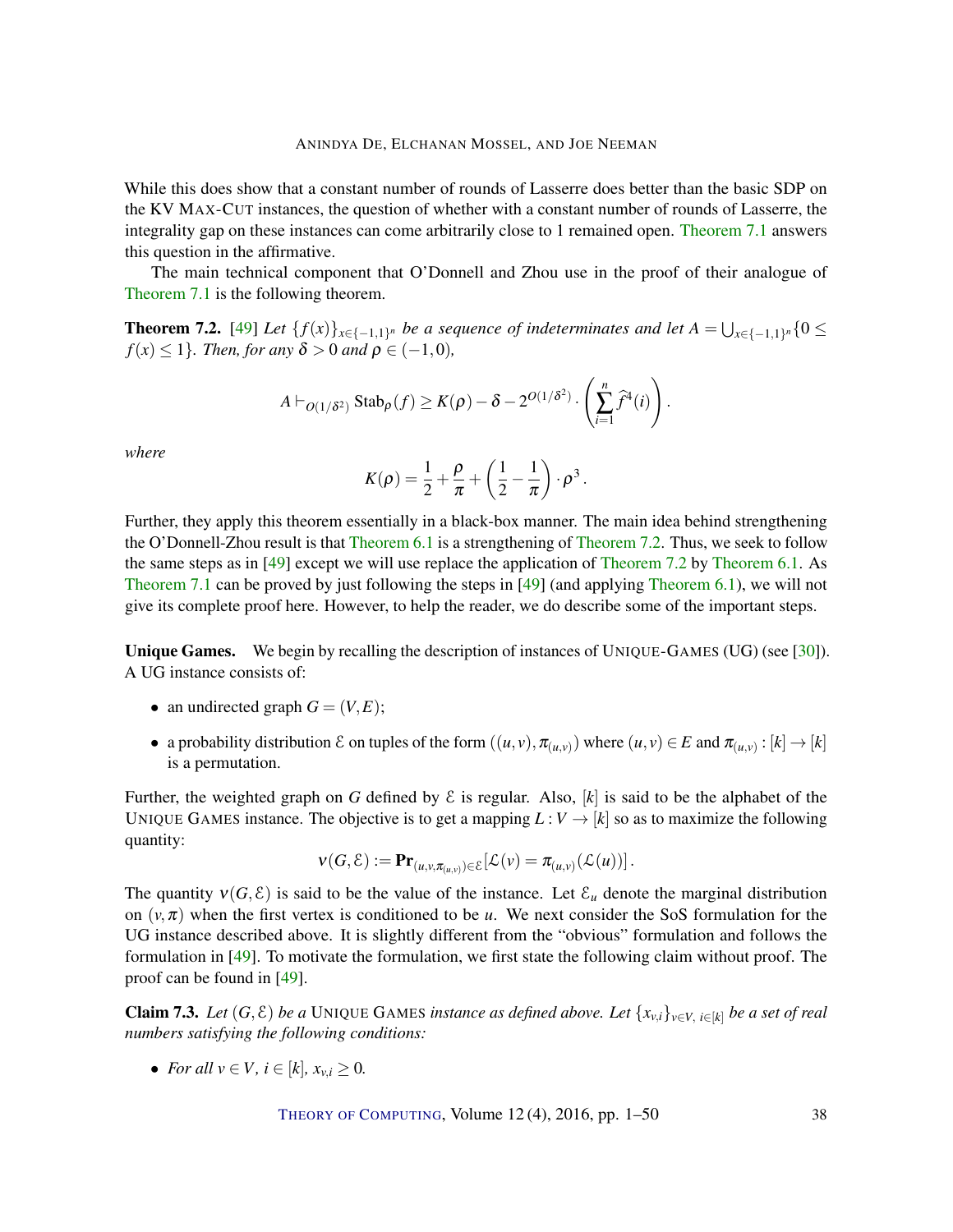While this does show that a constant number of rounds of Lasserre does better than the basic SDP on the KV MAX-CUT instances, the question of whether with a constant number of rounds of Lasserre, the integrality gap on these instances can come arbitrarily close to 1 remained open. Theorem 7.1 answers this question in the affirmative.

The main technical component that O'Donnell and Zhou use in the proof of their analogue of Theorem 7.1 is the following theorem.

**Theorem 7.2.** [49] *Let $\{f(x)\}_{x \in \{-1,1\}^n}$ be a sequence of indeterminates and let $A = \bigcup_{x \in \{-1,1\}^n} \{0 \leq f(x) \leq 1\}$. Then, for any $\delta > 0$ and $\rho \in (-1,0)$,*

$$A \vdash_{O(1/\delta^2)} \mathrm{Stab}_\rho(f) \geq K(\rho) - \delta - 2^{O(1/\delta^2)} \cdot \left(\sum_{i=1}^{n} \widehat{f}^4(i)\right).$$

*where*

$$K(\rho) = \frac{1}{2} + \frac{\rho}{\pi} + \left(\frac{1}{2} - \frac{1}{\pi}\right) \cdot \rho^3 .$$

Further, they apply this theorem essentially in a black-box manner. The main idea behind strengthening the O'Donnell-Zhou result is that Theorem 6.1 is a strengthening of Theorem 7.2. Thus, we seek to follow the same steps as in [49] except we will use replace the application of Theorem 7.2 by Theorem 6.1. As Theorem 7.1 can be proved by just following the steps in [49] (and applying Theorem 6.1), we will not give its complete proof here. However, to help the reader, we do describe some of the important steps.

**Unique Games.** We begin by recalling the description of instances of UNIQUE-GAMES (UG) (see [30]). A UG instance consists of:

- an undirected graph $G = (V,E)$;
- a probability distribution $\mathcal{E}$ on tuples of the form $((u,v), \pi_{(u,v)})$ where $(u,v) \in E$ and $\pi_{(u,v)} : [k] \to [k]$ is a permutation.

Further, the weighted graph on $G$ defined by $\mathcal{E}$ is regular. Also, $[k]$ is said to be the alphabet of the UNIQUE GAMES instance. The objective is to get a mapping $L : V \to [k]$ so as to maximize the following quantity:

$$\nu(G,\mathcal{E}) := \mathbf{Pr}_{(u,v,\pi_{(u,v)}) \in \mathcal{E}}[\mathcal{L}(v) = \pi_{(u,v)}(\mathcal{L}(u))] .$$

The quantity $\nu(G,\mathcal{E})$ is said to be the value of the instance. Let $\mathcal{E}_u$ denote the marginal distribution on $(v,\pi)$ when the first vertex is conditioned to be $u$. We next consider the SoS formulation for the UG instance described above. It is slightly different from the "obvious" formulation and follows the formulation in [49]. To motivate the formulation, we first state the following claim without proof. The proof can be found in [49].

**Claim 7.3.** *Let $(G,\mathcal{E})$ be a* UNIQUE GAMES *instance as defined above. Let $\{x_{v,i}\}_{v \in V,\, i \in [k]}$ be a set of real numbers satisfying the following conditions:*

- *For all $v \in V$, $i \in [k]$, $x_{v,i} \geq 0$.*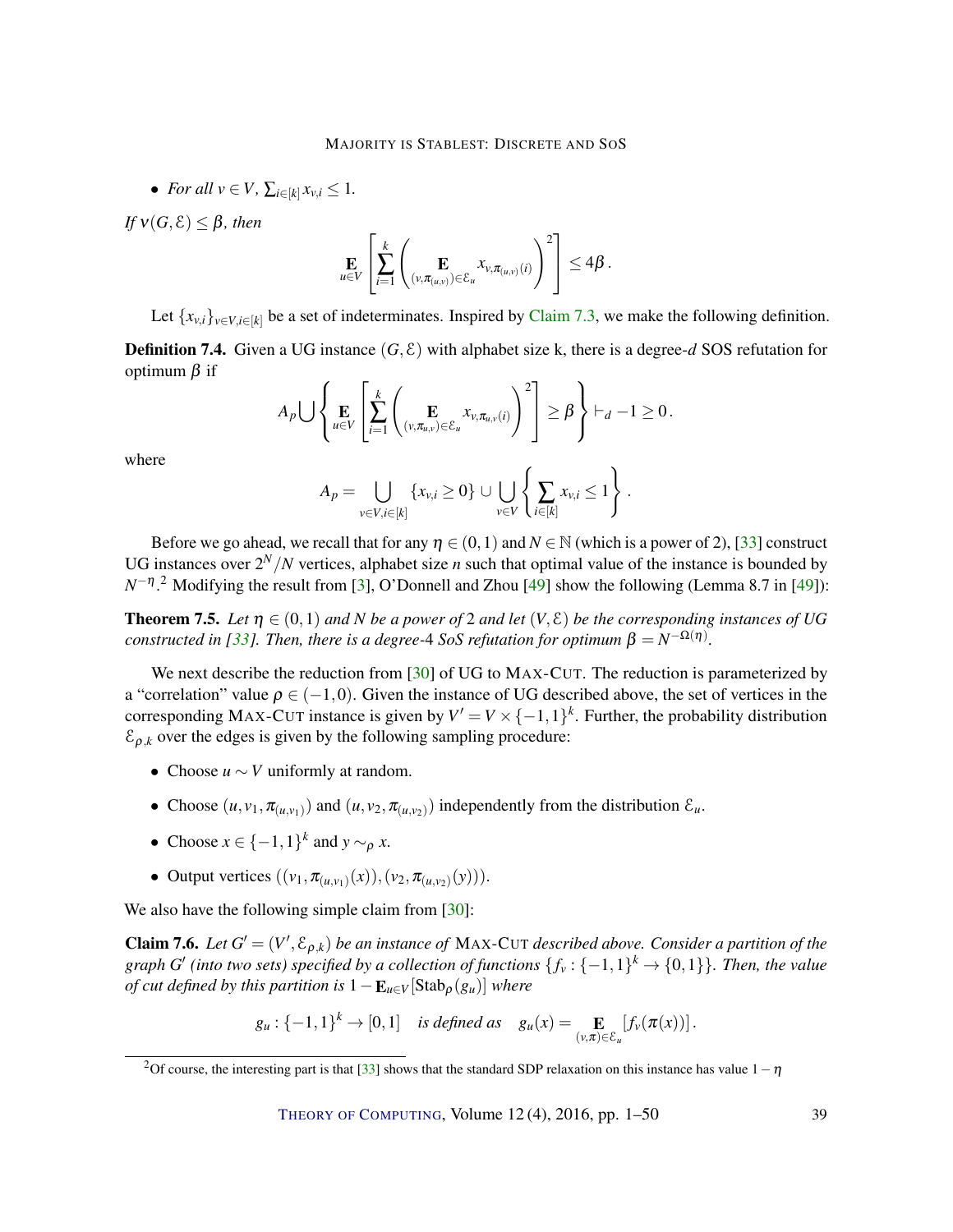- *For all* $v \in V$, $\sum_{i\in[k]} x_{v,i} \leq 1$.

*If* $\nu(G,\mathcal{E}) \leq \beta$*, then*

$$\mathop{\mathbf{E}}_{u\in V}\left[\sum_{i=1}^{k}\left(\mathop{\mathbf{E}}_{(v,\pi_{(u,v)})\in\mathcal{E}_u} x_{v,\pi_{(u,v)}(i)}\right)^2\right] \leq 4\beta\,.$$

Let $\{x_{v,i}\}_{v\in V, i\in[k]}$ be a set of indeterminates. Inspired by Claim 7.3, we make the following definition.

**Definition 7.4.** Given a UG instance $(G,\mathcal{E})$ with alphabet size k, there is a degree-$d$ SOS refutation for optimum $\beta$ if

$$A_p \bigcup \left\{ \mathop{\mathbf{E}}_{u\in V}\left[\sum_{i=1}^{k}\left(\mathop{\mathbf{E}}_{(v,\pi_{u,v})\in\mathcal{E}_u} x_{v,\pi_{u,v}(i)}\right)^2\right] \geq \beta \right\} \vdash_d -1 \geq 0\,.$$

where

$$A_p = \bigcup_{v\in V, i\in[k]} \{x_{v,i} \geq 0\} \cup \bigcup_{v\in V}\left\{\sum_{i\in[k]} x_{v,i} \leq 1\right\}.$$

Before we go ahead, we recall that for any $\eta \in (0,1)$ and $N \in \mathbb{N}$ (which is a power of 2), [33] construct UG instances over $2^N/N$ vertices, alphabet size $n$ such that optimal value of the instance is bounded by $N^{-\eta}$.[2] Modifying the result from [3], O'Donnell and Zhou [49] show the following (Lemma 8.7 in [49]):

**Theorem 7.5.** *Let* $\eta \in (0,1)$ *and* $N$ *be a power of* 2 *and let* $(V,\mathcal{E})$ *be the corresponding instances of UG constructed in [33]. Then, there is a degree-*4 *SoS refutation for optimum* $\beta = N^{-\Omega(\eta)}$.

We next describe the reduction from [30] of UG to MAX-CUT. The reduction is parameterized by a "correlation" value $\rho \in (-1,0)$. Given the instance of UG described above, the set of vertices in the corresponding MAX-CUT instance is given by $V' = V \times \{-1,1\}^k$. Further, the probability distribution $\mathcal{E}_{\rho,k}$ over the edges is given by the following sampling procedure:

- Choose $u \sim V$ uniformly at random.
- Choose $(u, v_1, \pi_{(u,v_1)})$ and $(u, v_2, \pi_{(u,v_2)})$ independently from the distribution $\mathcal{E}_u$.
- Choose $x \in \{-1,1\}^k$ and $y \sim_\rho x$.
- Output vertices $((v_1, \pi_{(u,v_1)}(x)), (v_2, \pi_{(u,v_2)}(y)))$.

We also have the following simple claim from [30]:

**Claim 7.6.** *Let* $G' = (V', \mathcal{E}_{\rho,k})$ *be an instance of* MAX-CUT *described above. Consider a partition of the graph* $G'$ *(into two sets) specified by a collection of functions* $\{f_v : \{-1,1\}^k \to \{0,1\}\}$*. Then, the value of cut defined by this partition is* $1 - \mathbf{E}_{u\in V}[\mathrm{Stab}_\rho(g_u)]$ *where*

$$g_u : \{-1,1\}^k \to [0,1] \quad \textit{is defined as} \quad g_u(x) = \mathop{\mathbf{E}}_{(v,\pi)\in\mathcal{E}_u}[f_v(\pi(x))]\,.$$

[2] Of course, the interesting part is that [33] shows that the standard SDP relaxation on this instance has value $1-\eta$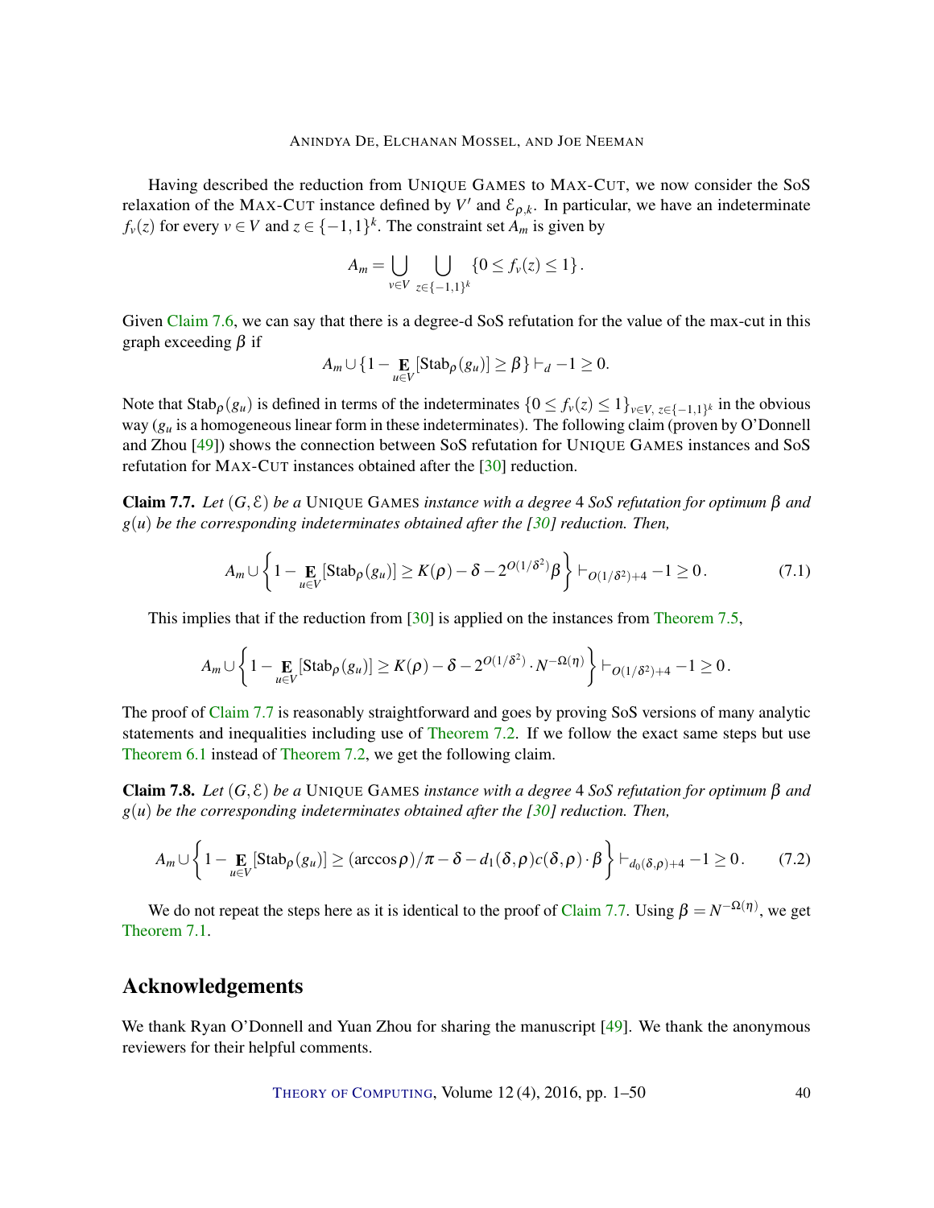Having described the reduction from UNIQUE GAMES to MAX-CUT, we now consider the SoS relaxation of the MAX-CUT instance defined by $V'$ and $\mathcal{E}_{\rho,k}$. In particular, we have an indeterminate $f_v(z)$ for every $v \in V$ and $z \in \{-1,1\}^k$. The constraint set $A_m$ is given by

$$A_m = \bigcup_{v \in V} \bigcup_{z \in \{-1,1\}^k} \{0 \le f_v(z) \le 1\}.$$

Given Claim 7.6, we can say that there is a degree-d SoS refutation for the value of the max-cut in this graph exceeding $\beta$ if

$$A_m \cup \{1 - \mathop{\mathbf{E}}_{u \in V}[\mathrm{Stab}_\rho(g_u)] \ge \beta\} \vdash_d -1 \ge 0.$$

Note that $\mathrm{Stab}_\rho(g_u)$ is defined in terms of the indeterminates $\{0 \le f_v(z) \le 1\}_{v \in V,\, z \in \{-1,1\}^k}$ in the obvious way ($g_u$ is a homogeneous linear form in these indeterminates). The following claim (proven by O'Donnell and Zhou [49]) shows the connection between SoS refutation for UNIQUE GAMES instances and SoS refutation for MAX-CUT instances obtained after the [30] reduction.

**Claim 7.7.** *Let $(G, \mathcal{E})$ be a* UNIQUE GAMES *instance with a degree 4 SoS refutation for optimum $\beta$ and $g(u)$ be the corresponding indeterminates obtained after the [30] reduction. Then,*

$$A_m \cup \left\{1 - \mathop{\mathbf{E}}_{u \in V}[\mathrm{Stab}_\rho(g_u)] \ge K(\rho) - \delta - 2^{O(1/\delta^2)}\beta\right\} \vdash_{O(1/\delta^2)+4} -1 \ge 0. \tag{7.1}$$

This implies that if the reduction from [30] is applied on the instances from Theorem 7.5,

$$A_m \cup \left\{1 - \mathop{\mathbf{E}}_{u \in V}[\mathrm{Stab}_\rho(g_u)] \ge K(\rho) - \delta - 2^{O(1/\delta^2)} \cdot N^{-\Omega(\eta)}\right\} \vdash_{O(1/\delta^2)+4} -1 \ge 0.$$

The proof of Claim 7.7 is reasonably straightforward and goes by proving SoS versions of many analytic statements and inequalities including use of Theorem 7.2. If we follow the exact same steps but use Theorem 6.1 instead of Theorem 7.2, we get the following claim.

**Claim 7.8.** *Let $(G, \mathcal{E})$ be a* UNIQUE GAMES *instance with a degree 4 SoS refutation for optimum $\beta$ and $g(u)$ be the corresponding indeterminates obtained after the [30] reduction. Then,*

$$A_m \cup \left\{1 - \mathop{\mathbf{E}}_{u \in V}[\mathrm{Stab}_\rho(g_u)] \ge (\arccos\rho)/\pi - \delta - d_1(\delta,\rho)c(\delta,\rho) \cdot \beta\right\} \vdash_{d_0(\delta,\rho)+4} -1 \ge 0. \tag{7.2}$$

We do not repeat the steps here as it is identical to the proof of Claim 7.7. Using $\beta = N^{-\Omega(\eta)}$, we get Theorem 7.1.

## Acknowledgements

We thank Ryan O'Donnell and Yuan Zhou for sharing the manuscript [49]. We thank the anonymous reviewers for their helpful comments.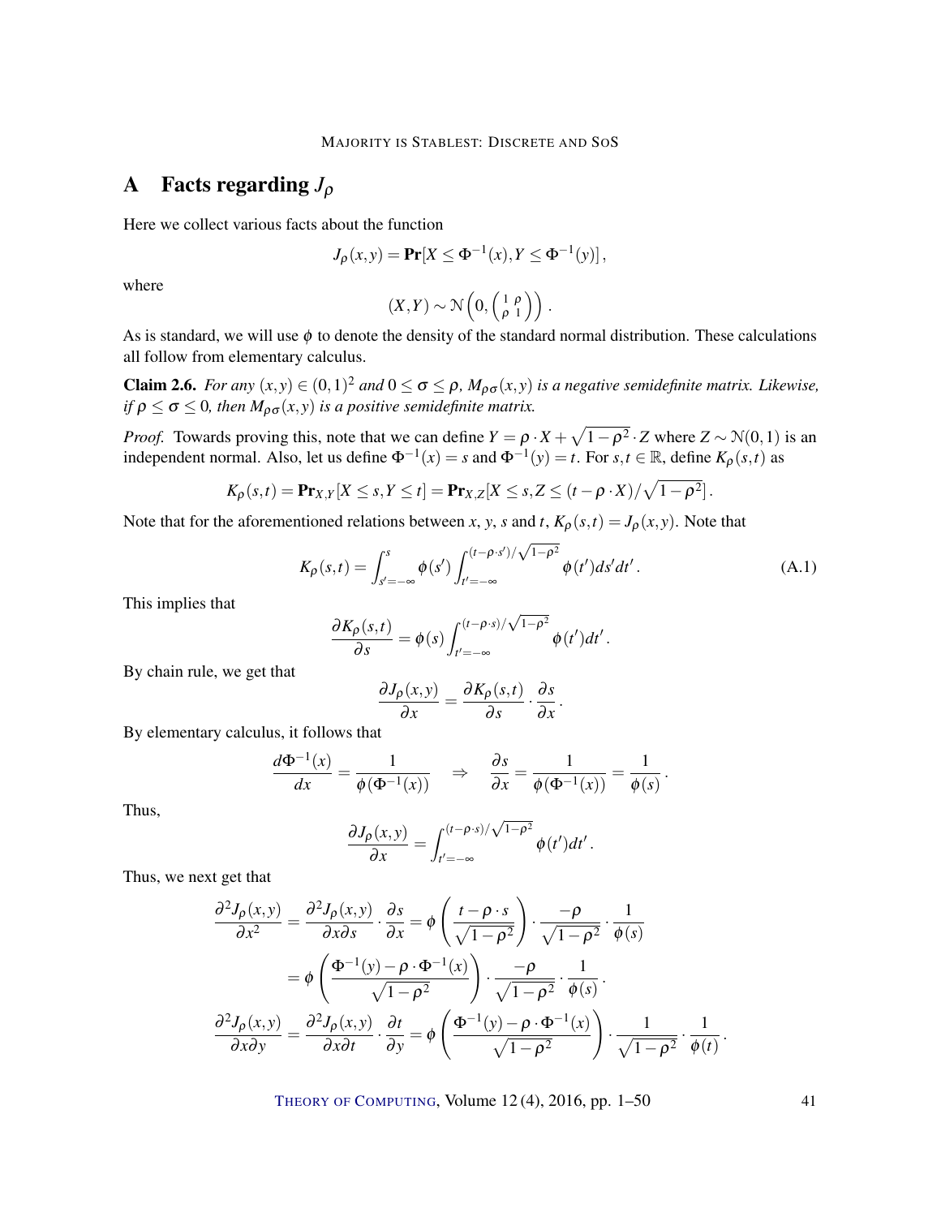# A Facts regarding $J_\rho$

Here we collect various facts about the function

$$J_\rho(x,y) = \mathbf{Pr}[X \le \Phi^{-1}(x), Y \le \Phi^{-1}(y)],$$

where

$$(X,Y) \sim \mathcal{N}\left(0, \begin{pmatrix} 1 & \rho \\ \rho & 1 \end{pmatrix}\right).$$

As is standard, we will use $\phi$ to denote the density of the standard normal distribution. These calculations all follow from elementary calculus.

**Claim 2.6.** *For any $(x,y) \in (0,1)^2$ and $0 \le \sigma \le \rho$, $M_{\rho\sigma}(x,y)$ is a negative semidefinite matrix. Likewise, if $\rho \le \sigma \le 0$, then $M_{\rho\sigma}(x,y)$ is a positive semidefinite matrix.*

*Proof.* Towards proving this, note that we can define $Y = \rho \cdot X + \sqrt{1-\rho^2} \cdot Z$ where $Z \sim \mathcal{N}(0,1)$ is an independent normal. Also, let us define $\Phi^{-1}(x) = s$ and $\Phi^{-1}(y) = t$. For $s, t \in \mathbb{R}$, define $K_\rho(s,t)$ as

$$K_\rho(s,t) = \mathbf{Pr}_{X,Y}[X \le s, Y \le t] = \mathbf{Pr}_{X,Z}[X \le s, Z \le (t - \rho \cdot X)/\sqrt{1-\rho^2}].$$

Note that for the aforementioned relations between $x$, $y$, $s$ and $t$, $K_\rho(s,t) = J_\rho(x,y)$. Note that

$$K_\rho(s,t) = \int_{s'=-\infty}^{s} \phi(s') \int_{t'=-\infty}^{(t-\rho \cdot s')/\sqrt{1-\rho^2}} \phi(t') ds' dt'. \tag{A.1}$$

This implies that

$$\frac{\partial K_\rho(s,t)}{\partial s} = \phi(s) \int_{t'=-\infty}^{(t-\rho \cdot s)/\sqrt{1-\rho^2}} \phi(t') dt'.$$

By chain rule, we get that

$$\frac{\partial J_\rho(x,y)}{\partial x} = \frac{\partial K_\rho(s,t)}{\partial s} \cdot \frac{\partial s}{\partial x}.$$

By elementary calculus, it follows that

$$\frac{d\Phi^{-1}(x)}{dx} = \frac{1}{\phi(\Phi^{-1}(x))} \quad \Rightarrow \quad \frac{\partial s}{\partial x} = \frac{1}{\phi(\Phi^{-1}(x))} = \frac{1}{\phi(s)}.$$

Thus,

$$\frac{\partial J_\rho(x,y)}{\partial x} = \int_{t'=-\infty}^{(t-\rho \cdot s)/\sqrt{1-\rho^2}} \phi(t') dt'.$$

Thus, we next get that

$$\begin{aligned}
\frac{\partial^2 J_\rho(x,y)}{\partial x^2} &= \frac{\partial^2 J_\rho(x,y)}{\partial x \partial s} \cdot \frac{\partial s}{\partial x} = \phi\left(\frac{t - \rho \cdot s}{\sqrt{1-\rho^2}}\right) \cdot \frac{-\rho}{\sqrt{1-\rho^2}} \cdot \frac{1}{\phi(s)} \\
&= \phi\left(\frac{\Phi^{-1}(y) - \rho \cdot \Phi^{-1}(x)}{\sqrt{1-\rho^2}}\right) \cdot \frac{-\rho}{\sqrt{1-\rho^2}} \cdot \frac{1}{\phi(s)}. \\
\frac{\partial^2 J_\rho(x,y)}{\partial x \partial y} &= \frac{\partial^2 J_\rho(x,y)}{\partial x \partial t} \cdot \frac{\partial t}{\partial y} = \phi\left(\frac{\Phi^{-1}(y) - \rho \cdot \Phi^{-1}(x)}{\sqrt{1-\rho^2}}\right) \cdot \frac{1}{\sqrt{1-\rho^2}} \cdot \frac{1}{\phi(t)}.
\end{aligned}$$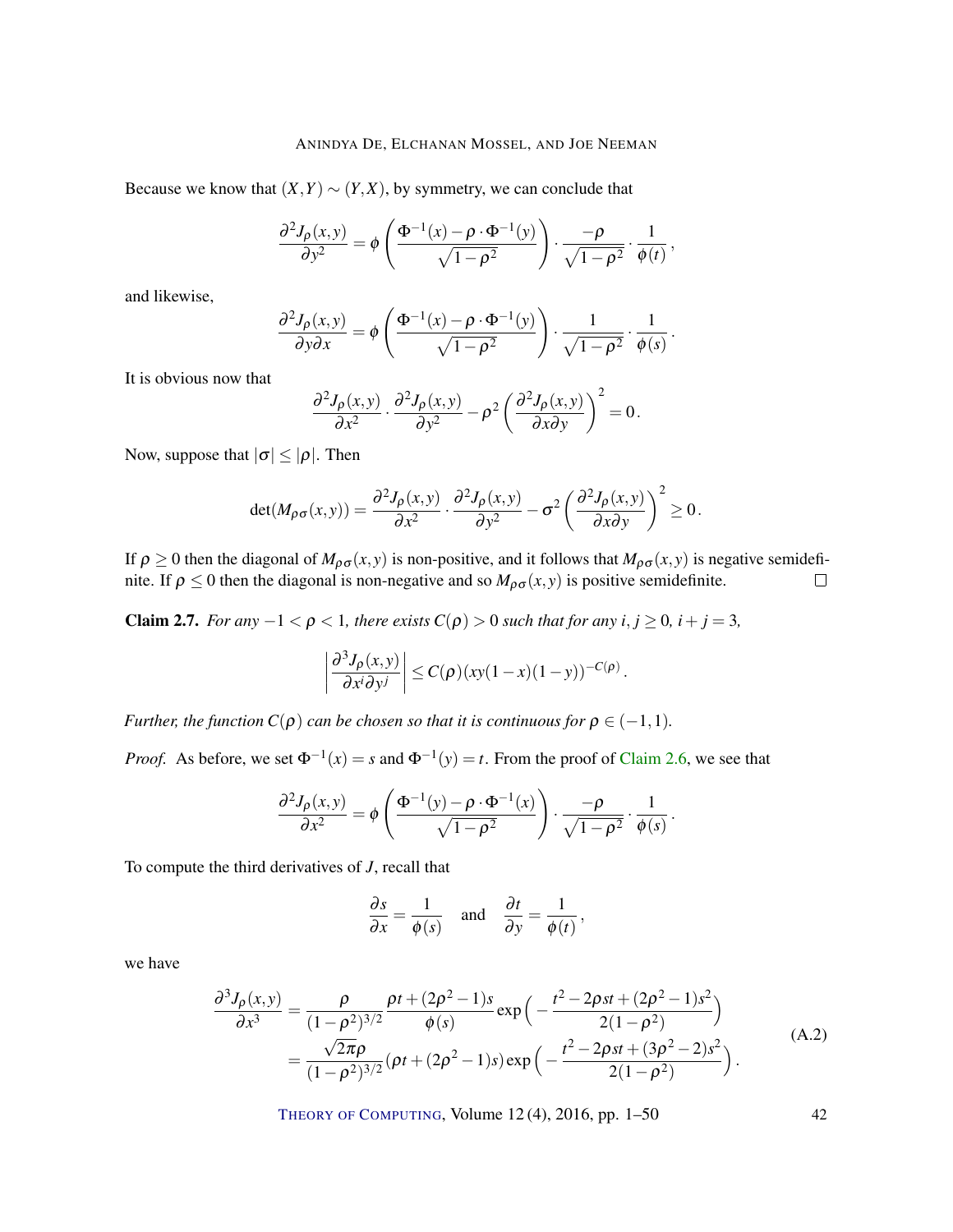Because we know that $(X,Y) \sim (Y,X)$, by symmetry, we can conclude that

$$\frac{\partial^2 J_\rho(x,y)}{\partial y^2} = \phi\left(\frac{\Phi^{-1}(x) - \rho \cdot \Phi^{-1}(y)}{\sqrt{1-\rho^2}}\right) \cdot \frac{-\rho}{\sqrt{1-\rho^2}} \cdot \frac{1}{\phi(t)},$$

and likewise,

$$\frac{\partial^2 J_\rho(x,y)}{\partial y \partial x} = \phi\left(\frac{\Phi^{-1}(x) - \rho \cdot \Phi^{-1}(y)}{\sqrt{1-\rho^2}}\right) \cdot \frac{1}{\sqrt{1-\rho^2}} \cdot \frac{1}{\phi(s)}.$$

It is obvious now that

$$\frac{\partial^2 J_\rho(x,y)}{\partial x^2} \cdot \frac{\partial^2 J_\rho(x,y)}{\partial y^2} - \rho^2 \left(\frac{\partial^2 J_\rho(x,y)}{\partial x \partial y}\right)^2 = 0.$$

Now, suppose that $|\sigma| \leq |\rho|$. Then

$$\det(M_{\rho\sigma}(x,y)) = \frac{\partial^2 J_\rho(x,y)}{\partial x^2} \cdot \frac{\partial^2 J_\rho(x,y)}{\partial y^2} - \sigma^2 \left(\frac{\partial^2 J_\rho(x,y)}{\partial x \partial y}\right)^2 \geq 0.$$

If $\rho \geq 0$ then the diagonal of $M_{\rho\sigma}(x,y)$ is non-positive, and it follows that $M_{\rho\sigma}(x,y)$ is negative semidefinite. If $\rho \leq 0$ then the diagonal is non-negative and so $M_{\rho\sigma}(x,y)$ is positive semidefinite. ☐

**Claim 2.7.** *For any $-1 < \rho < 1$, there exists $C(\rho) > 0$ such that for any $i, j \geq 0$, $i + j = 3$,*

$$\left|\frac{\partial^3 J_\rho(x,y)}{\partial x^i \partial y^j}\right| \leq C(\rho)(xy(1-x)(1-y))^{-C(\rho)}.$$

*Further, the function $C(\rho)$ can be chosen so that it is continuous for $\rho \in (-1,1)$.*

*Proof.* As before, we set $\Phi^{-1}(x) = s$ and $\Phi^{-1}(y) = t$. From the proof of Claim 2.6, we see that

$$\frac{\partial^2 J_\rho(x,y)}{\partial x^2} = \phi\left(\frac{\Phi^{-1}(y) - \rho \cdot \Phi^{-1}(x)}{\sqrt{1-\rho^2}}\right) \cdot \frac{-\rho}{\sqrt{1-\rho^2}} \cdot \frac{1}{\phi(s)}.$$

To compute the third derivatives of $J$, recall that

$$\frac{\partial s}{\partial x} = \frac{1}{\phi(s)} \quad \text{and} \quad \frac{\partial t}{\partial y} = \frac{1}{\phi(t)},$$

we have

$$\begin{aligned}
\frac{\partial^3 J_\rho(x,y)}{\partial x^3} &= \frac{\rho}{(1-\rho^2)^{3/2}} \frac{\rho t + (2\rho^2 - 1)s}{\phi(s)} \exp\Big(-\frac{t^2 - 2\rho s t + (2\rho^2 - 1)s^2}{2(1-\rho^2)}\Big) \\
&= \frac{\sqrt{2\pi}\rho}{(1-\rho^2)^{3/2}} (\rho t + (2\rho^2 - 1)s) \exp\Big(-\frac{t^2 - 2\rho s t + (3\rho^2 - 2)s^2}{2(1-\rho^2)}\Big).
\end{aligned} \tag{A.2}$$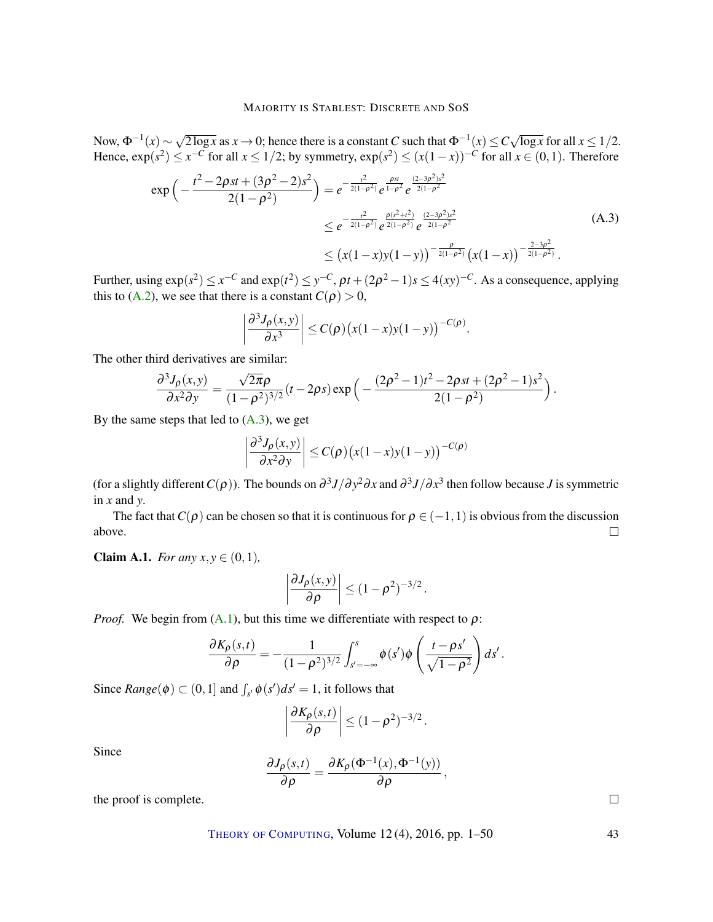Now, $\Phi^{-1}(x) \sim \sqrt{2\log x}$ as $x \to 0$; hence there is a constant $C$ such that $\Phi^{-1}(x) \le C\sqrt{\log x}$ for all $x \le 1/2$. Hence, $\exp(s^2) \le x^{-C}$ for all $x \le 1/2$; by symmetry, $\exp(s^2) \le (x(1-x))^{-C}$ for all $x \in (0,1)$. Therefore

$$
\begin{aligned}
\exp\Big(-\frac{t^2 - 2\rho st + (3\rho^2-2)s^2}{2(1-\rho^2)}\Big) &= e^{-\frac{t^2}{2(1-\rho^2)}} e^{\frac{\rho st}{1-\rho^2}} e^{\frac{(2-3\rho^2)s^2}{2(1-\rho^2}} \\
&\le e^{-\frac{t^2}{2(1-\rho^2)}} e^{\frac{\rho(s^2+t^2)}{2(1-\rho^2)}} e^{\frac{(2-3\rho^2)s^2}{2(1-\rho^2}} \\
&\le \big(x(1-x)y(1-y)\big)^{-\frac{\rho}{2(1-\rho^2)}} \big(x(1-x)\big)^{-\frac{2-3\rho^2}{2(1-\rho^2)}}.
\end{aligned}
\tag{A.3}
$$

Further, using $\exp(s^2) \le x^{-C}$ and $\exp(t^2) \le y^{-C}$, $\rho t + (2\rho^2 - 1)s \le 4(xy)^{-C}$. As a consequence, applying this to (A.2), we see that there is a constant $C(\rho) > 0$,

$$
\left|\frac{\partial^3 J_\rho(x,y)}{\partial x^3}\right| \le C(\rho)\big(x(1-x)y(1-y)\big)^{-C(\rho)}.
$$

The other third derivatives are similar:

$$
\frac{\partial^3 J_\rho(x,y)}{\partial x^2 \partial y} = \frac{\sqrt{2\pi}\rho}{(1-\rho^2)^{3/2}}(t - 2\rho s)\exp\Big(-\frac{(2\rho^2-1)t^2 - 2\rho st + (2\rho^2-1)s^2}{2(1-\rho^2)}\Big).
$$

By the same steps that led to (A.3), we get

$$
\left|\frac{\partial^3 J_\rho(x,y)}{\partial x^2 \partial y}\right| \le C(\rho)\big(x(1-x)y(1-y)\big)^{-C(\rho)}
$$

(for a slightly different $C(\rho)$). The bounds on $\partial^3 J/\partial y^2 \partial x$ and $\partial^3 J/\partial x^3$ then follow because $J$ is symmetric in $x$ and $y$.

The fact that $C(\rho)$ can be chosen so that it is continuous for $\rho \in (-1,1)$ is obvious from the discussion above. □

**Claim A.1.** *For any $x, y \in (0,1)$,*

$$
\left|\frac{\partial J_\rho(x,y)}{\partial \rho}\right| \le (1-\rho^2)^{-3/2}.
$$

*Proof.* We begin from (A.1), but this time we differentiate with respect to $\rho$:

$$
\frac{\partial K_\rho(s,t)}{\partial \rho} = -\frac{1}{(1-\rho^2)^{3/2}} \int_{s'=-\infty}^{s} \phi(s')\phi\left(\frac{t-\rho s'}{\sqrt{1-\rho^2}}\right) ds'.
$$

Since *Range*$(\phi) \subset (0,1]$ and $\int_{s'} \phi(s')ds' = 1$, it follows that

$$
\left|\frac{\partial K_\rho(s,t)}{\partial \rho}\right| \le (1-\rho^2)^{-3/2}.
$$

Since

$$
\frac{\partial J_\rho(s,t)}{\partial \rho} = \frac{\partial K_\rho(\Phi^{-1}(x), \Phi^{-1}(y))}{\partial \rho},
$$

the proof is complete. □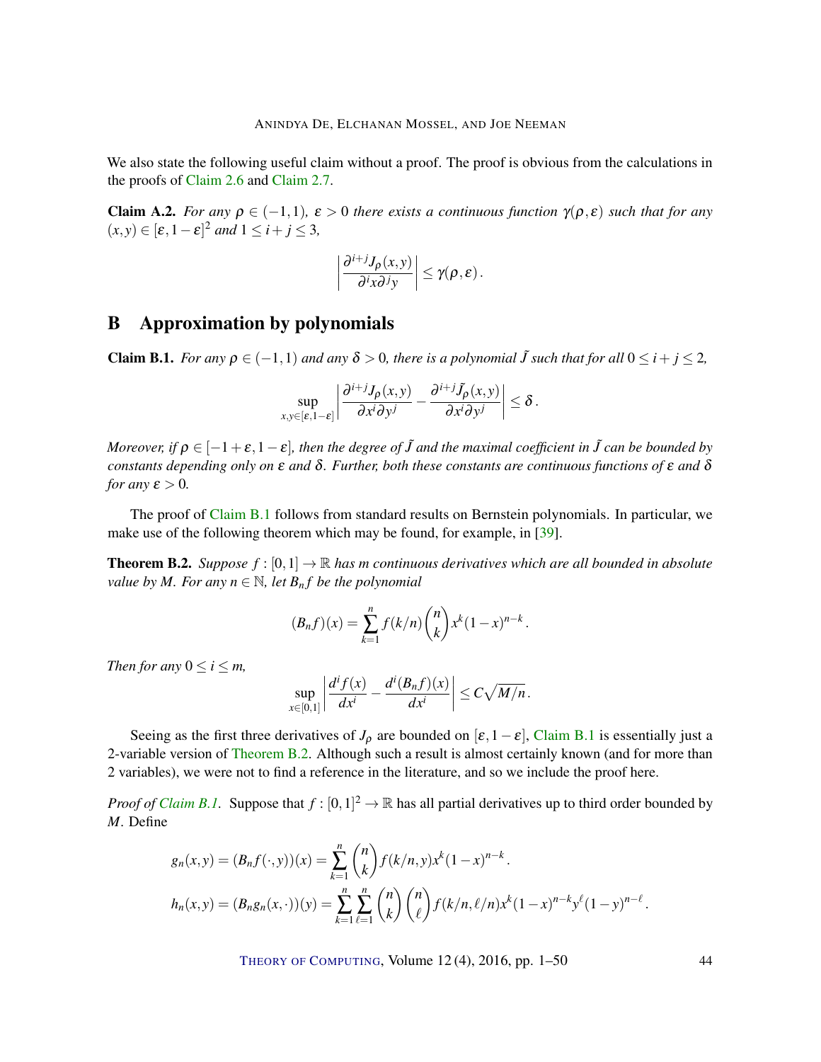We also state the following useful claim without a proof. The proof is obvious from the calculations in the proofs of Claim 2.6 and Claim 2.7.

**Claim A.2.** *For any $\rho \in (-1,1)$, $\varepsilon > 0$ there exists a continuous function $\gamma(\rho,\varepsilon)$ such that for any $(x,y) \in [\varepsilon, 1-\varepsilon]^2$ and $1 \le i+j \le 3$,*

$$\left| \frac{\partial^{i+j} J_\rho(x,y)}{\partial^i x \partial^j y} \right| \le \gamma(\rho,\varepsilon).$$

## B Approximation by polynomials

**Claim B.1.** *For any $\rho \in (-1,1)$ and any $\delta > 0$, there is a polynomial $\tilde{J}$ such that for all $0 \le i+j \le 2$,*

$$\sup_{x,y \in [\varepsilon, 1-\varepsilon]} \left| \frac{\partial^{i+j} J_\rho(x,y)}{\partial x^i \partial y^j} - \frac{\partial^{i+j} \tilde{J}_\rho(x,y)}{\partial x^i \partial y^j} \right| \le \delta.$$

*Moreover, if $\rho \in [-1+\varepsilon, 1-\varepsilon]$, then the degree of $\tilde{J}$ and the maximal coefficient in $\tilde{J}$ can be bounded by constants depending only on $\varepsilon$ and $\delta$. Further, both these constants are continuous functions of $\varepsilon$ and $\delta$ for any $\varepsilon > 0$.*

The proof of Claim B.1 follows from standard results on Bernstein polynomials. In particular, we make use of the following theorem which may be found, for example, in [39].

**Theorem B.2.** *Suppose $f : [0,1] \to \mathbb{R}$ has $m$ continuous derivatives which are all bounded in absolute value by $M$. For any $n \in \mathbb{N}$, let $B_n f$ be the polynomial*

$$(B_n f)(x) = \sum_{k=1}^{n} f(k/n) \binom{n}{k} x^k (1-x)^{n-k}.$$

*Then for any $0 \le i \le m$,*

$$\sup_{x \in [0,1]} \left| \frac{d^i f(x)}{dx^i} - \frac{d^i (B_n f)(x)}{dx^i} \right| \le C\sqrt{M/n}.$$

Seeing as the first three derivatives of $J_\rho$ are bounded on $[\varepsilon, 1-\varepsilon]$, Claim B.1 is essentially just a 2-variable version of Theorem B.2. Although such a result is almost certainly known (and for more than 2 variables), we were not to find a reference in the literature, and so we include the proof here.

*Proof of Claim B.1.* Suppose that $f : [0,1]^2 \to \mathbb{R}$ has all partial derivatives up to third order bounded by $M$. Define

$$g_n(x,y) = (B_n f(\cdot, y))(x) = \sum_{k=1}^{n} \binom{n}{k} f(k/n, y) x^k (1-x)^{n-k}.$$

$$h_n(x,y) = (B_n g_n(x,\cdot))(y) = \sum_{k=1}^{n} \sum_{\ell=1}^{n} \binom{n}{k} \binom{n}{\ell} f(k/n, \ell/n) x^k (1-x)^{n-k} y^\ell (1-y)^{n-\ell}.$$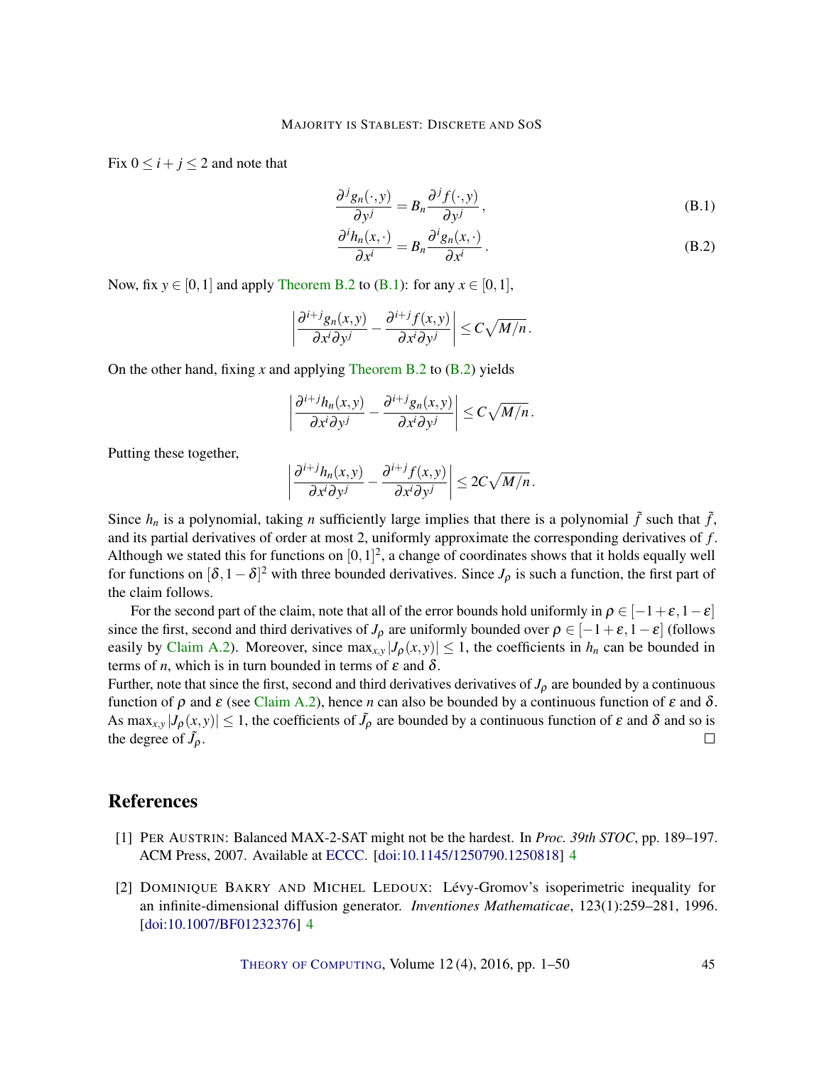Fix $0 \le i + j \le 2$ and note that

$$\frac{\partial^j g_n(\cdot, y)}{\partial y^j} = B_n \frac{\partial^j f(\cdot, y)}{\partial y^j}, \tag{B.1}$$

$$\frac{\partial^i h_n(x, \cdot)}{\partial x^i} = B_n \frac{\partial^i g_n(x, \cdot)}{\partial x^i}. \tag{B.2}$$

Now, fix $y \in [0,1]$ and apply Theorem B.2 to (B.1): for any $x \in [0,1]$,

$$\left| \frac{\partial^{i+j} g_n(x,y)}{\partial x^i \partial y^j} - \frac{\partial^{i+j} f(x,y)}{\partial x^i \partial y^j} \right| \le C\sqrt{M/n}.$$

On the other hand, fixing $x$ and applying Theorem B.2 to (B.2) yields

$$\left| \frac{\partial^{i+j} h_n(x,y)}{\partial x^i \partial y^j} - \frac{\partial^{i+j} g_n(x,y)}{\partial x^i \partial y^j} \right| \le C\sqrt{M/n}.$$

Putting these together,

$$\left| \frac{\partial^{i+j} h_n(x,y)}{\partial x^i \partial y^j} - \frac{\partial^{i+j} f(x,y)}{\partial x^i \partial y^j} \right| \le 2C\sqrt{M/n}.$$

Since $h_n$ is a polynomial, taking $n$ sufficiently large implies that there is a polynomial $\tilde{f}$ such that $\tilde{f}$, and its partial derivatives of order at most 2, uniformly approximate the corresponding derivatives of $f$. Although we stated this for functions on $[0,1]^2$, a change of coordinates shows that it holds equally well for functions on $[\delta, 1-\delta]^2$ with three bounded derivatives. Since $J_\rho$ is such a function, the first part of the claim follows.

For the second part of the claim, note that all of the error bounds hold uniformly in $\rho \in [-1+\varepsilon, 1-\varepsilon]$ since the first, second and third derivatives of $J_\rho$ are uniformly bounded over $\rho \in [-1+\varepsilon, 1-\varepsilon]$ (follows easily by Claim A.2). Moreover, since $\max_{x,y} |J_\rho(x,y)| \le 1$, the coefficients in $h_n$ can be bounded in terms of $n$, which is in turn bounded in terms of $\varepsilon$ and $\delta$.

Further, note that since the first, second and third derivatives derivatives of $J_\rho$ are bounded by a continuous function of $\rho$ and $\varepsilon$ (see Claim A.2), hence $n$ can also be bounded by a continuous function of $\varepsilon$ and $\delta$. As $\max_{x,y} |J_\rho(x,y)| \le 1$, the coefficients of $\tilde{J}_\rho$ are bounded by a continuous function of $\varepsilon$ and $\delta$ and so is the degree of $\tilde{J}_\rho$. □

# References

[1] Per Austrin: Balanced MAX-2-SAT might not be the hardest. In *Proc. 39th STOC*, pp. 189–197. ACM Press, 2007. Available at ECCC. [doi:10.1145/1250790.1250818] 4

[2] Dominique Bakry and Michel Ledoux: Lévy-Gromov's isoperimetric inequality for an infinite-dimensional diffusion generator. *Inventiones Mathematicae*, 123(1):259–281, 1996. [doi:10.1007/BF01232376] 4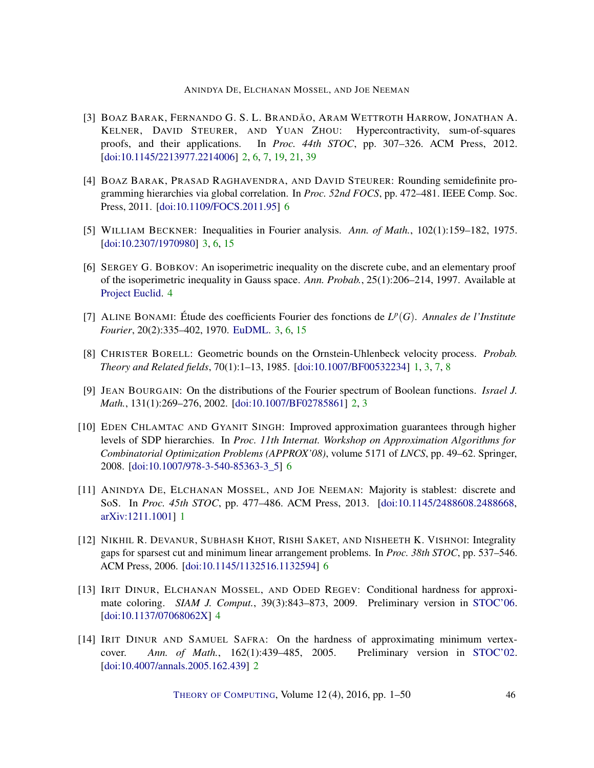[3] BOAZ BARAK, FERNANDO G. S. L. BRANDÃO, ARAM WETTROTH HARROW, JONATHAN A. KELNER, DAVID STEURER, AND YUAN ZHOU: Hypercontractivity, sum-of-squares proofs, and their applications. In *Proc. 44th STOC*, pp. 307–326. ACM Press, 2012. [doi:10.1145/2213977.2214006] 2, 6, 7, 19, 21, 39

[4] BOAZ BARAK, PRASAD RAGHAVENDRA, AND DAVID STEURER: Rounding semidefinite programming hierarchies via global correlation. In *Proc. 52nd FOCS*, pp. 472–481. IEEE Comp. Soc. Press, 2011. [doi:10.1109/FOCS.2011.95] 6

[5] WILLIAM BECKNER: Inequalities in Fourier analysis. *Ann. of Math.*, 102(1):159–182, 1975. [doi:10.2307/1970980] 3, 6, 15

[6] SERGEY G. BOBKOV: An isoperimetric inequality on the discrete cube, and an elementary proof of the isoperimetric inequality in Gauss space. *Ann. Probab.*, 25(1):206–214, 1997. Available at Project Euclid. 4

[7] ALINE BONAMI: Étude des coefficients Fourier des fonctions de $L^p(G)$. *Annales de l'Institute Fourier*, 20(2):335–402, 1970. EuDML. 3, 6, 15

[8] CHRISTER BORELL: Geometric bounds on the Ornstein-Uhlenbeck velocity process. *Probab. Theory and Related fields*, 70(1):1–13, 1985. [doi:10.1007/BF00532234] 1, 3, 7, 8

[9] JEAN BOURGAIN: On the distributions of the Fourier spectrum of Boolean functions. *Israel J. Math.*, 131(1):269–276, 2002. [doi:10.1007/BF02785861] 2, 3

[10] EDEN CHLAMTAC AND GYANIT SINGH: Improved approximation guarantees through higher levels of SDP hierarchies. In *Proc. 11th Internat. Workshop on Approximation Algorithms for Combinatorial Optimization Problems (APPROX'08)*, volume 5171 of *LNCS*, pp. 49–62. Springer, 2008. [doi:10.1007/978-3-540-85363-3_5] 6

[11] ANINDYA DE, ELCHANAN MOSSEL, AND JOE NEEMAN: Majority is stablest: discrete and SoS. In *Proc. 45th STOC*, pp. 477–486. ACM Press, 2013. [doi:10.1145/2488608.2488668, arXiv:1211.1001] 1

[12] NIKHIL R. DEVANUR, SUBHASH KHOT, RISHI SAKET, AND NISHEETH K. VISHNOI: Integrality gaps for sparsest cut and minimum linear arrangement problems. In *Proc. 38th STOC*, pp. 537–546. ACM Press, 2006. [doi:10.1145/1132516.1132594] 6

[13] IRIT DINUR, ELCHANAN MOSSEL, AND ODED REGEV: Conditional hardness for approximate coloring. *SIAM J. Comput.*, 39(3):843–873, 2009. Preliminary version in STOC'06. [doi:10.1137/07068062X] 4

[14] IRIT DINUR AND SAMUEL SAFRA: On the hardness of approximating minimum vertex-cover. *Ann. of Math.*, 162(1):439–485, 2005. Preliminary version in STOC'02. [doi:10.4007/annals.2005.162.439] 2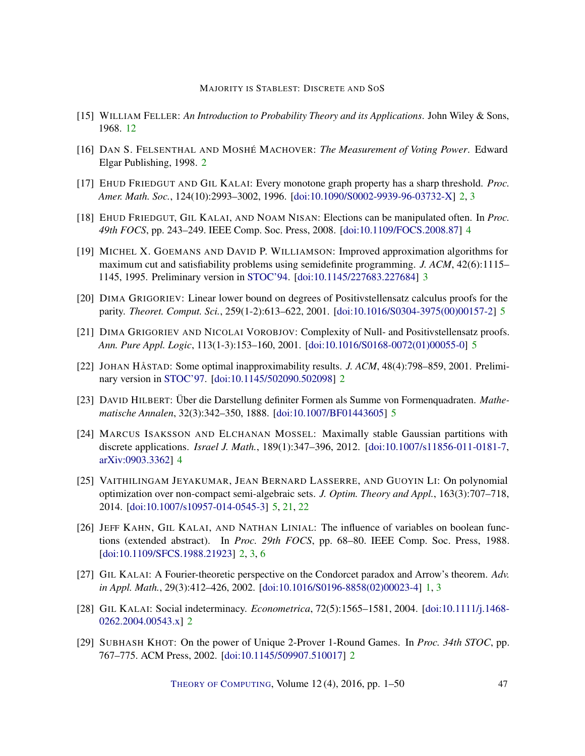[15] WILLIAM FELLER: *An Introduction to Probability Theory and its Applications*. John Wiley & Sons, 1968. 12

[16] DAN S. FELSENTHAL AND MOSHÉ MACHOVER: *The Measurement of Voting Power*. Edward Elgar Publishing, 1998. 2

[17] EHUD FRIEDGUT AND GIL KALAI: Every monotone graph property has a sharp threshold. *Proc. Amer. Math. Soc.*, 124(10):2993–3002, 1996. [doi:10.1090/S0002-9939-96-03732-X] 2, 3

[18] EHUD FRIEDGUT, GIL KALAI, AND NOAM NISAN: Elections can be manipulated often. In *Proc. 49th FOCS*, pp. 243–249. IEEE Comp. Soc. Press, 2008. [doi:10.1109/FOCS.2008.87] 4

[19] MICHEL X. GOEMANS AND DAVID P. WILLIAMSON: Improved approximation algorithms for maximum cut and satisfiability problems using semidefinite programming. *J. ACM*, 42(6):1115–1145, 1995. Preliminary version in STOC'94. [doi:10.1145/227683.227684] 3

[20] DIMA GRIGORIEV: Linear lower bound on degrees of Positivstellensatz calculus proofs for the parity. *Theoret. Comput. Sci.*, 259(1-2):613–622, 2001. [doi:10.1016/S0304-3975(00)00157-2] 5

[21] DIMA GRIGORIEV AND NICOLAI VOROBJOV: Complexity of Null- and Positivstellensatz proofs. *Ann. Pure Appl. Logic*, 113(1-3):153–160, 2001. [doi:10.1016/S0168-0072(01)00055-0] 5

[22] JOHAN HÅSTAD: Some optimal inapproximability results. *J. ACM*, 48(4):798–859, 2001. Preliminary version in STOC'97. [doi:10.1145/502090.502098] 2

[23] DAVID HILBERT: Über die Darstellung definiter Formen als Summe von Formenquadraten. *Mathematische Annalen*, 32(3):342–350, 1888. [doi:10.1007/BF01443605] 5

[24] MARCUS ISAKSSON AND ELCHANAN MOSSEL: Maximally stable Gaussian partitions with discrete applications. *Israel J. Math.*, 189(1):347–396, 2012. [doi:10.1007/s11856-011-0181-7, arXiv:0903.3362] 4

[25] VAITHILINGAM JEYAKUMAR, JEAN BERNARD LASSERRE, AND GUOYIN LI: On polynomial optimization over non-compact semi-algebraic sets. *J. Optim. Theory and Appl.*, 163(3):707–718, 2014. [doi:10.1007/s10957-014-0545-3] 5, 21, 22

[26] JEFF KAHN, GIL KALAI, AND NATHAN LINIAL: The influence of variables on boolean functions (extended abstract). In *Proc. 29th FOCS*, pp. 68–80. IEEE Comp. Soc. Press, 1988. [doi:10.1109/SFCS.1988.21923] 2, 3, 6

[27] GIL KALAI: A Fourier-theoretic perspective on the Condorcet paradox and Arrow's theorem. *Adv. in Appl. Math.*, 29(3):412–426, 2002. [doi:10.1016/S0196-8858(02)00023-4] 1, 3

[28] GIL KALAI: Social indeterminacy. *Econometrica*, 72(5):1565–1581, 2004. [doi:10.1111/j.1468-0262.2004.00543.x] 2

[29] SUBHASH KHOT: On the power of Unique 2-Prover 1-Round Games. In *Proc. 34th STOC*, pp. 767–775. ACM Press, 2002. [doi:10.1145/509907.510017] 2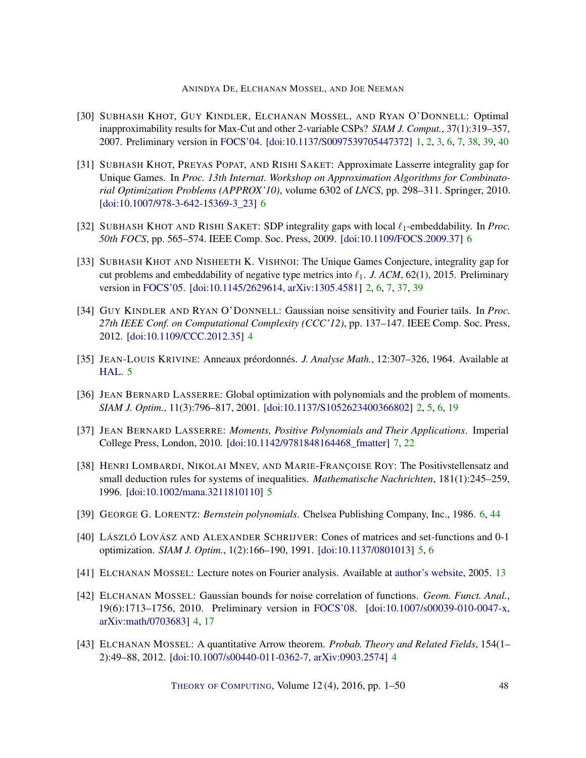[30] SUBHASH KHOT, GUY KINDLER, ELCHANAN MOSSEL, AND RYAN O'DONNELL: Optimal inapproximability results for Max-Cut and other 2-variable CSPs? *SIAM J. Comput.*, 37(1):319–357, 2007. Preliminary version in FOCS'04. [doi:10.1137/S0097539705447372] 1, 2, 3, 6, 7, 38, 39, 40

[31] SUBHASH KHOT, PREYAS POPAT, AND RISHI SAKET: Approximate Lasserre integrality gap for Unique Games. In *Proc. 13th Internat. Workshop on Approximation Algorithms for Combinatorial Optimization Problems (APPROX'10)*, volume 6302 of *LNCS*, pp. 298–311. Springer, 2010. [doi:10.1007/978-3-642-15369-3_23] 6

[32] SUBHASH KHOT AND RISHI SAKET: SDP integrality gaps with local $\ell_1$-embeddability. In *Proc. 50th FOCS*, pp. 565–574. IEEE Comp. Soc. Press, 2009. [doi:10.1109/FOCS.2009.37] 6

[33] SUBHASH KHOT AND NISHEETH K. VISHNOI: The Unique Games Conjecture, integrality gap for cut problems and embeddability of negative type metrics into $\ell_1$. *J. ACM*, 62(1), 2015. Preliminary version in FOCS'05. [doi:10.1145/2629614, arXiv:1305.4581] 2, 6, 7, 37, 39

[34] GUY KINDLER AND RYAN O'DONNELL: Gaussian noise sensitivity and Fourier tails. In *Proc. 27th IEEE Conf. on Computational Complexity (CCC'12)*, pp. 137–147. IEEE Comp. Soc. Press, 2012. [doi:10.1109/CCC.2012.35] 4

[35] JEAN-LOUIS KRIVINE: Anneaux préordonnés. *J. Analyse Math.*, 12:307–326, 1964. Available at HAL. 5

[36] JEAN BERNARD LASSERRE: Global optimization with polynomials and the problem of moments. *SIAM J. Optim.*, 11(3):796–817, 2001. [doi:10.1137/S1052623400366802] 2, 5, 6, 19

[37] JEAN BERNARD LASSERRE: *Moments, Positive Polynomials and Their Applications*. Imperial College Press, London, 2010. [doi:10.1142/9781848164468_fmatter] 7, 22

[38] HENRI LOMBARDI, NIKOLAI MNEV, AND MARIE-FRANÇOISE ROY: The Positivstellensatz and small deduction rules for systems of inequalities. *Mathematische Nachrichten*, 181(1):245–259, 1996. [doi:10.1002/mana.3211810110] 5

[39] GEORGE G. LORENTZ: *Bernstein polynomials*. Chelsea Publishing Company, Inc., 1986. 6, 44

[40] LÁSZLÓ LOVÁSZ AND ALEXANDER SCHRIJVER: Cones of matrices and set-functions and 0-1 optimization. *SIAM J. Optim.*, 1(2):166–190, 1991. [doi:10.1137/0801013] 5, 6

[41] ELCHANAN MOSSEL: Lecture notes on Fourier analysis. Available at author's website, 2005. 13

[42] ELCHANAN MOSSEL: Gaussian bounds for noise correlation of functions. *Geom. Funct. Anal.*, 19(6):1713–1756, 2010. Preliminary version in FOCS'08. [doi:10.1007/s00039-010-0047-x, arXiv:math/0703683] 4, 17

[43] ELCHANAN MOSSEL: A quantitative Arrow theorem. *Probab. Theory and Related Fields*, 154(1–2):49–88, 2012. [doi:10.1007/s00440-011-0362-7, arXiv:0903.2574] 4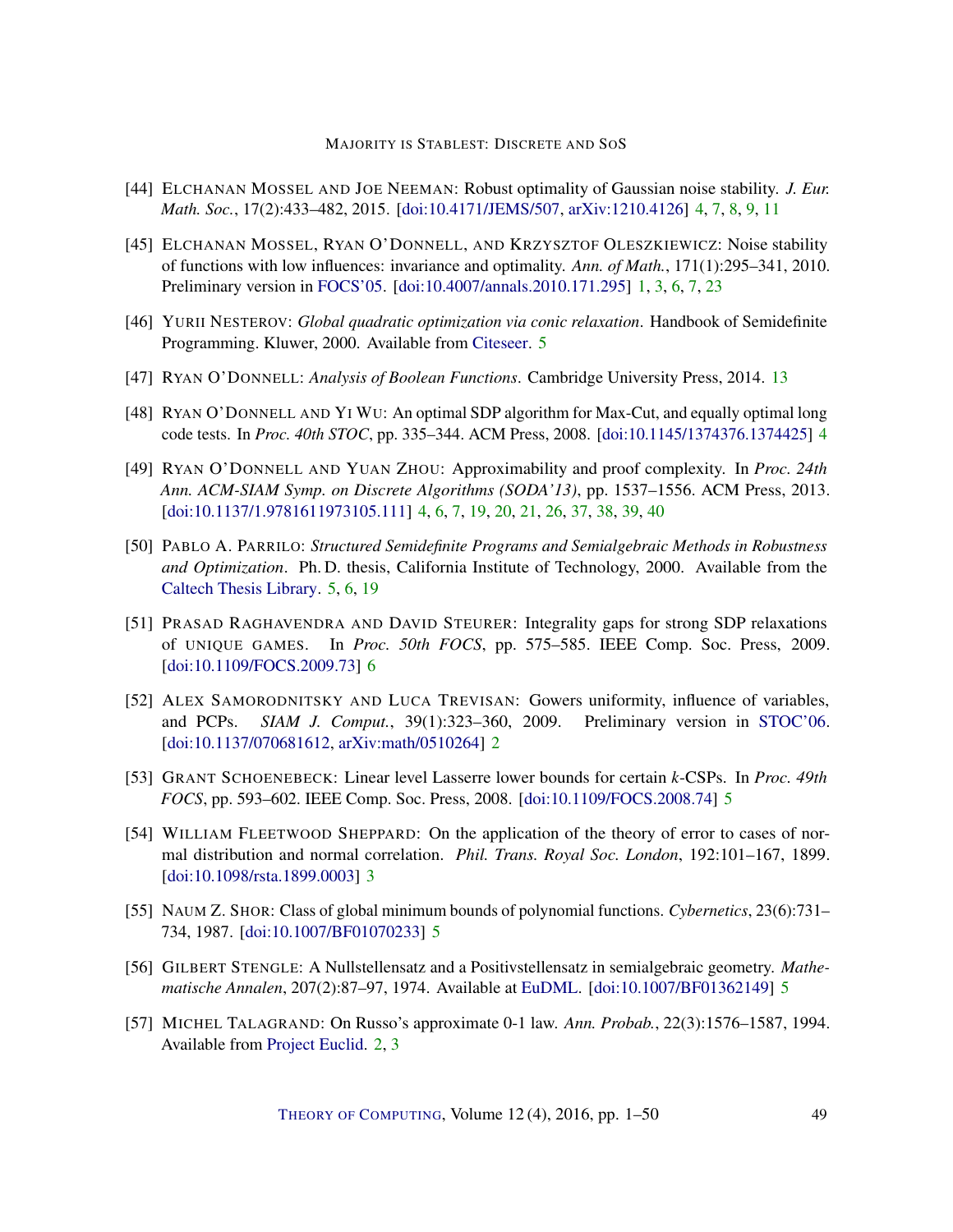[44] Elchanan Mossel and Joe Neeman: Robust optimality of Gaussian noise stability. *J. Eur. Math. Soc.*, 17(2):433–482, 2015. [doi:10.4171/JEMS/507, arXiv:1210.4126] 4, 7, 8, 9, 11

[45] Elchanan Mossel, Ryan O'Donnell, and Krzysztof Oleszkiewicz: Noise stability of functions with low influences: invariance and optimality. *Ann. of Math.*, 171(1):295–341, 2010. Preliminary version in FOCS'05. [doi:10.4007/annals.2010.171.295] 1, 3, 6, 7, 23

[46] Yurii Nesterov: *Global quadratic optimization via conic relaxation*. Handbook of Semidefinite Programming. Kluwer, 2000. Available from Citeseer. 5

[47] Ryan O'Donnell: *Analysis of Boolean Functions*. Cambridge University Press, 2014. 13

[48] Ryan O'Donnell and Yi Wu: An optimal SDP algorithm for Max-Cut, and equally optimal long code tests. In *Proc. 40th STOC*, pp. 335–344. ACM Press, 2008. [doi:10.1145/1374376.1374425] 4

[49] Ryan O'Donnell and Yuan Zhou: Approximability and proof complexity. In *Proc. 24th Ann. ACM-SIAM Symp. on Discrete Algorithms (SODA'13)*, pp. 1537–1556. ACM Press, 2013. [doi:10.1137/1.9781611973105.111] 4, 6, 7, 19, 20, 21, 26, 37, 38, 39, 40

[50] Pablo A. Parrilo: *Structured Semidefinite Programs and Semialgebraic Methods in Robustness and Optimization*. Ph. D. thesis, California Institute of Technology, 2000. Available from the Caltech Thesis Library. 5, 6, 19

[51] Prasad Raghavendra and David Steurer: Integrality gaps for strong SDP relaxations of unique games. In *Proc. 50th FOCS*, pp. 575–585. IEEE Comp. Soc. Press, 2009. [doi:10.1109/FOCS.2009.73] 6

[52] Alex Samorodnitsky and Luca Trevisan: Gowers uniformity, influence of variables, and PCPs. *SIAM J. Comput.*, 39(1):323–360, 2009. Preliminary version in STOC'06. [doi:10.1137/070681612, arXiv:math/0510264] 2

[53] Grant Schoenebeck: Linear level Lasserre lower bounds for certain $k$-CSPs. In *Proc. 49th FOCS*, pp. 593–602. IEEE Comp. Soc. Press, 2008. [doi:10.1109/FOCS.2008.74] 5

[54] William Fleetwood Sheppard: On the application of the theory of error to cases of normal distribution and normal correlation. *Phil. Trans. Royal Soc. London*, 192:101–167, 1899. [doi:10.1098/rsta.1899.0003] 3

[55] Naum Z. Shor: Class of global minimum bounds of polynomial functions. *Cybernetics*, 23(6):731–734, 1987. [doi:10.1007/BF01070233] 5

[56] Gilbert Stengle: A Nullstellensatz and a Positivstellensatz in semialgebraic geometry. *Mathematische Annalen*, 207(2):87–97, 1974. Available at EuDML. [doi:10.1007/BF01362149] 5

[57] Michel Talagrand: On Russo's approximate 0-1 law. *Ann. Probab.*, 22(3):1576–1587, 1994. Available from Project Euclid. 2, 3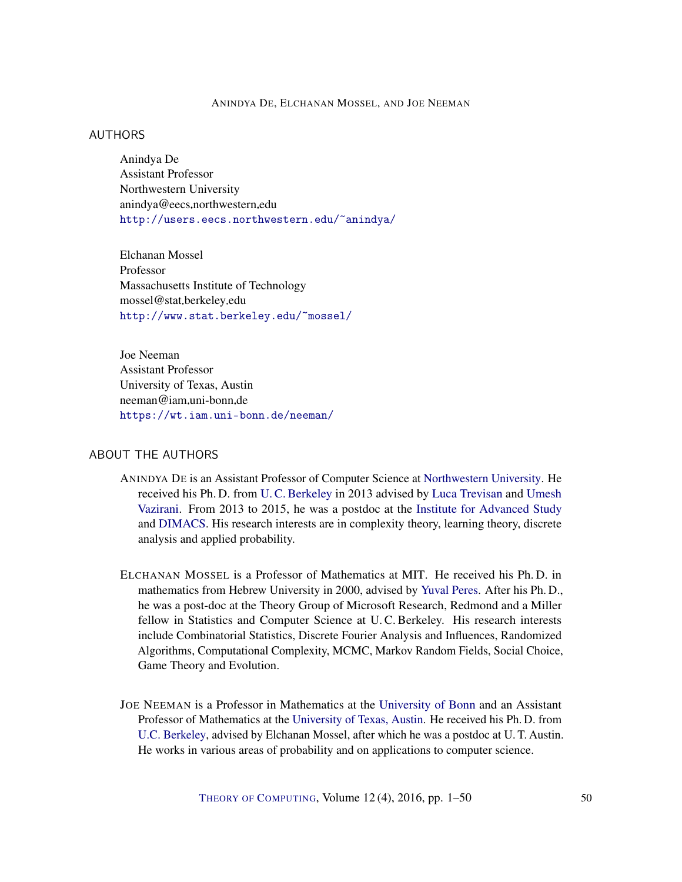## AUTHORS

Anindya De
Assistant Professor
Northwestern University
anindya@eecs.northwestern.edu
http://users.eecs.northwestern.edu/~anindya/

Elchanan Mossel
Professor
Massachusetts Institute of Technology
mossel@stat.berkeley.edu
http://www.stat.berkeley.edu/~mossel/

Joe Neeman
Assistant Professor
University of Texas, Austin
neeman@iam.uni-bonn.de
https://wt.iam.uni-bonn.de/neeman/

## ABOUT THE AUTHORS

ANINDYA DE is an Assistant Professor of Computer Science at Northwestern University. He received his Ph. D. from U. C. Berkeley in 2013 advised by Luca Trevisan and Umesh Vazirani. From 2013 to 2015, he was a postdoc at the Institute for Advanced Study and DIMACS. His research interests are in complexity theory, learning theory, discrete analysis and applied probability.

ELCHANAN MOSSEL is a Professor of Mathematics at MIT. He received his Ph. D. in mathematics from Hebrew University in 2000, advised by Yuval Peres. After his Ph. D., he was a post-doc at the Theory Group of Microsoft Research, Redmond and a Miller fellow in Statistics and Computer Science at U. C. Berkeley. His research interests include Combinatorial Statistics, Discrete Fourier Analysis and Influences, Randomized Algorithms, Computational Complexity, MCMC, Markov Random Fields, Social Choice, Game Theory and Evolution.

JOE NEEMAN is a Professor in Mathematics at the University of Bonn and an Assistant Professor of Mathematics at the University of Texas, Austin. He received his Ph. D. from U.C. Berkeley, advised by Elchanan Mossel, after which he was a postdoc at U. T. Austin. He works in various areas of probability and on applications to computer science.